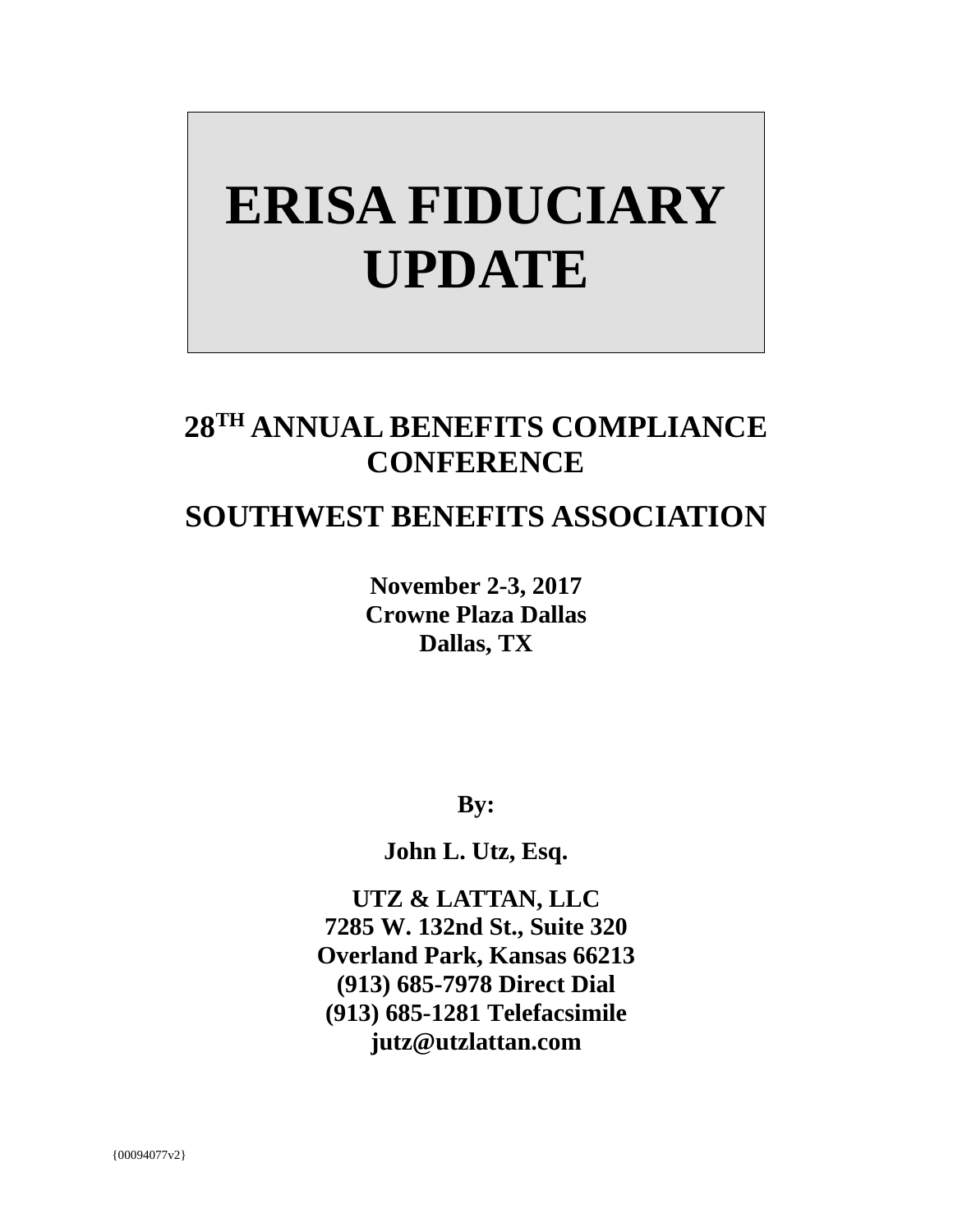# ERISA FIDUCIARY UPDATE

## 28TH ANNUAL BENEFITS COMPLIANCE CONFERENCE

## SOUTHWEST BENEFITS ASSOCIATION

**November 2-3, 2017**
**Crowne Plaza Dallas**
**Dallas, TX**

**By:**

**John L. Utz, Esq.**

**UTZ & LATTAN, LLC**
**7285 W. 132nd St., Suite 320**
**Overland Park, Kansas 66213**
**(913) 685-7978 Direct Dial**
**(913) 685-1281 Telefacsimile**
**jutz@utzlattan.com**

{00094077v2}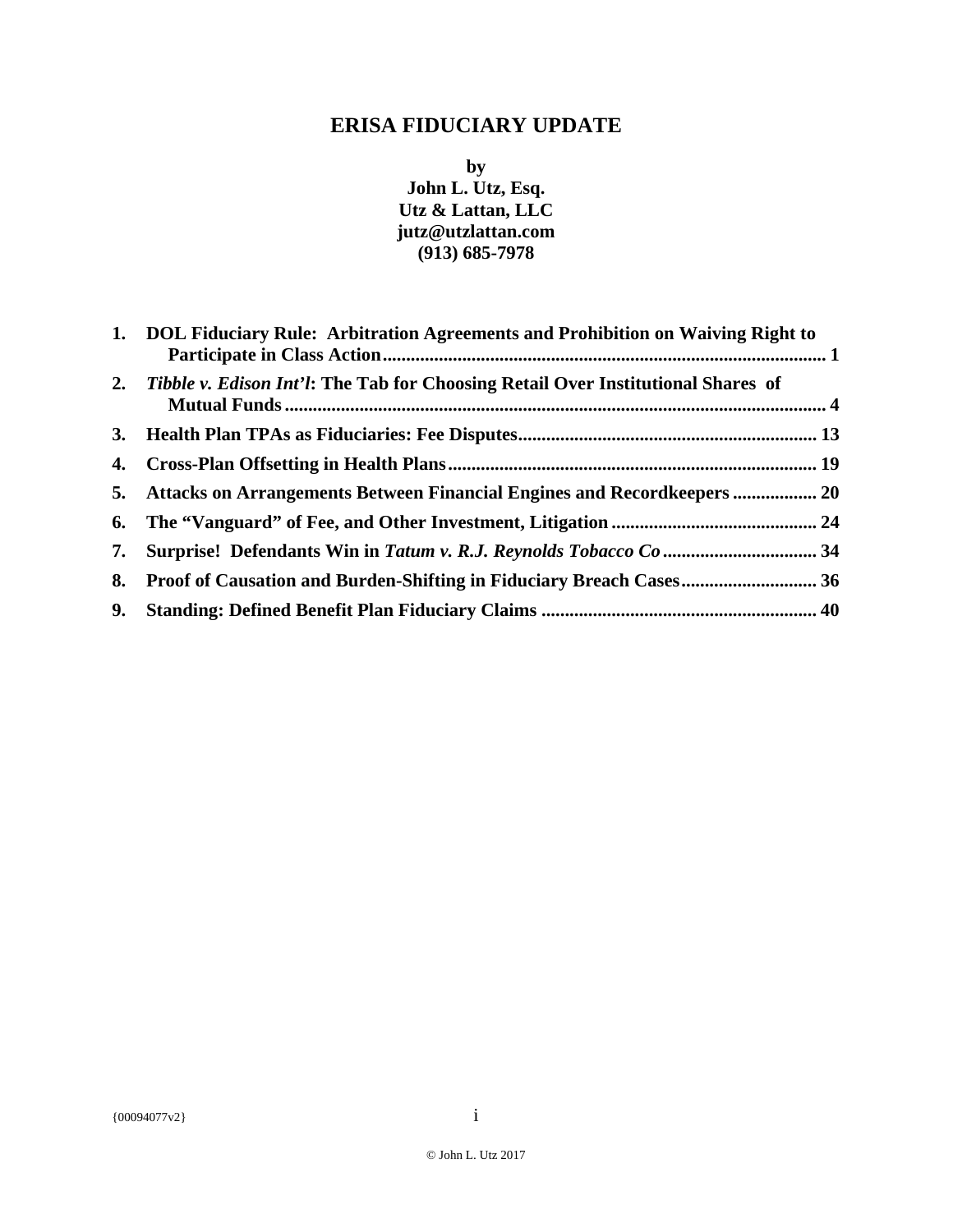# ERISA FIDUCIARY UPDATE

**by**
**John L. Utz, Esq.**
**Utz & Lattan, LLC**
**jutz@utzlattan.com**
**(913) 685-7978**

1. **DOL Fiduciary Rule: Arbitration Agreements and Prohibition on Waiving Right to Participate in Class Action** .......... 1
2. ***Tibble v. Edison Int'l*: The Tab for Choosing Retail Over Institutional Shares of Mutual Funds** .......... 4
3. **Health Plan TPAs as Fiduciaries: Fee Disputes** .......... 13
4. **Cross-Plan Offsetting in Health Plans** .......... 19
5. **Attacks on Arrangements Between Financial Engines and Recordkeepers** .......... 20
6. **The "Vanguard" of Fee, and Other Investment, Litigation** .......... 24
7. **Surprise! Defendants Win in *Tatum v. R.J. Reynolds Tobacco Co*** .......... 34
8. **Proof of Causation and Burden-Shifting in Fiduciary Breach Cases** .......... 36
9. **Standing: Defined Benefit Plan Fiduciary Claims** .......... 40

{00094077v2}

© John L. Utz 2017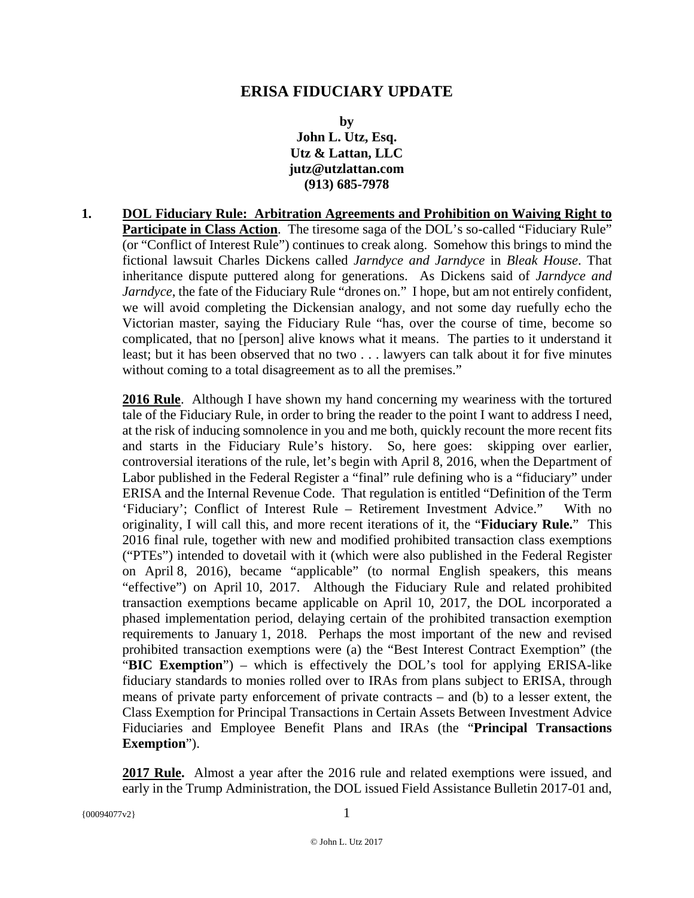# ERISA FIDUCIARY UPDATE

**by**
**John L. Utz, Esq.**
**Utz & Lattan, LLC**
**jutz@utzlattan.com**
**(913) 685-7978**

**1. DOL Fiduciary Rule: Arbitration Agreements and Prohibition on Waiving Right to Participate in Class Action**. The tiresome saga of the DOL's so-called "Fiduciary Rule" (or "Conflict of Interest Rule") continues to creak along. Somehow this brings to mind the fictional lawsuit Charles Dickens called *Jarndyce and Jarndyce* in *Bleak House*. That inheritance dispute puttered along for generations. As Dickens said of *Jarndyce and Jarndyce*, the fate of the Fiduciary Rule "drones on." I hope, but am not entirely confident, we will avoid completing the Dickensian analogy, and not some day ruefully echo the Victorian master, saying the Fiduciary Rule "has, over the course of time, become so complicated, that no [person] alive knows what it means. The parties to it understand it least; but it has been observed that no two . . . lawyers can talk about it for five minutes without coming to a total disagreement as to all the premises."

**2016 Rule**. Although I have shown my hand concerning my weariness with the tortured tale of the Fiduciary Rule, in order to bring the reader to the point I want to address I need, at the risk of inducing somnolence in you and me both, quickly recount the more recent fits and starts in the Fiduciary Rule's history. So, here goes: skipping over earlier, controversial iterations of the rule, let's begin with April 8, 2016, when the Department of Labor published in the Federal Register a "final" rule defining who is a "fiduciary" under ERISA and the Internal Revenue Code. That regulation is entitled "Definition of the Term 'Fiduciary'; Conflict of Interest Rule – Retirement Investment Advice." With no originality, I will call this, and more recent iterations of it, the "**Fiduciary Rule.**" This 2016 final rule, together with new and modified prohibited transaction class exemptions ("PTEs") intended to dovetail with it (which were also published in the Federal Register on April 8, 2016), became "applicable" (to normal English speakers, this means "effective") on April 10, 2017. Although the Fiduciary Rule and related prohibited transaction exemptions became applicable on April 10, 2017, the DOL incorporated a phased implementation period, delaying certain of the prohibited transaction exemption requirements to January 1, 2018. Perhaps the most important of the new and revised prohibited transaction exemptions were (a) the "Best Interest Contract Exemption" (the "**BIC Exemption**") – which is effectively the DOL's tool for applying ERISA-like fiduciary standards to monies rolled over to IRAs from plans subject to ERISA, through means of private party enforcement of private contracts – and (b) to a lesser extent, the Class Exemption for Principal Transactions in Certain Assets Between Investment Advice Fiduciaries and Employee Benefit Plans and IRAs (the "**Principal Transactions Exemption**").

**2017 Rule.** Almost a year after the 2016 rule and related exemptions were issued, and early in the Trump Administration, the DOL issued Field Assistance Bulletin 2017-01 and,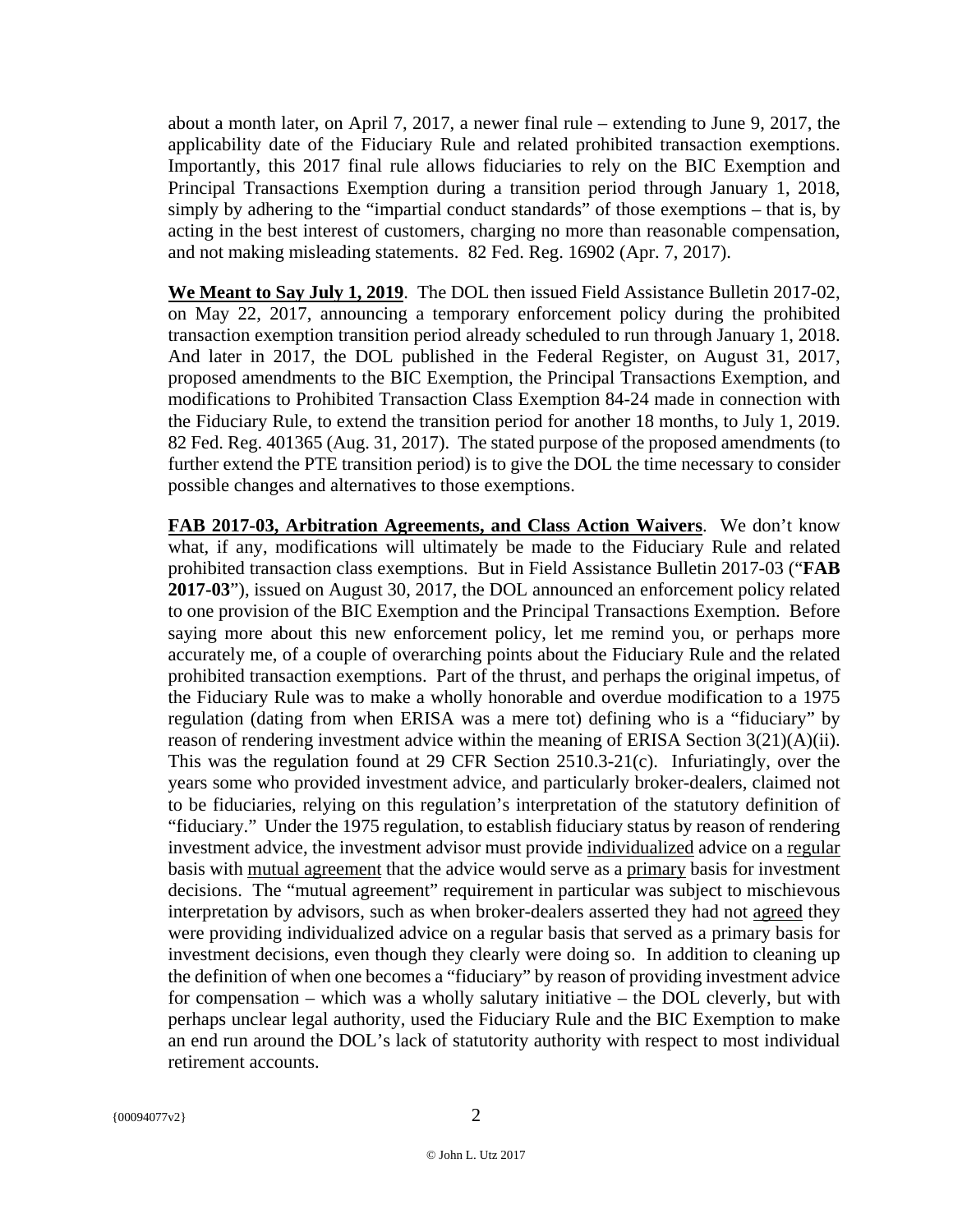about a month later, on April 7, 2017, a newer final rule – extending to June 9, 2017, the applicability date of the Fiduciary Rule and related prohibited transaction exemptions. Importantly, this 2017 final rule allows fiduciaries to rely on the BIC Exemption and Principal Transactions Exemption during a transition period through January 1, 2018, simply by adhering to the "impartial conduct standards" of those exemptions – that is, by acting in the best interest of customers, charging no more than reasonable compensation, and not making misleading statements. 82 Fed. Reg. 16902 (Apr. 7, 2017).

**We Meant to Say July 1, 2019**. The DOL then issued Field Assistance Bulletin 2017-02, on May 22, 2017, announcing a temporary enforcement policy during the prohibited transaction exemption transition period already scheduled to run through January 1, 2018. And later in 2017, the DOL published in the Federal Register, on August 31, 2017, proposed amendments to the BIC Exemption, the Principal Transactions Exemption, and modifications to Prohibited Transaction Class Exemption 84-24 made in connection with the Fiduciary Rule, to extend the transition period for another 18 months, to July 1, 2019. 82 Fed. Reg. 401365 (Aug. 31, 2017). The stated purpose of the proposed amendments (to further extend the PTE transition period) is to give the DOL the time necessary to consider possible changes and alternatives to those exemptions.

**FAB 2017-03, Arbitration Agreements, and Class Action Waivers**. We don't know what, if any, modifications will ultimately be made to the Fiduciary Rule and related prohibited transaction class exemptions. But in Field Assistance Bulletin 2017-03 ("**FAB 2017-03**"), issued on August 30, 2017, the DOL announced an enforcement policy related to one provision of the BIC Exemption and the Principal Transactions Exemption. Before saying more about this new enforcement policy, let me remind you, or perhaps more accurately me, of a couple of overarching points about the Fiduciary Rule and the related prohibited transaction exemptions. Part of the thrust, and perhaps the original impetus, of the Fiduciary Rule was to make a wholly honorable and overdue modification to a 1975 regulation (dating from when ERISA was a mere tot) defining who is a "fiduciary" by reason of rendering investment advice within the meaning of ERISA Section 3(21)(A)(ii). This was the regulation found at 29 CFR Section 2510.3-21(c). Infuriatingly, over the years some who provided investment advice, and particularly broker-dealers, claimed not to be fiduciaries, relying on this regulation's interpretation of the statutory definition of "fiduciary." Under the 1975 regulation, to establish fiduciary status by reason of rendering investment advice, the investment advisor must provide <u>individualized</u> advice on a <u>regular</u> basis with <u>mutual agreement</u> that the advice would serve as a <u>primary</u> basis for investment decisions. The "mutual agreement" requirement in particular was subject to mischievous interpretation by advisors, such as when broker-dealers asserted they had not <u>agreed</u> they were providing individualized advice on a regular basis that served as a primary basis for investment decisions, even though they clearly were doing so. In addition to cleaning up the definition of when one becomes a "fiduciary" by reason of providing investment advice for compensation – which was a wholly salutary initiative – the DOL cleverly, but with perhaps unclear legal authority, used the Fiduciary Rule and the BIC Exemption to make an end run around the DOL's lack of statutority authority with respect to most individual retirement accounts.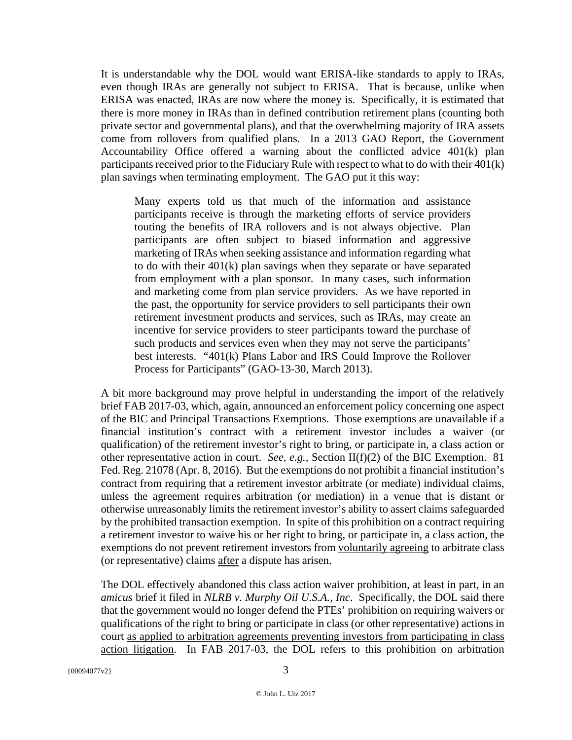It is understandable why the DOL would want ERISA-like standards to apply to IRAs, even though IRAs are generally not subject to ERISA. That is because, unlike when ERISA was enacted, IRAs are now where the money is. Specifically, it is estimated that there is more money in IRAs than in defined contribution retirement plans (counting both private sector and governmental plans), and that the overwhelming majority of IRA assets come from rollovers from qualified plans. In a 2013 GAO Report, the Government Accountability Office offered a warning about the conflicted advice 401(k) plan participants received prior to the Fiduciary Rule with respect to what to do with their 401(k) plan savings when terminating employment. The GAO put it this way:

> Many experts told us that much of the information and assistance participants receive is through the marketing efforts of service providers touting the benefits of IRA rollovers and is not always objective. Plan participants are often subject to biased information and aggressive marketing of IRAs when seeking assistance and information regarding what to do with their 401(k) plan savings when they separate or have separated from employment with a plan sponsor. In many cases, such information and marketing come from plan service providers. As we have reported in the past, the opportunity for service providers to sell participants their own retirement investment products and services, such as IRAs, may create an incentive for service providers to steer participants toward the purchase of such products and services even when they may not serve the participants' best interests. "401(k) Plans Labor and IRS Could Improve the Rollover Process for Participants" (GAO-13-30, March 2013).

A bit more background may prove helpful in understanding the import of the relatively brief FAB 2017-03, which, again, announced an enforcement policy concerning one aspect of the BIC and Principal Transactions Exemptions. Those exemptions are unavailable if a financial institution's contract with a retirement investor includes a waiver (or qualification) of the retirement investor's right to bring, or participate in, a class action or other representative action in court. *See, e.g.,* Section II(f)(2) of the BIC Exemption. 81 Fed. Reg. 21078 (Apr. 8, 2016). But the exemptions do not prohibit a financial institution's contract from requiring that a retirement investor arbitrate (or mediate) individual claims, unless the agreement requires arbitration (or mediation) in a venue that is distant or otherwise unreasonably limits the retirement investor's ability to assert claims safeguarded by the prohibited transaction exemption. In spite of this prohibition on a contract requiring a retirement investor to waive his or her right to bring, or participate in, a class action, the exemptions do not prevent retirement investors from <u>voluntarily agreeing</u> to arbitrate class (or representative) claims <u>after</u> a dispute has arisen.

The DOL effectively abandoned this class action waiver prohibition, at least in part, in an *amicus* brief it filed in *NLRB v. Murphy Oil U.S.A., Inc*. Specifically, the DOL said there that the government would no longer defend the PTEs' prohibition on requiring waivers or qualifications of the right to bring or participate in class (or other representative) actions in court <u>as applied to arbitration agreements preventing investors from participating in class action litigation</u>. In FAB 2017-03, the DOL refers to this prohibition on arbitration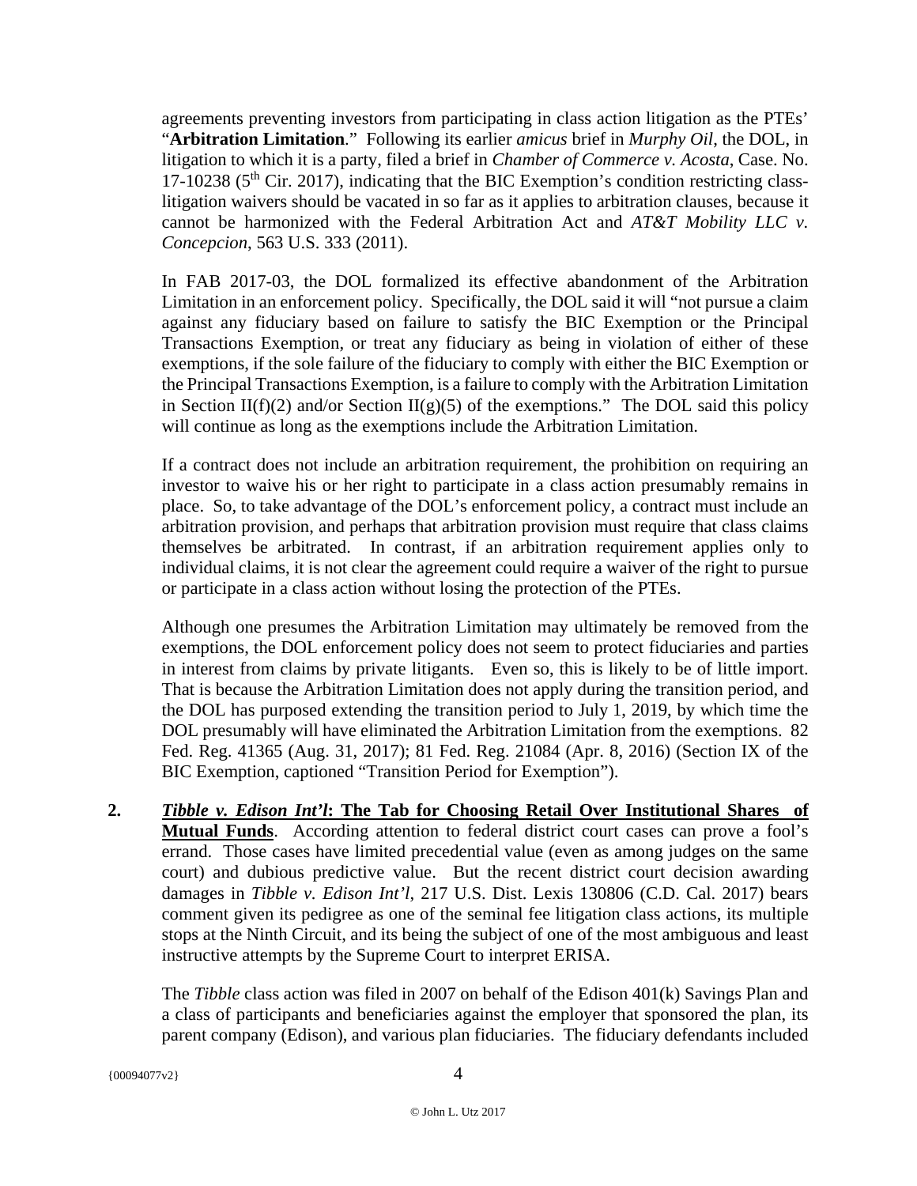agreements preventing investors from participating in class action litigation as the PTEs' "**Arbitration Limitation**." Following its earlier *amicus* brief in *Murphy Oil*, the DOL, in litigation to which it is a party, filed a brief in *Chamber of Commerce v. Acosta*, Case. No. 17-10238 (5th Cir. 2017), indicating that the BIC Exemption's condition restricting class-litigation waivers should be vacated in so far as it applies to arbitration clauses, because it cannot be harmonized with the Federal Arbitration Act and *AT&T Mobility LLC v. Concepcion*, 563 U.S. 333 (2011).

In FAB 2017-03, the DOL formalized its effective abandonment of the Arbitration Limitation in an enforcement policy. Specifically, the DOL said it will "not pursue a claim against any fiduciary based on failure to satisfy the BIC Exemption or the Principal Transactions Exemption, or treat any fiduciary as being in violation of either of these exemptions, if the sole failure of the fiduciary to comply with either the BIC Exemption or the Principal Transactions Exemption, is a failure to comply with the Arbitration Limitation in Section II(f)(2) and/or Section II(g)(5) of the exemptions." The DOL said this policy will continue as long as the exemptions include the Arbitration Limitation.

If a contract does not include an arbitration requirement, the prohibition on requiring an investor to waive his or her right to participate in a class action presumably remains in place. So, to take advantage of the DOL's enforcement policy, a contract must include an arbitration provision, and perhaps that arbitration provision must require that class claims themselves be arbitrated. In contrast, if an arbitration requirement applies only to individual claims, it is not clear the agreement could require a waiver of the right to pursue or participate in a class action without losing the protection of the PTEs.

Although one presumes the Arbitration Limitation may ultimately be removed from the exemptions, the DOL enforcement policy does not seem to protect fiduciaries and parties in interest from claims by private litigants. Even so, this is likely to be of little import. That is because the Arbitration Limitation does not apply during the transition period, and the DOL has purposed extending the transition period to July 1, 2019, by which time the DOL presumably will have eliminated the Arbitration Limitation from the exemptions. 82 Fed. Reg. 41365 (Aug. 31, 2017); 81 Fed. Reg. 21084 (Apr. 8, 2016) (Section IX of the BIC Exemption, captioned "Transition Period for Exemption").

**2.** ***Tibble v. Edison Int'l*: The Tab for Choosing Retail Over Institutional Shares of Mutual Funds**. According attention to federal district court cases can prove a fool's errand. Those cases have limited precedential value (even as among judges on the same court) and dubious predictive value. But the recent district court decision awarding damages in *Tibble v. Edison Int'l*, 217 U.S. Dist. Lexis 130806 (C.D. Cal. 2017) bears comment given its pedigree as one of the seminal fee litigation class actions, its multiple stops at the Ninth Circuit, and its being the subject of one of the most ambiguous and least instructive attempts by the Supreme Court to interpret ERISA.

The *Tibble* class action was filed in 2007 on behalf of the Edison 401(k) Savings Plan and a class of participants and beneficiaries against the employer that sponsored the plan, its parent company (Edison), and various plan fiduciaries. The fiduciary defendants included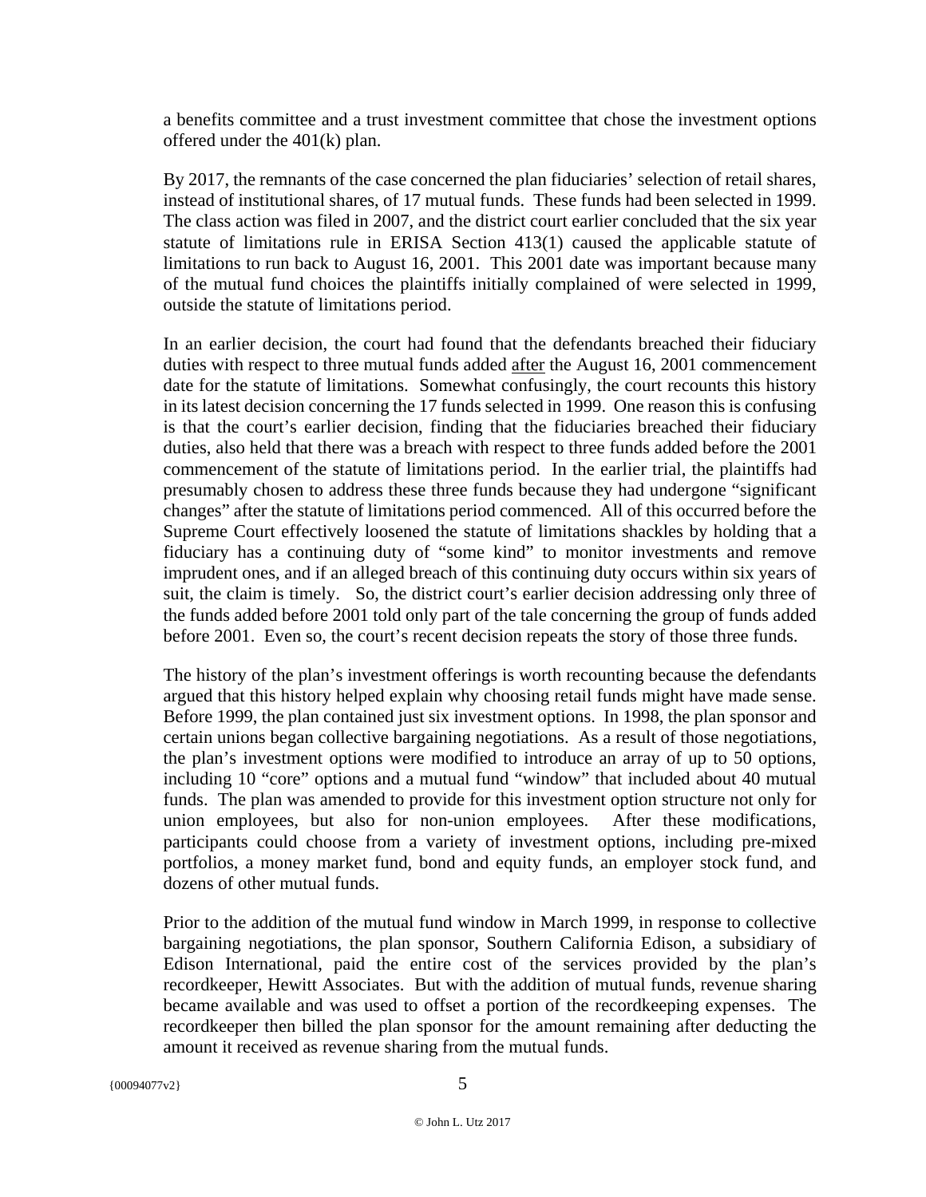a benefits committee and a trust investment committee that chose the investment options offered under the 401(k) plan.

By 2017, the remnants of the case concerned the plan fiduciaries' selection of retail shares, instead of institutional shares, of 17 mutual funds. These funds had been selected in 1999. The class action was filed in 2007, and the district court earlier concluded that the six year statute of limitations rule in ERISA Section 413(1) caused the applicable statute of limitations to run back to August 16, 2001. This 2001 date was important because many of the mutual fund choices the plaintiffs initially complained of were selected in 1999, outside the statute of limitations period.

In an earlier decision, the court had found that the defendants breached their fiduciary duties with respect to three mutual funds added after the August 16, 2001 commencement date for the statute of limitations. Somewhat confusingly, the court recounts this history in its latest decision concerning the 17 funds selected in 1999. One reason this is confusing is that the court's earlier decision, finding that the fiduciaries breached their fiduciary duties, also held that there was a breach with respect to three funds added before the 2001 commencement of the statute of limitations period. In the earlier trial, the plaintiffs had presumably chosen to address these three funds because they had undergone "significant changes" after the statute of limitations period commenced. All of this occurred before the Supreme Court effectively loosened the statute of limitations shackles by holding that a fiduciary has a continuing duty of "some kind" to monitor investments and remove imprudent ones, and if an alleged breach of this continuing duty occurs within six years of suit, the claim is timely. So, the district court's earlier decision addressing only three of the funds added before 2001 told only part of the tale concerning the group of funds added before 2001. Even so, the court's recent decision repeats the story of those three funds.

The history of the plan's investment offerings is worth recounting because the defendants argued that this history helped explain why choosing retail funds might have made sense. Before 1999, the plan contained just six investment options. In 1998, the plan sponsor and certain unions began collective bargaining negotiations. As a result of those negotiations, the plan's investment options were modified to introduce an array of up to 50 options, including 10 "core" options and a mutual fund "window" that included about 40 mutual funds. The plan was amended to provide for this investment option structure not only for union employees, but also for non-union employees. After these modifications, participants could choose from a variety of investment options, including pre-mixed portfolios, a money market fund, bond and equity funds, an employer stock fund, and dozens of other mutual funds.

Prior to the addition of the mutual fund window in March 1999, in response to collective bargaining negotiations, the plan sponsor, Southern California Edison, a subsidiary of Edison International, paid the entire cost of the services provided by the plan's recordkeeper, Hewitt Associates. But with the addition of mutual funds, revenue sharing became available and was used to offset a portion of the recordkeeping expenses. The recordkeeper then billed the plan sponsor for the amount remaining after deducting the amount it received as revenue sharing from the mutual funds.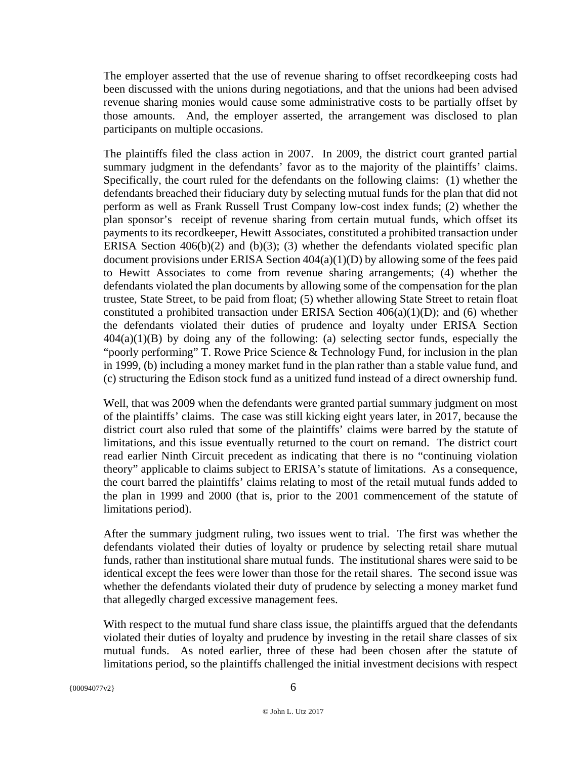The employer asserted that the use of revenue sharing to offset recordkeeping costs had been discussed with the unions during negotiations, and that the unions had been advised revenue sharing monies would cause some administrative costs to be partially offset by those amounts. And, the employer asserted, the arrangement was disclosed to plan participants on multiple occasions.

The plaintiffs filed the class action in 2007. In 2009, the district court granted partial summary judgment in the defendants' favor as to the majority of the plaintiffs' claims. Specifically, the court ruled for the defendants on the following claims: (1) whether the defendants breached their fiduciary duty by selecting mutual funds for the plan that did not perform as well as Frank Russell Trust Company low-cost index funds; (2) whether the plan sponsor's receipt of revenue sharing from certain mutual funds, which offset its payments to its recordkeeper, Hewitt Associates, constituted a prohibited transaction under ERISA Section 406(b)(2) and (b)(3); (3) whether the defendants violated specific plan document provisions under ERISA Section 404(a)(1)(D) by allowing some of the fees paid to Hewitt Associates to come from revenue sharing arrangements; (4) whether the defendants violated the plan documents by allowing some of the compensation for the plan trustee, State Street, to be paid from float; (5) whether allowing State Street to retain float constituted a prohibited transaction under ERISA Section 406(a)(1)(D); and (6) whether the defendants violated their duties of prudence and loyalty under ERISA Section 404(a)(1)(B) by doing any of the following: (a) selecting sector funds, especially the "poorly performing" T. Rowe Price Science & Technology Fund, for inclusion in the plan in 1999, (b) including a money market fund in the plan rather than a stable value fund, and (c) structuring the Edison stock fund as a unitized fund instead of a direct ownership fund.

Well, that was 2009 when the defendants were granted partial summary judgment on most of the plaintiffs' claims. The case was still kicking eight years later, in 2017, because the district court also ruled that some of the plaintiffs' claims were barred by the statute of limitations, and this issue eventually returned to the court on remand. The district court read earlier Ninth Circuit precedent as indicating that there is no "continuing violation theory" applicable to claims subject to ERISA's statute of limitations. As a consequence, the court barred the plaintiffs' claims relating to most of the retail mutual funds added to the plan in 1999 and 2000 (that is, prior to the 2001 commencement of the statute of limitations period).

After the summary judgment ruling, two issues went to trial. The first was whether the defendants violated their duties of loyalty or prudence by selecting retail share mutual funds, rather than institutional share mutual funds. The institutional shares were said to be identical except the fees were lower than those for the retail shares. The second issue was whether the defendants violated their duty of prudence by selecting a money market fund that allegedly charged excessive management fees.

With respect to the mutual fund share class issue, the plaintiffs argued that the defendants violated their duties of loyalty and prudence by investing in the retail share classes of six mutual funds. As noted earlier, three of these had been chosen after the statute of limitations period, so the plaintiffs challenged the initial investment decisions with respect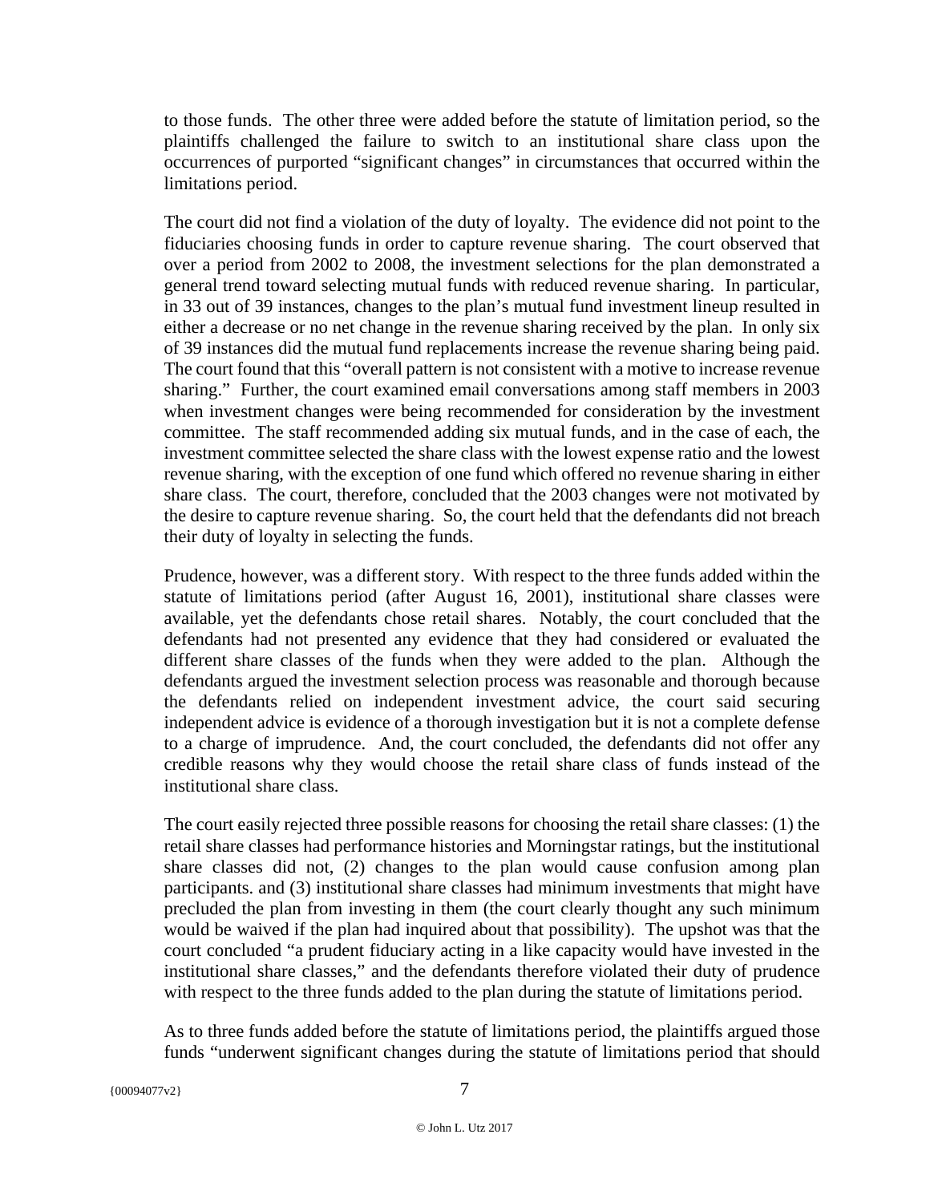to those funds. The other three were added before the statute of limitation period, so the plaintiffs challenged the failure to switch to an institutional share class upon the occurrences of purported "significant changes" in circumstances that occurred within the limitations period.

The court did not find a violation of the duty of loyalty. The evidence did not point to the fiduciaries choosing funds in order to capture revenue sharing. The court observed that over a period from 2002 to 2008, the investment selections for the plan demonstrated a general trend toward selecting mutual funds with reduced revenue sharing. In particular, in 33 out of 39 instances, changes to the plan's mutual fund investment lineup resulted in either a decrease or no net change in the revenue sharing received by the plan. In only six of 39 instances did the mutual fund replacements increase the revenue sharing being paid. The court found that this "overall pattern is not consistent with a motive to increase revenue sharing." Further, the court examined email conversations among staff members in 2003 when investment changes were being recommended for consideration by the investment committee. The staff recommended adding six mutual funds, and in the case of each, the investment committee selected the share class with the lowest expense ratio and the lowest revenue sharing, with the exception of one fund which offered no revenue sharing in either share class. The court, therefore, concluded that the 2003 changes were not motivated by the desire to capture revenue sharing. So, the court held that the defendants did not breach their duty of loyalty in selecting the funds.

Prudence, however, was a different story. With respect to the three funds added within the statute of limitations period (after August 16, 2001), institutional share classes were available, yet the defendants chose retail shares. Notably, the court concluded that the defendants had not presented any evidence that they had considered or evaluated the different share classes of the funds when they were added to the plan. Although the defendants argued the investment selection process was reasonable and thorough because the defendants relied on independent investment advice, the court said securing independent advice is evidence of a thorough investigation but it is not a complete defense to a charge of imprudence. And, the court concluded, the defendants did not offer any credible reasons why they would choose the retail share class of funds instead of the institutional share class.

The court easily rejected three possible reasons for choosing the retail share classes: (1) the retail share classes had performance histories and Morningstar ratings, but the institutional share classes did not, (2) changes to the plan would cause confusion among plan participants. and (3) institutional share classes had minimum investments that might have precluded the plan from investing in them (the court clearly thought any such minimum would be waived if the plan had inquired about that possibility). The upshot was that the court concluded "a prudent fiduciary acting in a like capacity would have invested in the institutional share classes," and the defendants therefore violated their duty of prudence with respect to the three funds added to the plan during the statute of limitations period.

As to three funds added before the statute of limitations period, the plaintiffs argued those funds "underwent significant changes during the statute of limitations period that should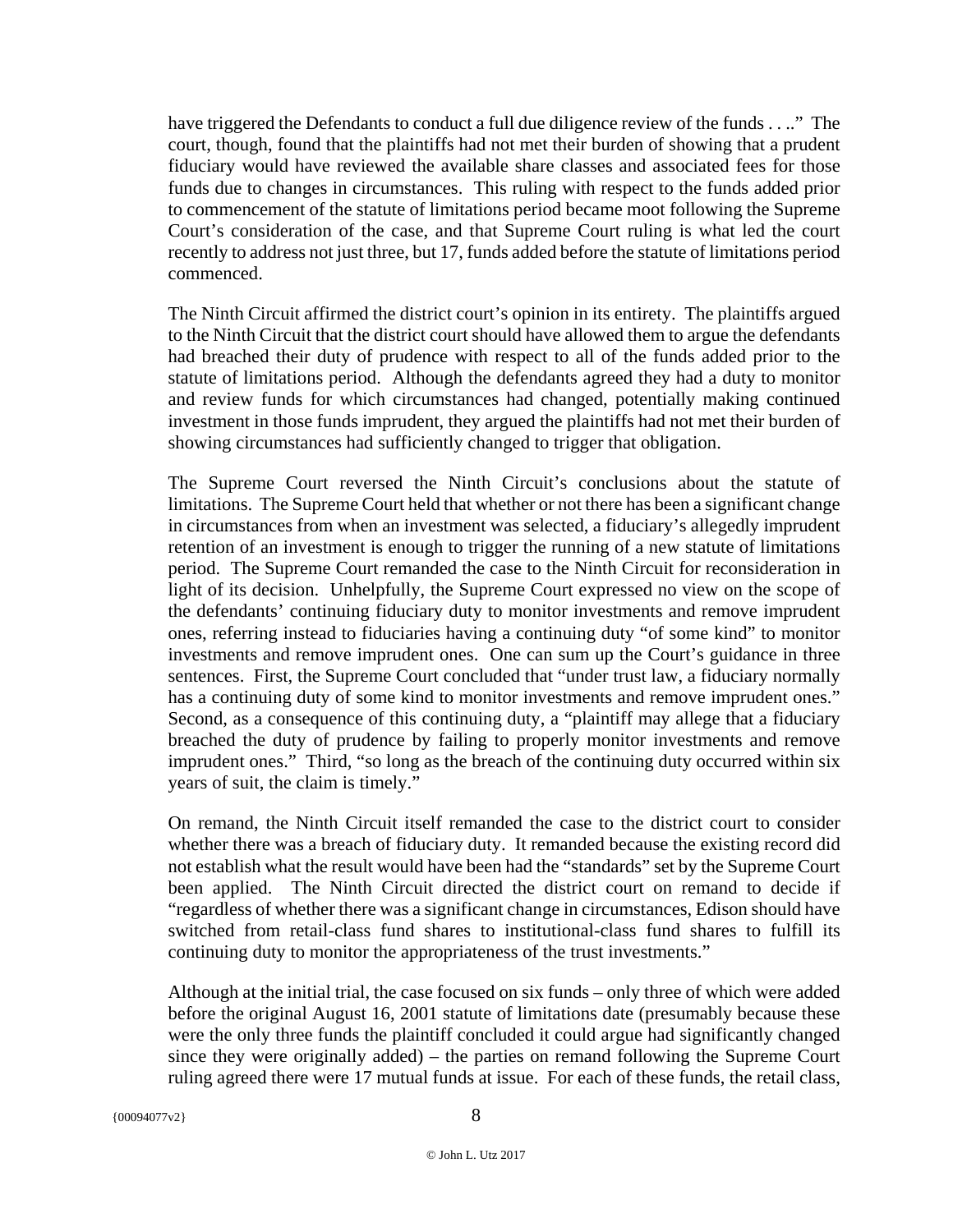have triggered the Defendants to conduct a full due diligence review of the funds . . .." The court, though, found that the plaintiffs had not met their burden of showing that a prudent fiduciary would have reviewed the available share classes and associated fees for those funds due to changes in circumstances. This ruling with respect to the funds added prior to commencement of the statute of limitations period became moot following the Supreme Court's consideration of the case, and that Supreme Court ruling is what led the court recently to address not just three, but 17, funds added before the statute of limitations period commenced.

The Ninth Circuit affirmed the district court's opinion in its entirety. The plaintiffs argued to the Ninth Circuit that the district court should have allowed them to argue the defendants had breached their duty of prudence with respect to all of the funds added prior to the statute of limitations period. Although the defendants agreed they had a duty to monitor and review funds for which circumstances had changed, potentially making continued investment in those funds imprudent, they argued the plaintiffs had not met their burden of showing circumstances had sufficiently changed to trigger that obligation.

The Supreme Court reversed the Ninth Circuit's conclusions about the statute of limitations. The Supreme Court held that whether or not there has been a significant change in circumstances from when an investment was selected, a fiduciary's allegedly imprudent retention of an investment is enough to trigger the running of a new statute of limitations period. The Supreme Court remanded the case to the Ninth Circuit for reconsideration in light of its decision. Unhelpfully, the Supreme Court expressed no view on the scope of the defendants' continuing fiduciary duty to monitor investments and remove imprudent ones, referring instead to fiduciaries having a continuing duty "of some kind" to monitor investments and remove imprudent ones. One can sum up the Court's guidance in three sentences. First, the Supreme Court concluded that "under trust law, a fiduciary normally has a continuing duty of some kind to monitor investments and remove imprudent ones." Second, as a consequence of this continuing duty, a "plaintiff may allege that a fiduciary breached the duty of prudence by failing to properly monitor investments and remove imprudent ones." Third, "so long as the breach of the continuing duty occurred within six years of suit, the claim is timely."

On remand, the Ninth Circuit itself remanded the case to the district court to consider whether there was a breach of fiduciary duty. It remanded because the existing record did not establish what the result would have been had the "standards" set by the Supreme Court been applied. The Ninth Circuit directed the district court on remand to decide if "regardless of whether there was a significant change in circumstances, Edison should have switched from retail-class fund shares to institutional-class fund shares to fulfill its continuing duty to monitor the appropriateness of the trust investments."

Although at the initial trial, the case focused on six funds – only three of which were added before the original August 16, 2001 statute of limitations date (presumably because these were the only three funds the plaintiff concluded it could argue had significantly changed since they were originally added) – the parties on remand following the Supreme Court ruling agreed there were 17 mutual funds at issue. For each of these funds, the retail class,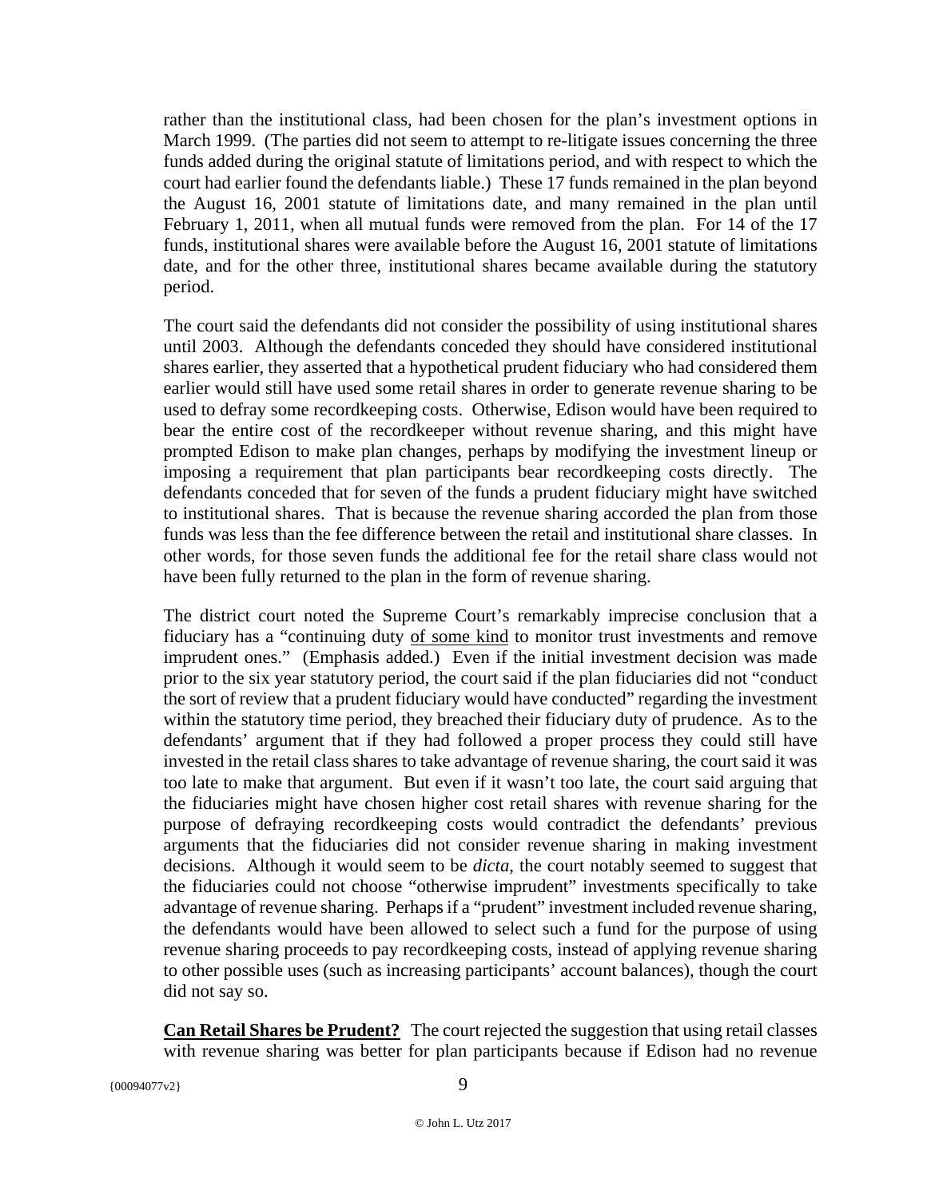rather than the institutional class, had been chosen for the plan's investment options in March 1999. (The parties did not seem to attempt to re-litigate issues concerning the three funds added during the original statute of limitations period, and with respect to which the court had earlier found the defendants liable.) These 17 funds remained in the plan beyond the August 16, 2001 statute of limitations date, and many remained in the plan until February 1, 2011, when all mutual funds were removed from the plan. For 14 of the 17 funds, institutional shares were available before the August 16, 2001 statute of limitations date, and for the other three, institutional shares became available during the statutory period.

The court said the defendants did not consider the possibility of using institutional shares until 2003. Although the defendants conceded they should have considered institutional shares earlier, they asserted that a hypothetical prudent fiduciary who had considered them earlier would still have used some retail shares in order to generate revenue sharing to be used to defray some recordkeeping costs. Otherwise, Edison would have been required to bear the entire cost of the recordkeeper without revenue sharing, and this might have prompted Edison to make plan changes, perhaps by modifying the investment lineup or imposing a requirement that plan participants bear recordkeeping costs directly. The defendants conceded that for seven of the funds a prudent fiduciary might have switched to institutional shares. That is because the revenue sharing accorded the plan from those funds was less than the fee difference between the retail and institutional share classes. In other words, for those seven funds the additional fee for the retail share class would not have been fully returned to the plan in the form of revenue sharing.

The district court noted the Supreme Court's remarkably imprecise conclusion that a fiduciary has a "continuing duty <u>of some kind</u> to monitor trust investments and remove imprudent ones." (Emphasis added.) Even if the initial investment decision was made prior to the six year statutory period, the court said if the plan fiduciaries did not "conduct the sort of review that a prudent fiduciary would have conducted" regarding the investment within the statutory time period, they breached their fiduciary duty of prudence. As to the defendants' argument that if they had followed a proper process they could still have invested in the retail class shares to take advantage of revenue sharing, the court said it was too late to make that argument. But even if it wasn't too late, the court said arguing that the fiduciaries might have chosen higher cost retail shares with revenue sharing for the purpose of defraying recordkeeping costs would contradict the defendants' previous arguments that the fiduciaries did not consider revenue sharing in making investment decisions. Although it would seem to be *dicta*, the court notably seemed to suggest that the fiduciaries could not choose "otherwise imprudent" investments specifically to take advantage of revenue sharing. Perhaps if a "prudent" investment included revenue sharing, the defendants would have been allowed to select such a fund for the purpose of using revenue sharing proceeds to pay recordkeeping costs, instead of applying revenue sharing to other possible uses (such as increasing participants' account balances), though the court did not say so.

**<u>Can Retail Shares be Prudent?</u>** The court rejected the suggestion that using retail classes with revenue sharing was better for plan participants because if Edison had no revenue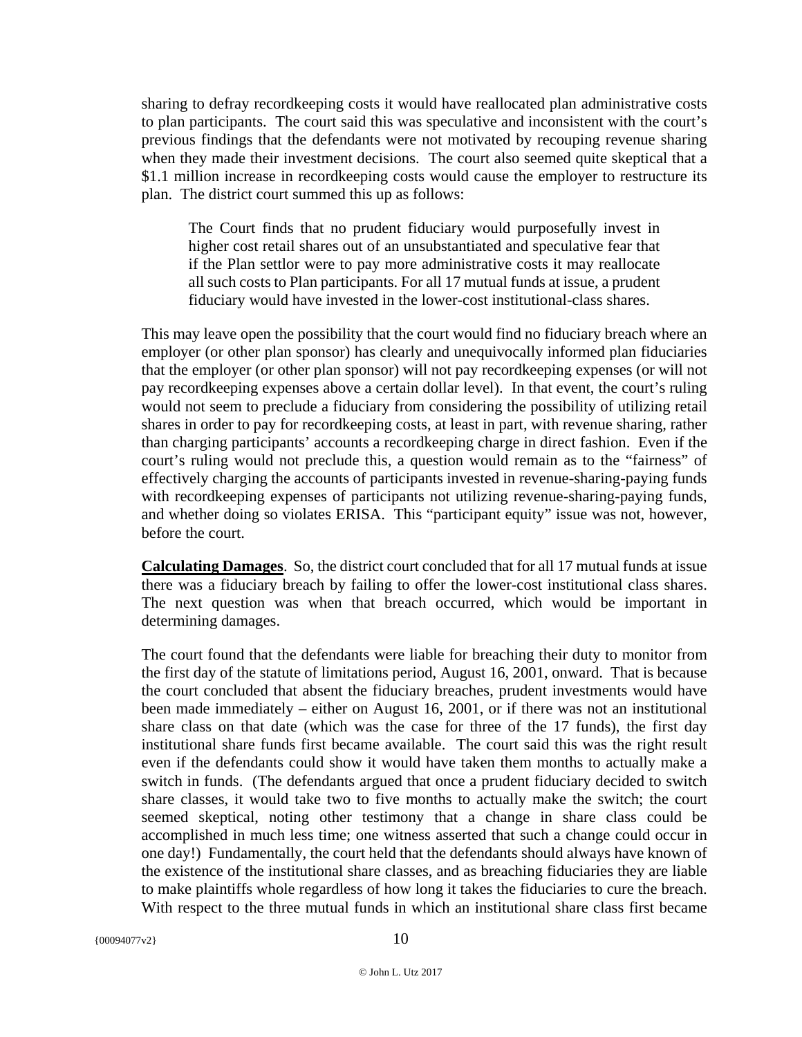sharing to defray recordkeeping costs it would have reallocated plan administrative costs to plan participants. The court said this was speculative and inconsistent with the court's previous findings that the defendants were not motivated by recouping revenue sharing when they made their investment decisions. The court also seemed quite skeptical that a $1.1 million increase in recordkeeping costs would cause the employer to restructure its plan. The district court summed this up as follows:

> The Court finds that no prudent fiduciary would purposefully invest in higher cost retail shares out of an unsubstantiated and speculative fear that if the Plan settlor were to pay more administrative costs it may reallocate all such costs to Plan participants. For all 17 mutual funds at issue, a prudent fiduciary would have invested in the lower-cost institutional-class shares.

This may leave open the possibility that the court would find no fiduciary breach where an employer (or other plan sponsor) has clearly and unequivocally informed plan fiduciaries that the employer (or other plan sponsor) will not pay recordkeeping expenses (or will not pay recordkeeping expenses above a certain dollar level). In that event, the court's ruling would not seem to preclude a fiduciary from considering the possibility of utilizing retail shares in order to pay for recordkeeping costs, at least in part, with revenue sharing, rather than charging participants' accounts a recordkeeping charge in direct fashion. Even if the court's ruling would not preclude this, a question would remain as to the "fairness" of effectively charging the accounts of participants invested in revenue-sharing-paying funds with recordkeeping expenses of participants not utilizing revenue-sharing-paying funds, and whether doing so violates ERISA. This "participant equity" issue was not, however, before the court.

**Calculating Damages**. So, the district court concluded that for all 17 mutual funds at issue there was a fiduciary breach by failing to offer the lower-cost institutional class shares. The next question was when that breach occurred, which would be important in determining damages.

The court found that the defendants were liable for breaching their duty to monitor from the first day of the statute of limitations period, August 16, 2001, onward. That is because the court concluded that absent the fiduciary breaches, prudent investments would have been made immediately – either on August 16, 2001, or if there was not an institutional share class on that date (which was the case for three of the 17 funds), the first day institutional share funds first became available. The court said this was the right result even if the defendants could show it would have taken them months to actually make a switch in funds. (The defendants argued that once a prudent fiduciary decided to switch share classes, it would take two to five months to actually make the switch; the court seemed skeptical, noting other testimony that a change in share class could be accomplished in much less time; one witness asserted that such a change could occur in one day!) Fundamentally, the court held that the defendants should always have known of the existence of the institutional share classes, and as breaching fiduciaries they are liable to make plaintiffs whole regardless of how long it takes the fiduciaries to cure the breach. With respect to the three mutual funds in which an institutional share class first became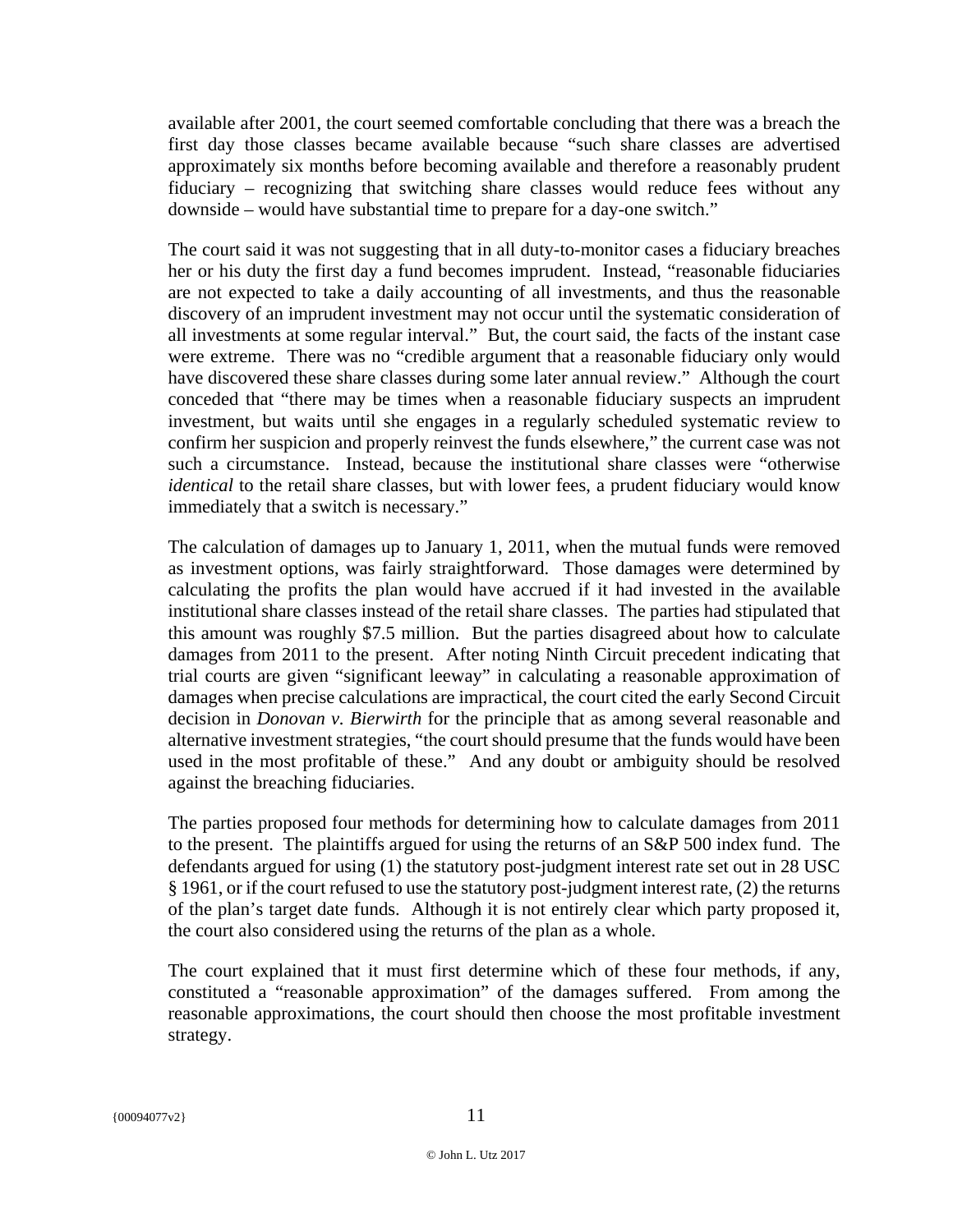available after 2001, the court seemed comfortable concluding that there was a breach the first day those classes became available because "such share classes are advertised approximately six months before becoming available and therefore a reasonably prudent fiduciary – recognizing that switching share classes would reduce fees without any downside – would have substantial time to prepare for a day-one switch."

The court said it was not suggesting that in all duty-to-monitor cases a fiduciary breaches her or his duty the first day a fund becomes imprudent. Instead, "reasonable fiduciaries are not expected to take a daily accounting of all investments, and thus the reasonable discovery of an imprudent investment may not occur until the systematic consideration of all investments at some regular interval." But, the court said, the facts of the instant case were extreme. There was no "credible argument that a reasonable fiduciary only would have discovered these share classes during some later annual review." Although the court conceded that "there may be times when a reasonable fiduciary suspects an imprudent investment, but waits until she engages in a regularly scheduled systematic review to confirm her suspicion and properly reinvest the funds elsewhere," the current case was not such a circumstance. Instead, because the institutional share classes were "otherwise *identical* to the retail share classes, but with lower fees, a prudent fiduciary would know immediately that a switch is necessary."

The calculation of damages up to January 1, 2011, when the mutual funds were removed as investment options, was fairly straightforward. Those damages were determined by calculating the profits the plan would have accrued if it had invested in the available institutional share classes instead of the retail share classes. The parties had stipulated that this amount was roughly $7.5 million. But the parties disagreed about how to calculate damages from 2011 to the present. After noting Ninth Circuit precedent indicating that trial courts are given "significant leeway" in calculating a reasonable approximation of damages when precise calculations are impractical, the court cited the early Second Circuit decision in *Donovan v. Bierwirth* for the principle that as among several reasonable and alternative investment strategies, "the court should presume that the funds would have been used in the most profitable of these." And any doubt or ambiguity should be resolved against the breaching fiduciaries.

The parties proposed four methods for determining how to calculate damages from 2011 to the present. The plaintiffs argued for using the returns of an S&P 500 index fund. The defendants argued for using (1) the statutory post-judgment interest rate set out in 28 USC § 1961, or if the court refused to use the statutory post-judgment interest rate, (2) the returns of the plan's target date funds. Although it is not entirely clear which party proposed it, the court also considered using the returns of the plan as a whole.

The court explained that it must first determine which of these four methods, if any, constituted a "reasonable approximation" of the damages suffered. From among the reasonable approximations, the court should then choose the most profitable investment strategy.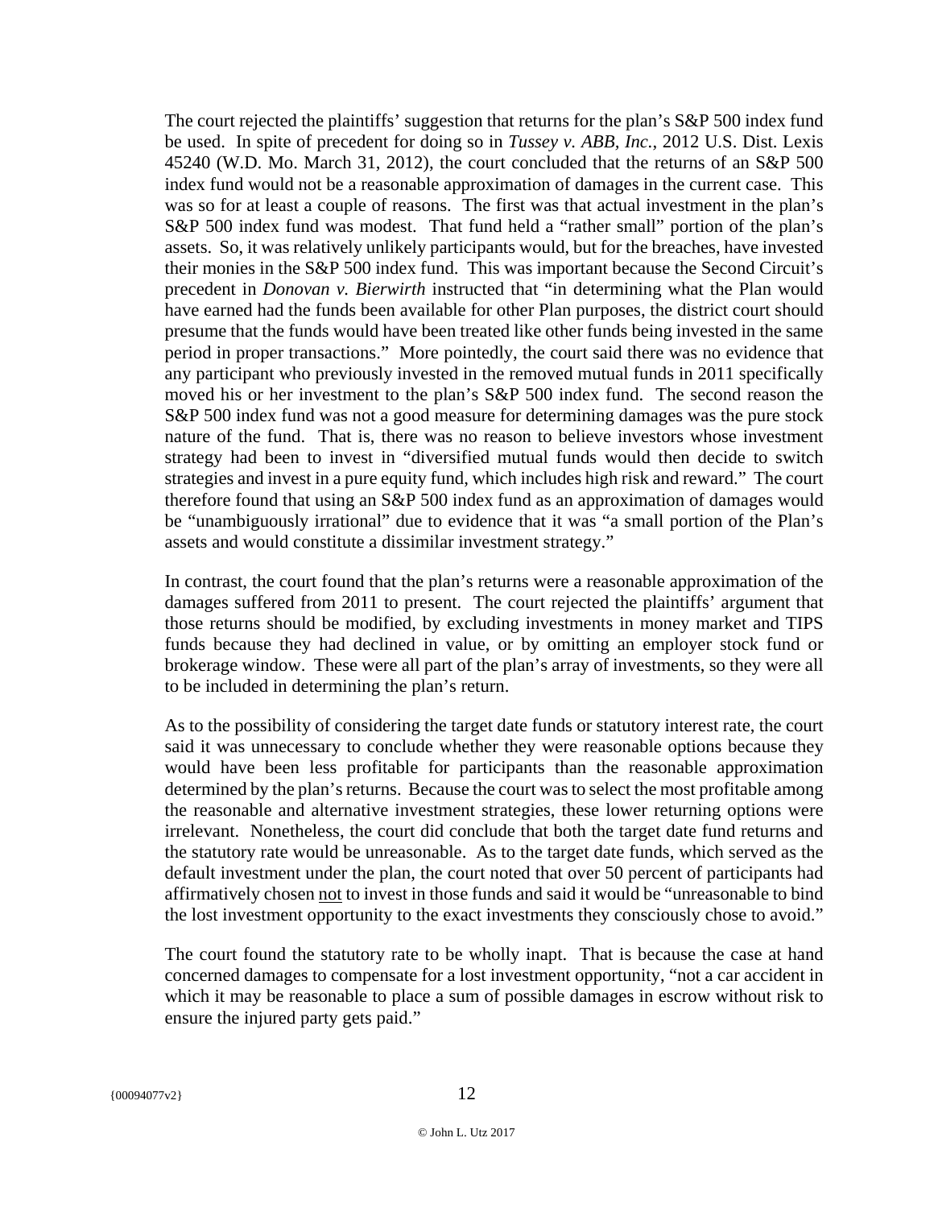The court rejected the plaintiffs' suggestion that returns for the plan's S&P 500 index fund be used. In spite of precedent for doing so in *Tussey v. ABB, Inc.*, 2012 U.S. Dist. Lexis 45240 (W.D. Mo. March 31, 2012), the court concluded that the returns of an S&P 500 index fund would not be a reasonable approximation of damages in the current case. This was so for at least a couple of reasons. The first was that actual investment in the plan's S&P 500 index fund was modest. That fund held a "rather small" portion of the plan's assets. So, it was relatively unlikely participants would, but for the breaches, have invested their monies in the S&P 500 index fund. This was important because the Second Circuit's precedent in *Donovan v. Bierwirth* instructed that "in determining what the Plan would have earned had the funds been available for other Plan purposes, the district court should presume that the funds would have been treated like other funds being invested in the same period in proper transactions." More pointedly, the court said there was no evidence that any participant who previously invested in the removed mutual funds in 2011 specifically moved his or her investment to the plan's S&P 500 index fund. The second reason the S&P 500 index fund was not a good measure for determining damages was the pure stock nature of the fund. That is, there was no reason to believe investors whose investment strategy had been to invest in "diversified mutual funds would then decide to switch strategies and invest in a pure equity fund, which includes high risk and reward." The court therefore found that using an S&P 500 index fund as an approximation of damages would be "unambiguously irrational" due to evidence that it was "a small portion of the Plan's assets and would constitute a dissimilar investment strategy."

In contrast, the court found that the plan's returns were a reasonable approximation of the damages suffered from 2011 to present. The court rejected the plaintiffs' argument that those returns should be modified, by excluding investments in money market and TIPS funds because they had declined in value, or by omitting an employer stock fund or brokerage window. These were all part of the plan's array of investments, so they were all to be included in determining the plan's return.

As to the possibility of considering the target date funds or statutory interest rate, the court said it was unnecessary to conclude whether they were reasonable options because they would have been less profitable for participants than the reasonable approximation determined by the plan's returns. Because the court was to select the most profitable among the reasonable and alternative investment strategies, these lower returning options were irrelevant. Nonetheless, the court did conclude that both the target date fund returns and the statutory rate would be unreasonable. As to the target date funds, which served as the default investment under the plan, the court noted that over 50 percent of participants had affirmatively chosen <u>not</u> to invest in those funds and said it would be "unreasonable to bind the lost investment opportunity to the exact investments they consciously chose to avoid."

The court found the statutory rate to be wholly inapt. That is because the case at hand concerned damages to compensate for a lost investment opportunity, "not a car accident in which it may be reasonable to place a sum of possible damages in escrow without risk to ensure the injured party gets paid."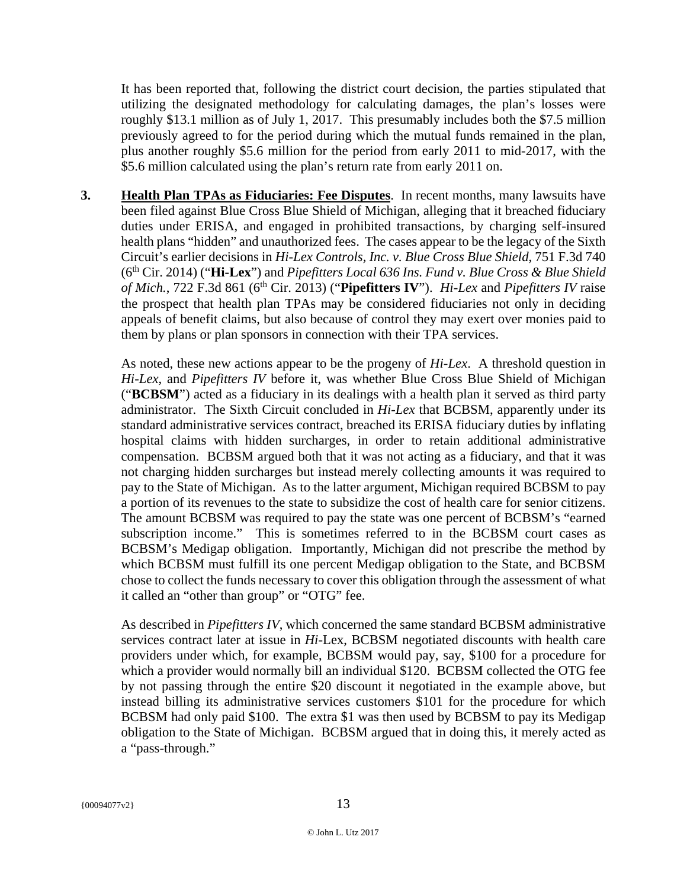It has been reported that, following the district court decision, the parties stipulated that utilizing the designated methodology for calculating damages, the plan's losses were roughly $13.1 million as of July 1, 2017. This presumably includes both the $7.5 million previously agreed to for the period during which the mutual funds remained in the plan, plus another roughly $5.6 million for the period from early 2011 to mid-2017, with the $5.6 million calculated using the plan's return rate from early 2011 on.

3. **Health Plan TPAs as Fiduciaries: Fee Disputes**. In recent months, many lawsuits have been filed against Blue Cross Blue Shield of Michigan, alleging that it breached fiduciary duties under ERISA, and engaged in prohibited transactions, by charging self-insured health plans "hidden" and unauthorized fees. The cases appear to be the legacy of the Sixth Circuit's earlier decisions in *Hi-Lex Controls, Inc. v. Blue Cross Blue Shield*, 751 F.3d 740 (6th Cir. 2014) ("**Hi-Lex**") and *Pipefitters Local 636 Ins. Fund v. Blue Cross & Blue Shield of Mich.*, 722 F.3d 861 (6th Cir. 2013) ("**Pipefitters IV**"). *Hi-Lex* and *Pipefitters IV* raise the prospect that health plan TPAs may be considered fiduciaries not only in deciding appeals of benefit claims, but also because of control they may exert over monies paid to them by plans or plan sponsors in connection with their TPA services.

   As noted, these new actions appear to be the progeny of *Hi-Lex*. A threshold question in *Hi-Lex*, and *Pipefitters IV* before it, was whether Blue Cross Blue Shield of Michigan ("**BCBSM**") acted as a fiduciary in its dealings with a health plan it served as third party administrator. The Sixth Circuit concluded in *Hi-Lex* that BCBSM, apparently under its standard administrative services contract, breached its ERISA fiduciary duties by inflating hospital claims with hidden surcharges, in order to retain additional administrative compensation. BCBSM argued both that it was not acting as a fiduciary, and that it was not charging hidden surcharges but instead merely collecting amounts it was required to pay to the State of Michigan. As to the latter argument, Michigan required BCBSM to pay a portion of its revenues to the state to subsidize the cost of health care for senior citizens. The amount BCBSM was required to pay the state was one percent of BCBSM's "earned subscription income." This is sometimes referred to in the BCBSM court cases as BCBSM's Medigap obligation. Importantly, Michigan did not prescribe the method by which BCBSM must fulfill its one percent Medigap obligation to the State, and BCBSM chose to collect the funds necessary to cover this obligation through the assessment of what it called an "other than group" or "OTG" fee.

   As described in *Pipefitters IV*, which concerned the same standard BCBSM administrative services contract later at issue in *Hi*-Lex, BCBSM negotiated discounts with health care providers under which, for example, BCBSM would pay, say, $100 for a procedure for which a provider would normally bill an individual $120. BCBSM collected the OTG fee by not passing through the entire $20 discount it negotiated in the example above, but instead billing its administrative services customers $101 for the procedure for which BCBSM had only paid $100. The extra $1 was then used by BCBSM to pay its Medigap obligation to the State of Michigan. BCBSM argued that in doing this, it merely acted as a "pass-through."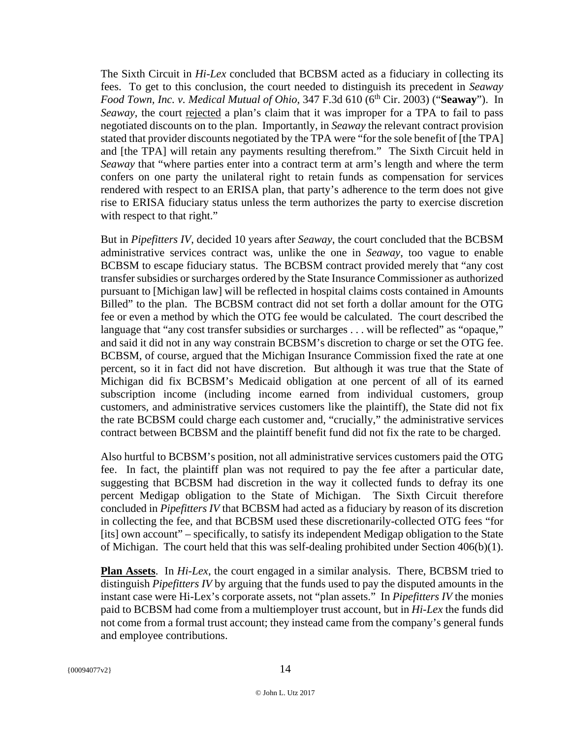The Sixth Circuit in *Hi-Lex* concluded that BCBSM acted as a fiduciary in collecting its fees. To get to this conclusion, the court needed to distinguish its precedent in *Seaway Food Town, Inc. v. Medical Mutual of Ohio*, 347 F.3d 610 (6th Cir. 2003) ("**Seaway**"). In *Seaway*, the court rejected a plan's claim that it was improper for a TPA to fail to pass negotiated discounts on to the plan. Importantly, in *Seaway* the relevant contract provision stated that provider discounts negotiated by the TPA were "for the sole benefit of [the TPA] and [the TPA] will retain any payments resulting therefrom." The Sixth Circuit held in *Seaway* that "where parties enter into a contract term at arm's length and where the term confers on one party the unilateral right to retain funds as compensation for services rendered with respect to an ERISA plan, that party's adherence to the term does not give rise to ERISA fiduciary status unless the term authorizes the party to exercise discretion with respect to that right."

But in *Pipefitters IV*, decided 10 years after *Seaway*, the court concluded that the BCBSM administrative services contract was, unlike the one in *Seaway*, too vague to enable BCBSM to escape fiduciary status. The BCBSM contract provided merely that "any cost transfer subsidies or surcharges ordered by the State Insurance Commissioner as authorized pursuant to [Michigan law] will be reflected in hospital claims costs contained in Amounts Billed" to the plan. The BCBSM contract did not set forth a dollar amount for the OTG fee or even a method by which the OTG fee would be calculated. The court described the language that "any cost transfer subsidies or surcharges . . . will be reflected" as "opaque," and said it did not in any way constrain BCBSM's discretion to charge or set the OTG fee. BCBSM, of course, argued that the Michigan Insurance Commission fixed the rate at one percent, so it in fact did not have discretion. But although it was true that the State of Michigan did fix BCBSM's Medicaid obligation at one percent of all of its earned subscription income (including income earned from individual customers, group customers, and administrative services customers like the plaintiff), the State did not fix the rate BCBSM could charge each customer and, "crucially," the administrative services contract between BCBSM and the plaintiff benefit fund did not fix the rate to be charged.

Also hurtful to BCBSM's position, not all administrative services customers paid the OTG fee. In fact, the plaintiff plan was not required to pay the fee after a particular date, suggesting that BCBSM had discretion in the way it collected funds to defray its one percent Medigap obligation to the State of Michigan. The Sixth Circuit therefore concluded in *Pipefitters IV* that BCBSM had acted as a fiduciary by reason of its discretion in collecting the fee, and that BCBSM used these discretionarily-collected OTG fees "for [its] own account" – specifically, to satisfy its independent Medigap obligation to the State of Michigan. The court held that this was self-dealing prohibited under Section 406(b)(1).

**Plan Assets**. In *Hi-Lex*, the court engaged in a similar analysis. There, BCBSM tried to distinguish *Pipefitters IV* by arguing that the funds used to pay the disputed amounts in the instant case were Hi-Lex's corporate assets, not "plan assets." In *Pipefitters IV* the monies paid to BCBSM had come from a multiemployer trust account, but in *Hi-Lex* the funds did not come from a formal trust account; they instead came from the company's general funds and employee contributions.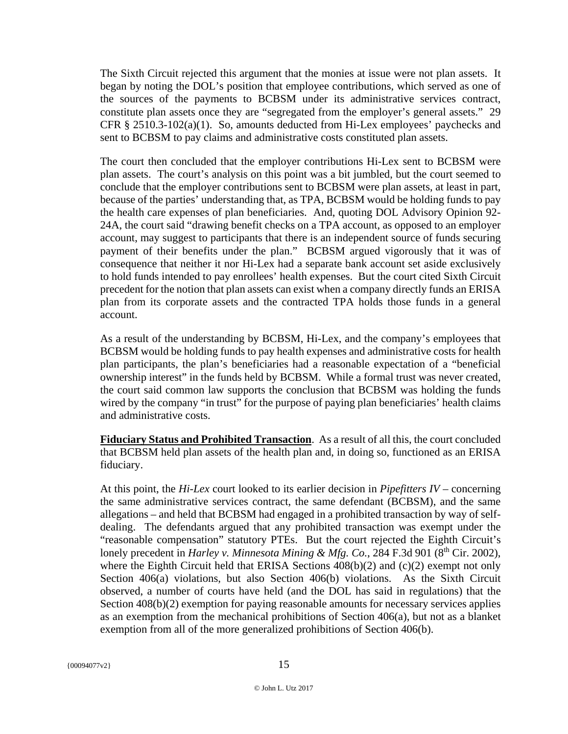The Sixth Circuit rejected this argument that the monies at issue were not plan assets. It began by noting the DOL's position that employee contributions, which served as one of the sources of the payments to BCBSM under its administrative services contract, constitute plan assets once they are "segregated from the employer's general assets." 29 CFR § 2510.3-102(a)(1). So, amounts deducted from Hi-Lex employees' paychecks and sent to BCBSM to pay claims and administrative costs constituted plan assets.

The court then concluded that the employer contributions Hi-Lex sent to BCBSM were plan assets. The court's analysis on this point was a bit jumbled, but the court seemed to conclude that the employer contributions sent to BCBSM were plan assets, at least in part, because of the parties' understanding that, as TPA, BCBSM would be holding funds to pay the health care expenses of plan beneficiaries. And, quoting DOL Advisory Opinion 92-24A, the court said "drawing benefit checks on a TPA account, as opposed to an employer account, may suggest to participants that there is an independent source of funds securing payment of their benefits under the plan." BCBSM argued vigorously that it was of consequence that neither it nor Hi-Lex had a separate bank account set aside exclusively to hold funds intended to pay enrollees' health expenses. But the court cited Sixth Circuit precedent for the notion that plan assets can exist when a company directly funds an ERISA plan from its corporate assets and the contracted TPA holds those funds in a general account.

As a result of the understanding by BCBSM, Hi-Lex, and the company's employees that BCBSM would be holding funds to pay health expenses and administrative costs for health plan participants, the plan's beneficiaries had a reasonable expectation of a "beneficial ownership interest" in the funds held by BCBSM. While a formal trust was never created, the court said common law supports the conclusion that BCBSM was holding the funds wired by the company "in trust" for the purpose of paying plan beneficiaries' health claims and administrative costs.

**Fiduciary Status and Prohibited Transaction**. As a result of all this, the court concluded that BCBSM held plan assets of the health plan and, in doing so, functioned as an ERISA fiduciary.

At this point, the *Hi-Lex* court looked to its earlier decision in *Pipefitters IV* – concerning the same administrative services contract, the same defendant (BCBSM), and the same allegations – and held that BCBSM had engaged in a prohibited transaction by way of self-dealing. The defendants argued that any prohibited transaction was exempt under the "reasonable compensation" statutory PTEs. But the court rejected the Eighth Circuit's lonely precedent in *Harley v. Minnesota Mining & Mfg. Co.*, 284 F.3d 901 (8th Cir. 2002), where the Eighth Circuit held that ERISA Sections 408(b)(2) and (c)(2) exempt not only Section 406(a) violations, but also Section 406(b) violations. As the Sixth Circuit observed, a number of courts have held (and the DOL has said in regulations) that the Section 408(b)(2) exemption for paying reasonable amounts for necessary services applies as an exemption from the mechanical prohibitions of Section 406(a), but not as a blanket exemption from all of the more generalized prohibitions of Section 406(b).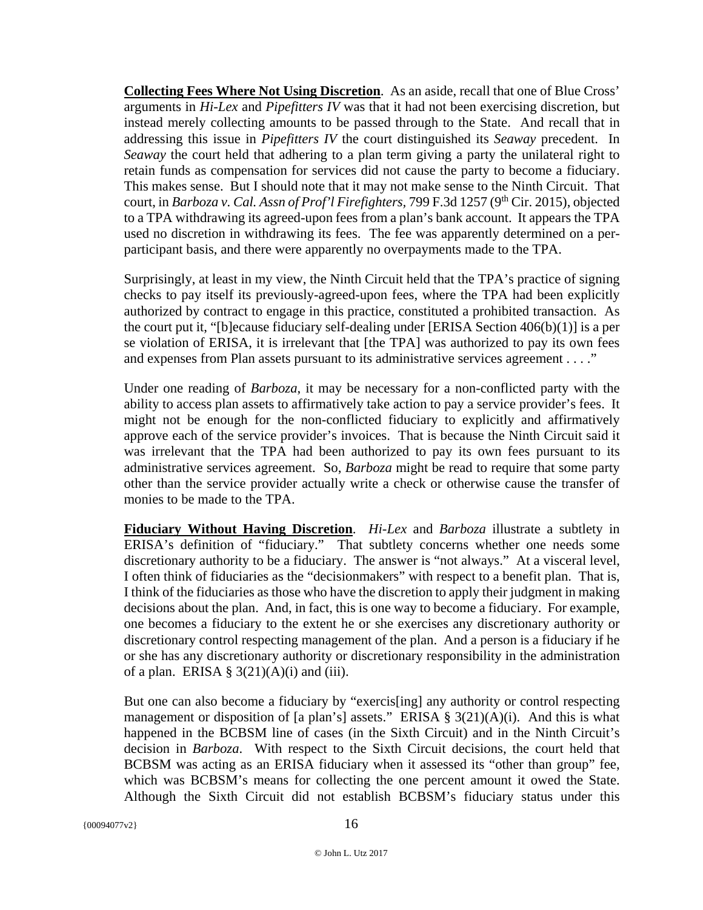**Collecting Fees Where Not Using Discretion**. As an aside, recall that one of Blue Cross' arguments in *Hi-Lex* and *Pipefitters IV* was that it had not been exercising discretion, but instead merely collecting amounts to be passed through to the State. And recall that in addressing this issue in *Pipefitters IV* the court distinguished its *Seaway* precedent. In *Seaway* the court held that adhering to a plan term giving a party the unilateral right to retain funds as compensation for services did not cause the party to become a fiduciary. This makes sense. But I should note that it may not make sense to the Ninth Circuit. That court, in *Barboza v. Cal. Assn of Prof'l Firefighters,* 799 F.3d 1257 (9th Cir. 2015), objected to a TPA withdrawing its agreed-upon fees from a plan's bank account. It appears the TPA used no discretion in withdrawing its fees. The fee was apparently determined on a per-participant basis, and there were apparently no overpayments made to the TPA.

Surprisingly, at least in my view, the Ninth Circuit held that the TPA's practice of signing checks to pay itself its previously-agreed-upon fees, where the TPA had been explicitly authorized by contract to engage in this practice, constituted a prohibited transaction. As the court put it, "[b]ecause fiduciary self-dealing under [ERISA Section 406(b)(1)] is a per se violation of ERISA, it is irrelevant that [the TPA] was authorized to pay its own fees and expenses from Plan assets pursuant to its administrative services agreement . . . ."

Under one reading of *Barboza*, it may be necessary for a non-conflicted party with the ability to access plan assets to affirmatively take action to pay a service provider's fees. It might not be enough for the non-conflicted fiduciary to explicitly and affirmatively approve each of the service provider's invoices. That is because the Ninth Circuit said it was irrelevant that the TPA had been authorized to pay its own fees pursuant to its administrative services agreement. So, *Barboza* might be read to require that some party other than the service provider actually write a check or otherwise cause the transfer of monies to be made to the TPA.

**Fiduciary Without Having Discretion**. *Hi-Lex* and *Barboza* illustrate a subtlety in ERISA's definition of "fiduciary." That subtlety concerns whether one needs some discretionary authority to be a fiduciary. The answer is "not always." At a visceral level, I often think of fiduciaries as the "decisionmakers" with respect to a benefit plan. That is, I think of the fiduciaries as those who have the discretion to apply their judgment in making decisions about the plan. And, in fact, this is one way to become a fiduciary. For example, one becomes a fiduciary to the extent he or she exercises any discretionary authority or discretionary control respecting management of the plan. And a person is a fiduciary if he or she has any discretionary authority or discretionary responsibility in the administration of a plan. ERISA § 3(21)(A)(i) and (iii).

But one can also become a fiduciary by "exercis[ing] any authority or control respecting management or disposition of [a plan's] assets." ERISA § 3(21)(A)(i). And this is what happened in the BCBSM line of cases (in the Sixth Circuit) and in the Ninth Circuit's decision in *Barboza*. With respect to the Sixth Circuit decisions, the court held that BCBSM was acting as an ERISA fiduciary when it assessed its "other than group" fee, which was BCBSM's means for collecting the one percent amount it owed the State. Although the Sixth Circuit did not establish BCBSM's fiduciary status under this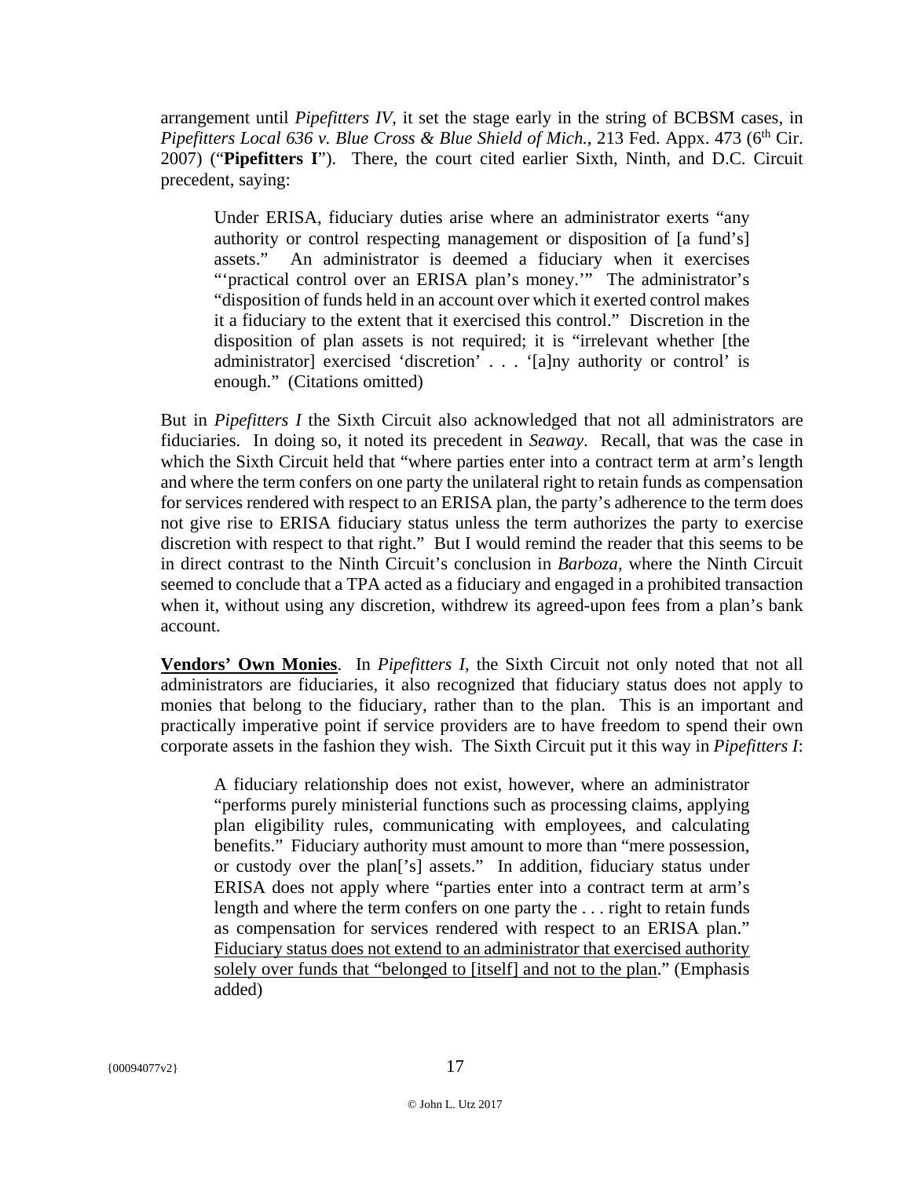arrangement until *Pipefitters IV*, it set the stage early in the string of BCBSM cases, in *Pipefitters Local 636 v. Blue Cross & Blue Shield of Mich.*, 213 Fed. Appx. 473 (6th Cir. 2007) ("**Pipefitters I**"). There, the court cited earlier Sixth, Ninth, and D.C. Circuit precedent, saying:

> Under ERISA, fiduciary duties arise where an administrator exerts "any authority or control respecting management or disposition of [a fund's] assets." An administrator is deemed a fiduciary when it exercises "'practical control over an ERISA plan's money.'" The administrator's "disposition of funds held in an account over which it exerted control makes it a fiduciary to the extent that it exercised this control." Discretion in the disposition of plan assets is not required; it is "irrelevant whether [the administrator] exercised 'discretion' . . . '[a]ny authority or control' is enough." (Citations omitted)

But in *Pipefitters I* the Sixth Circuit also acknowledged that not all administrators are fiduciaries. In doing so, it noted its precedent in *Seaway*. Recall, that was the case in which the Sixth Circuit held that "where parties enter into a contract term at arm's length and where the term confers on one party the unilateral right to retain funds as compensation for services rendered with respect to an ERISA plan, the party's adherence to the term does not give rise to ERISA fiduciary status unless the term authorizes the party to exercise discretion with respect to that right." But I would remind the reader that this seems to be in direct contrast to the Ninth Circuit's conclusion in *Barboza*, where the Ninth Circuit seemed to conclude that a TPA acted as a fiduciary and engaged in a prohibited transaction when it, without using any discretion, withdrew its agreed-upon fees from a plan's bank account.

**<u>Vendors' Own Monies</u>**. In *Pipefitters I*, the Sixth Circuit not only noted that not all administrators are fiduciaries, it also recognized that fiduciary status does not apply to monies that belong to the fiduciary, rather than to the plan. This is an important and practically imperative point if service providers are to have freedom to spend their own corporate assets in the fashion they wish. The Sixth Circuit put it this way in *Pipefitters I*:

> A fiduciary relationship does not exist, however, where an administrator "performs purely ministerial functions such as processing claims, applying plan eligibility rules, communicating with employees, and calculating benefits." Fiduciary authority must amount to more than "mere possession, or custody over the plan['s] assets." In addition, fiduciary status under ERISA does not apply where "parties enter into a contract term at arm's length and where the term confers on one party the . . . right to retain funds as compensation for services rendered with respect to an ERISA plan." <u>Fiduciary status does not extend to an administrator that exercised authority solely over funds that "belonged to [itself] and not to the plan</u>." (Emphasis added)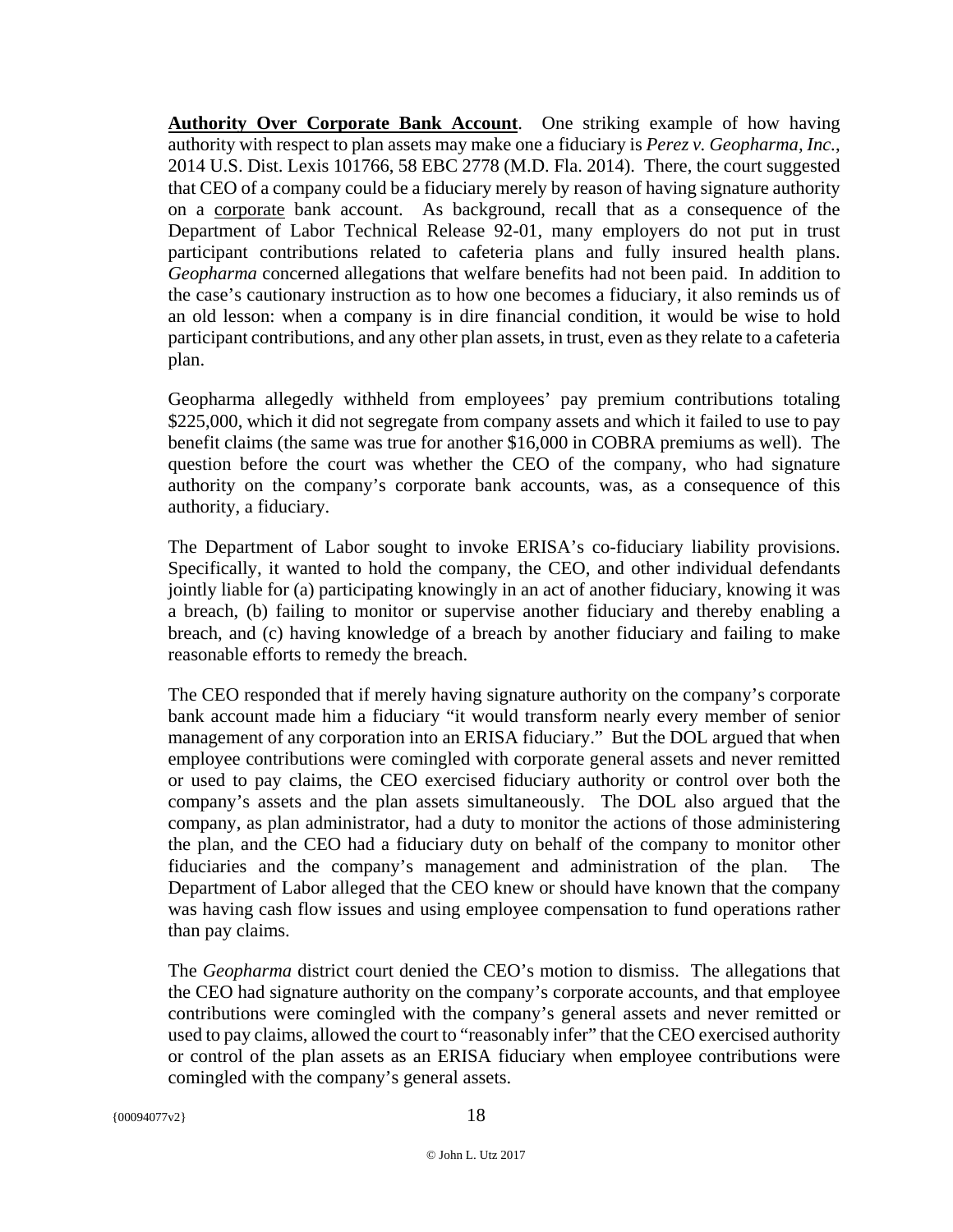**<u>Authority Over Corporate Bank Account</u>**. One striking example of how having authority with respect to plan assets may make one a fiduciary is *Perez v. Geopharma, Inc.*, 2014 U.S. Dist. Lexis 101766, 58 EBC 2778 (M.D. Fla. 2014). There, the court suggested that CEO of a company could be a fiduciary merely by reason of having signature authority on a <u>corporate</u> bank account. As background, recall that as a consequence of the Department of Labor Technical Release 92-01, many employers do not put in trust participant contributions related to cafeteria plans and fully insured health plans. *Geopharma* concerned allegations that welfare benefits had not been paid. In addition to the case's cautionary instruction as to how one becomes a fiduciary, it also reminds us of an old lesson: when a company is in dire financial condition, it would be wise to hold participant contributions, and any other plan assets, in trust, even as they relate to a cafeteria plan.

Geopharma allegedly withheld from employees' pay premium contributions totaling $225,000, which it did not segregate from company assets and which it failed to use to pay benefit claims (the same was true for another $16,000 in COBRA premiums as well). The question before the court was whether the CEO of the company, who had signature authority on the company's corporate bank accounts, was, as a consequence of this authority, a fiduciary.

The Department of Labor sought to invoke ERISA's co-fiduciary liability provisions. Specifically, it wanted to hold the company, the CEO, and other individual defendants jointly liable for (a) participating knowingly in an act of another fiduciary, knowing it was a breach, (b) failing to monitor or supervise another fiduciary and thereby enabling a breach, and (c) having knowledge of a breach by another fiduciary and failing to make reasonable efforts to remedy the breach.

The CEO responded that if merely having signature authority on the company's corporate bank account made him a fiduciary "it would transform nearly every member of senior management of any corporation into an ERISA fiduciary." But the DOL argued that when employee contributions were comingled with corporate general assets and never remitted or used to pay claims, the CEO exercised fiduciary authority or control over both the company's assets and the plan assets simultaneously. The DOL also argued that the company, as plan administrator, had a duty to monitor the actions of those administering the plan, and the CEO had a fiduciary duty on behalf of the company to monitor other fiduciaries and the company's management and administration of the plan. The Department of Labor alleged that the CEO knew or should have known that the company was having cash flow issues and using employee compensation to fund operations rather than pay claims.

The *Geopharma* district court denied the CEO's motion to dismiss. The allegations that the CEO had signature authority on the company's corporate accounts, and that employee contributions were comingled with the company's general assets and never remitted or used to pay claims, allowed the court to "reasonably infer" that the CEO exercised authority or control of the plan assets as an ERISA fiduciary when employee contributions were comingled with the company's general assets.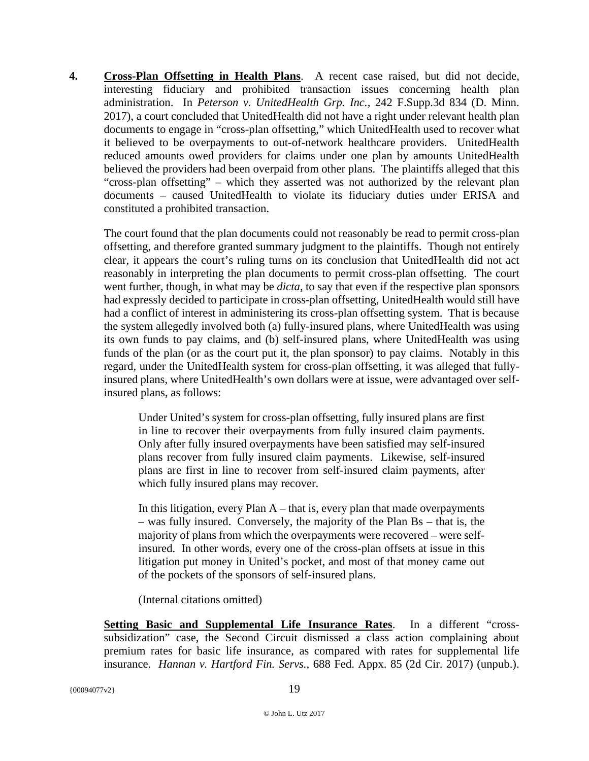**4. Cross-Plan Offsetting in Health Plans**. A recent case raised, but did not decide, interesting fiduciary and prohibited transaction issues concerning health plan administration. In *Peterson v. UnitedHealth Grp. Inc.*, 242 F.Supp.3d 834 (D. Minn. 2017), a court concluded that UnitedHealth did not have a right under relevant health plan documents to engage in "cross-plan offsetting," which UnitedHealth used to recover what it believed to be overpayments to out-of-network healthcare providers. UnitedHealth reduced amounts owed providers for claims under one plan by amounts UnitedHealth believed the providers had been overpaid from other plans. The plaintiffs alleged that this "cross-plan offsetting" – which they asserted was not authorized by the relevant plan documents – caused UnitedHealth to violate its fiduciary duties under ERISA and constituted a prohibited transaction.

The court found that the plan documents could not reasonably be read to permit cross-plan offsetting, and therefore granted summary judgment to the plaintiffs. Though not entirely clear, it appears the court's ruling turns on its conclusion that UnitedHealth did not act reasonably in interpreting the plan documents to permit cross-plan offsetting. The court went further, though, in what may be *dicta*, to say that even if the respective plan sponsors had expressly decided to participate in cross-plan offsetting, UnitedHealth would still have had a conflict of interest in administering its cross-plan offsetting system. That is because the system allegedly involved both (a) fully-insured plans, where UnitedHealth was using its own funds to pay claims, and (b) self-insured plans, where UnitedHealth was using funds of the plan (or as the court put it, the plan sponsor) to pay claims. Notably in this regard, under the UnitedHealth system for cross-plan offsetting, it was alleged that fully-insured plans, where UnitedHealth's own dollars were at issue, were advantaged over self-insured plans, as follows:

> Under United's system for cross-plan offsetting, fully insured plans are first in line to recover their overpayments from fully insured claim payments. Only after fully insured overpayments have been satisfied may self-insured plans recover from fully insured claim payments. Likewise, self-insured plans are first in line to recover from self-insured claim payments, after which fully insured plans may recover.
>
> In this litigation, every Plan A – that is, every plan that made overpayments – was fully insured. Conversely, the majority of the Plan Bs – that is, the majority of plans from which the overpayments were recovered – were self-insured. In other words, every one of the cross-plan offsets at issue in this litigation put money in United's pocket, and most of that money came out of the pockets of the sponsors of self-insured plans.
>
> (Internal citations omitted)

**Setting Basic and Supplemental Life Insurance Rates**. In a different "cross-subsidization" case, the Second Circuit dismissed a class action complaining about premium rates for basic life insurance, as compared with rates for supplemental life insurance. *Hannan v. Hartford Fin. Servs.*, 688 Fed. Appx. 85 (2d Cir. 2017) (unpub.).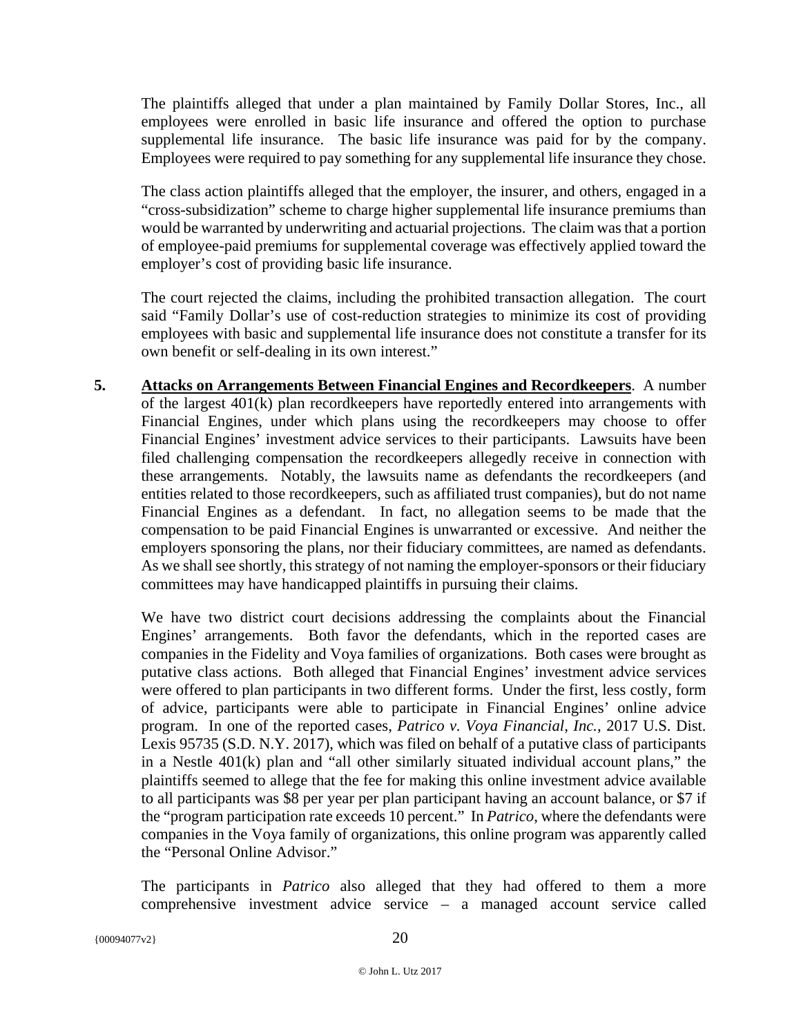The plaintiffs alleged that under a plan maintained by Family Dollar Stores, Inc., all employees were enrolled in basic life insurance and offered the option to purchase supplemental life insurance. The basic life insurance was paid for by the company. Employees were required to pay something for any supplemental life insurance they chose.

The class action plaintiffs alleged that the employer, the insurer, and others, engaged in a "cross-subsidization" scheme to charge higher supplemental life insurance premiums than would be warranted by underwriting and actuarial projections. The claim was that a portion of employee-paid premiums for supplemental coverage was effectively applied toward the employer's cost of providing basic life insurance.

The court rejected the claims, including the prohibited transaction allegation. The court said "Family Dollar's use of cost-reduction strategies to minimize its cost of providing employees with basic and supplemental life insurance does not constitute a transfer for its own benefit or self-dealing in its own interest."

**5.** **<u>Attacks on Arrangements Between Financial Engines and Recordkeepers</u>**. A number of the largest 401(k) plan recordkeepers have reportedly entered into arrangements with Financial Engines, under which plans using the recordkeepers may choose to offer Financial Engines' investment advice services to their participants. Lawsuits have been filed challenging compensation the recordkeepers allegedly receive in connection with these arrangements. Notably, the lawsuits name as defendants the recordkeepers (and entities related to those recordkeepers, such as affiliated trust companies), but do not name Financial Engines as a defendant. In fact, no allegation seems to be made that the compensation to be paid Financial Engines is unwarranted or excessive. And neither the employers sponsoring the plans, nor their fiduciary committees, are named as defendants. As we shall see shortly, this strategy of not naming the employer-sponsors or their fiduciary committees may have handicapped plaintiffs in pursuing their claims.

We have two district court decisions addressing the complaints about the Financial Engines' arrangements. Both favor the defendants, which in the reported cases are companies in the Fidelity and Voya families of organizations. Both cases were brought as putative class actions. Both alleged that Financial Engines' investment advice services were offered to plan participants in two different forms. Under the first, less costly, form of advice, participants were able to participate in Financial Engines' online advice program. In one of the reported cases, *Patrico v. Voya Financial, Inc.*, 2017 U.S. Dist. Lexis 95735 (S.D. N.Y. 2017), which was filed on behalf of a putative class of participants in a Nestle 401(k) plan and "all other similarly situated individual account plans," the plaintiffs seemed to allege that the fee for making this online investment advice available to all participants was $8 per year per plan participant having an account balance, or $7 if the "program participation rate exceeds 10 percent." In *Patrico*, where the defendants were companies in the Voya family of organizations, this online program was apparently called the "Personal Online Advisor."

The participants in *Patrico* also alleged that they had offered to them a more comprehensive investment advice service – a managed account service called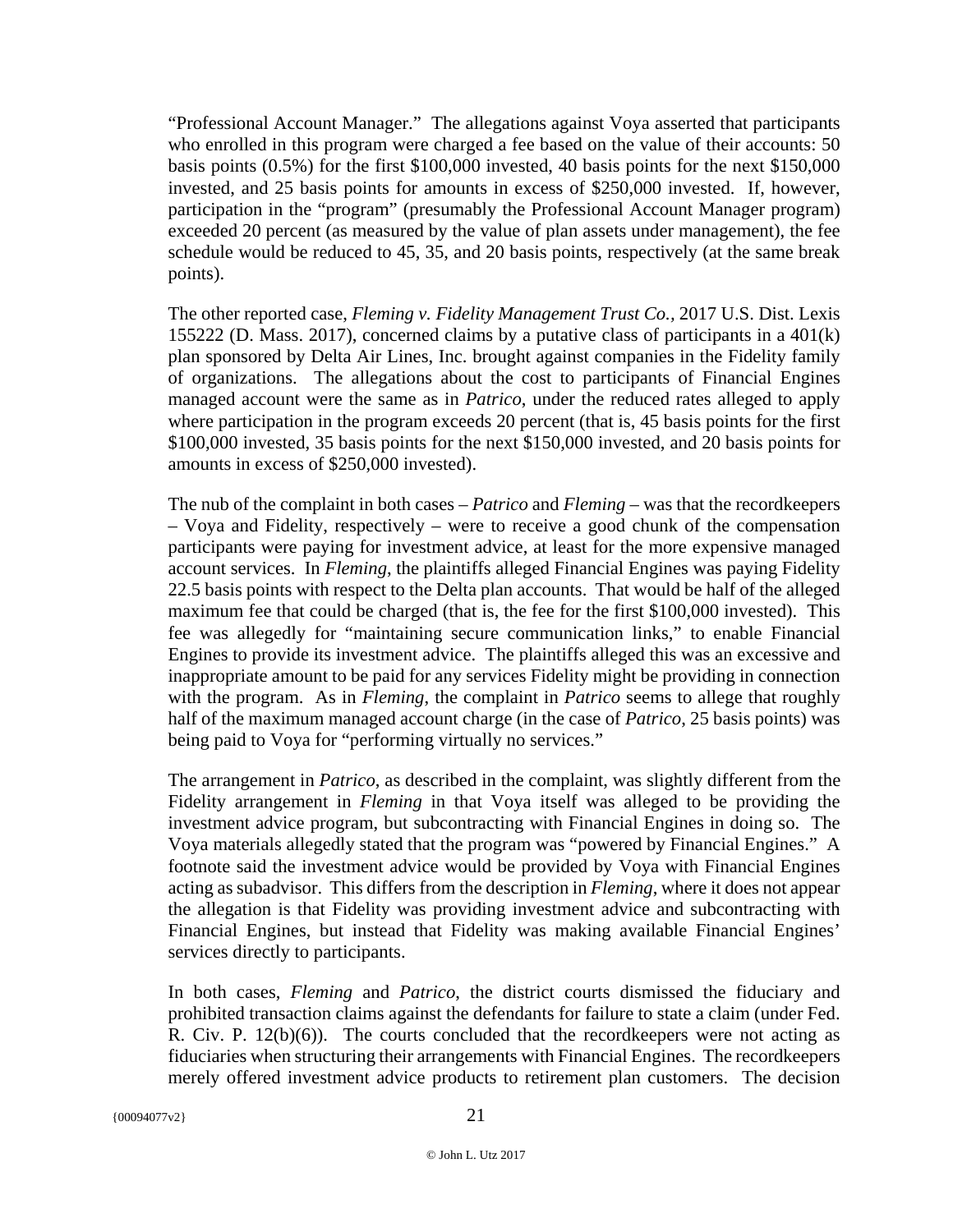"Professional Account Manager." The allegations against Voya asserted that participants who enrolled in this program were charged a fee based on the value of their accounts: 50 basis points (0.5%) for the first $100,000 invested, 40 basis points for the next $150,000 invested, and 25 basis points for amounts in excess of $250,000 invested. If, however, participation in the "program" (presumably the Professional Account Manager program) exceeded 20 percent (as measured by the value of plan assets under management), the fee schedule would be reduced to 45, 35, and 20 basis points, respectively (at the same break points).

The other reported case, *Fleming v. Fidelity Management Trust Co.,* 2017 U.S. Dist. Lexis 155222 (D. Mass. 2017), concerned claims by a putative class of participants in a 401(k) plan sponsored by Delta Air Lines, Inc. brought against companies in the Fidelity family of organizations. The allegations about the cost to participants of Financial Engines managed account were the same as in *Patrico*, under the reduced rates alleged to apply where participation in the program exceeds 20 percent (that is, 45 basis points for the first $100,000 invested, 35 basis points for the next $150,000 invested, and 20 basis points for amounts in excess of $250,000 invested).

The nub of the complaint in both cases – *Patrico* and *Fleming* – was that the recordkeepers – Voya and Fidelity, respectively – were to receive a good chunk of the compensation participants were paying for investment advice, at least for the more expensive managed account services. In *Fleming*, the plaintiffs alleged Financial Engines was paying Fidelity 22.5 basis points with respect to the Delta plan accounts. That would be half of the alleged maximum fee that could be charged (that is, the fee for the first $100,000 invested). This fee was allegedly for "maintaining secure communication links," to enable Financial Engines to provide its investment advice. The plaintiffs alleged this was an excessive and inappropriate amount to be paid for any services Fidelity might be providing in connection with the program. As in *Fleming*, the complaint in *Patrico* seems to allege that roughly half of the maximum managed account charge (in the case of *Patrico*, 25 basis points) was being paid to Voya for "performing virtually no services."

The arrangement in *Patrico*, as described in the complaint, was slightly different from the Fidelity arrangement in *Fleming* in that Voya itself was alleged to be providing the investment advice program, but subcontracting with Financial Engines in doing so. The Voya materials allegedly stated that the program was "powered by Financial Engines." A footnote said the investment advice would be provided by Voya with Financial Engines acting as subadvisor. This differs from the description in *Fleming*, where it does not appear the allegation is that Fidelity was providing investment advice and subcontracting with Financial Engines, but instead that Fidelity was making available Financial Engines' services directly to participants.

In both cases, *Fleming* and *Patrico*, the district courts dismissed the fiduciary and prohibited transaction claims against the defendants for failure to state a claim (under Fed. R. Civ. P. 12(b)(6)). The courts concluded that the recordkeepers were not acting as fiduciaries when structuring their arrangements with Financial Engines. The recordkeepers merely offered investment advice products to retirement plan customers. The decision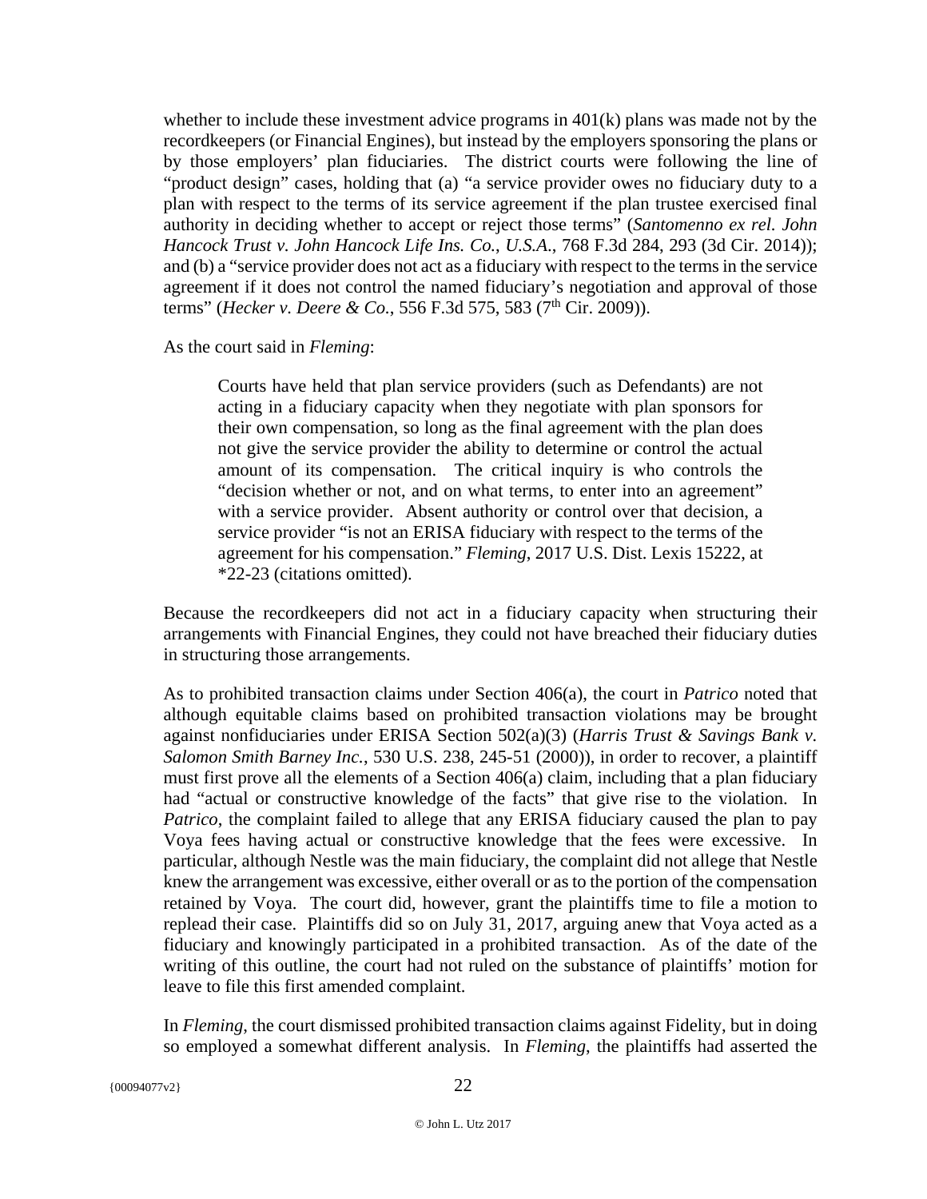whether to include these investment advice programs in 401(k) plans was made not by the recordkeepers (or Financial Engines), but instead by the employers sponsoring the plans or by those employers' plan fiduciaries. The district courts were following the line of "product design" cases, holding that (a) "a service provider owes no fiduciary duty to a plan with respect to the terms of its service agreement if the plan trustee exercised final authority in deciding whether to accept or reject those terms" (*Santomenno ex rel. John Hancock Trust v. John Hancock Life Ins. Co., U.S.A.*, 768 F.3d 284, 293 (3d Cir. 2014)); and (b) a "service provider does not act as a fiduciary with respect to the terms in the service agreement if it does not control the named fiduciary's negotiation and approval of those terms" (*Hecker v. Deere & Co.*, 556 F.3d 575, 583 (7th Cir. 2009)).

As the court said in *Fleming*:

> Courts have held that plan service providers (such as Defendants) are not acting in a fiduciary capacity when they negotiate with plan sponsors for their own compensation, so long as the final agreement with the plan does not give the service provider the ability to determine or control the actual amount of its compensation. The critical inquiry is who controls the "decision whether or not, and on what terms, to enter into an agreement" with a service provider. Absent authority or control over that decision, a service provider "is not an ERISA fiduciary with respect to the terms of the agreement for his compensation." *Fleming*, 2017 U.S. Dist. Lexis 15222, at *22-23 (citations omitted).

Because the recordkeepers did not act in a fiduciary capacity when structuring their arrangements with Financial Engines, they could not have breached their fiduciary duties in structuring those arrangements.

As to prohibited transaction claims under Section 406(a), the court in *Patrico* noted that although equitable claims based on prohibited transaction violations may be brought against nonfiduciaries under ERISA Section 502(a)(3) (*Harris Trust & Savings Bank v. Salomon Smith Barney Inc.*, 530 U.S. 238, 245-51 (2000)), in order to recover, a plaintiff must first prove all the elements of a Section 406(a) claim, including that a plan fiduciary had "actual or constructive knowledge of the facts" that give rise to the violation. In *Patrico*, the complaint failed to allege that any ERISA fiduciary caused the plan to pay Voya fees having actual or constructive knowledge that the fees were excessive. In particular, although Nestle was the main fiduciary, the complaint did not allege that Nestle knew the arrangement was excessive, either overall or as to the portion of the compensation retained by Voya. The court did, however, grant the plaintiffs time to file a motion to replead their case. Plaintiffs did so on July 31, 2017, arguing anew that Voya acted as a fiduciary and knowingly participated in a prohibited transaction. As of the date of the writing of this outline, the court had not ruled on the substance of plaintiffs' motion for leave to file this first amended complaint.

In *Fleming*, the court dismissed prohibited transaction claims against Fidelity, but in doing so employed a somewhat different analysis. In *Fleming*, the plaintiffs had asserted the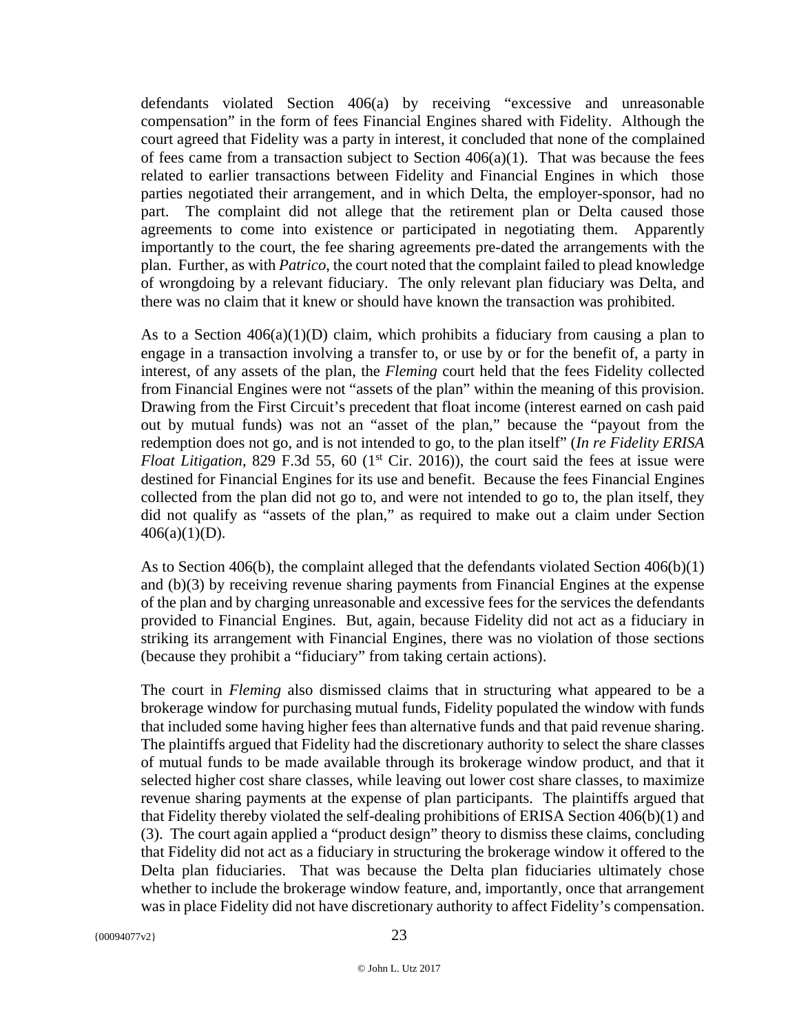defendants violated Section 406(a) by receiving "excessive and unreasonable compensation" in the form of fees Financial Engines shared with Fidelity. Although the court agreed that Fidelity was a party in interest, it concluded that none of the complained of fees came from a transaction subject to Section 406(a)(1). That was because the fees related to earlier transactions between Fidelity and Financial Engines in which those parties negotiated their arrangement, and in which Delta, the employer-sponsor, had no part. The complaint did not allege that the retirement plan or Delta caused those agreements to come into existence or participated in negotiating them. Apparently importantly to the court, the fee sharing agreements pre-dated the arrangements with the plan. Further, as with *Patrico*, the court noted that the complaint failed to plead knowledge of wrongdoing by a relevant fiduciary. The only relevant plan fiduciary was Delta, and there was no claim that it knew or should have known the transaction was prohibited.

As to a Section 406(a)(1)(D) claim, which prohibits a fiduciary from causing a plan to engage in a transaction involving a transfer to, or use by or for the benefit of, a party in interest, of any assets of the plan, the *Fleming* court held that the fees Fidelity collected from Financial Engines were not "assets of the plan" within the meaning of this provision. Drawing from the First Circuit's precedent that float income (interest earned on cash paid out by mutual funds) was not an "asset of the plan," because the "payout from the redemption does not go, and is not intended to go, to the plan itself" (*In re Fidelity ERISA Float Litigation*, 829 F.3d 55, 60 (1st Cir. 2016)), the court said the fees at issue were destined for Financial Engines for its use and benefit. Because the fees Financial Engines collected from the plan did not go to, and were not intended to go to, the plan itself, they did not qualify as "assets of the plan," as required to make out a claim under Section 406(a)(1)(D).

As to Section 406(b), the complaint alleged that the defendants violated Section 406(b)(1) and (b)(3) by receiving revenue sharing payments from Financial Engines at the expense of the plan and by charging unreasonable and excessive fees for the services the defendants provided to Financial Engines. But, again, because Fidelity did not act as a fiduciary in striking its arrangement with Financial Engines, there was no violation of those sections (because they prohibit a "fiduciary" from taking certain actions).

The court in *Fleming* also dismissed claims that in structuring what appeared to be a brokerage window for purchasing mutual funds, Fidelity populated the window with funds that included some having higher fees than alternative funds and that paid revenue sharing. The plaintiffs argued that Fidelity had the discretionary authority to select the share classes of mutual funds to be made available through its brokerage window product, and that it selected higher cost share classes, while leaving out lower cost share classes, to maximize revenue sharing payments at the expense of plan participants. The plaintiffs argued that that Fidelity thereby violated the self-dealing prohibitions of ERISA Section 406(b)(1) and (3). The court again applied a "product design" theory to dismiss these claims, concluding that Fidelity did not act as a fiduciary in structuring the brokerage window it offered to the Delta plan fiduciaries. That was because the Delta plan fiduciaries ultimately chose whether to include the brokerage window feature, and, importantly, once that arrangement was in place Fidelity did not have discretionary authority to affect Fidelity's compensation.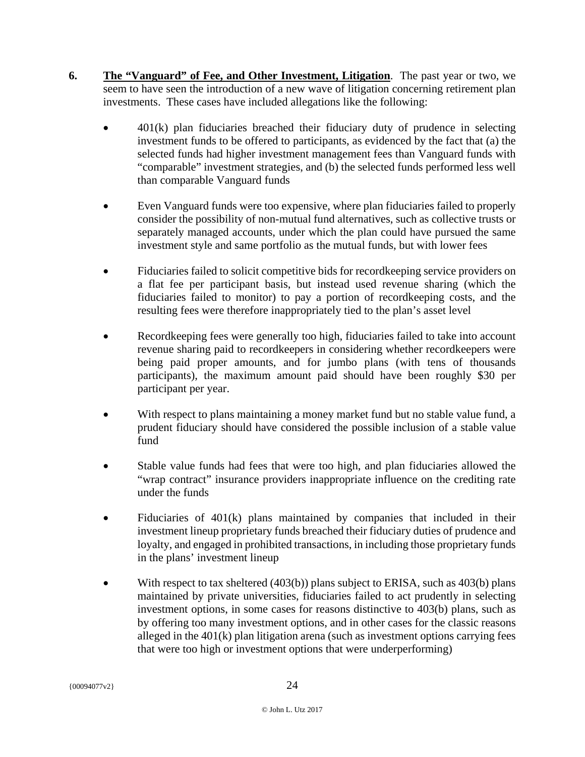6. **The "Vanguard" of Fee, and Other Investment, Litigation**. The past year or two, we seem to have seen the introduction of a new wave of litigation concerning retirement plan investments. These cases have included allegations like the following:

- 401(k) plan fiduciaries breached their fiduciary duty of prudence in selecting investment funds to be offered to participants, as evidenced by the fact that (a) the selected funds had higher investment management fees than Vanguard funds with "comparable" investment strategies, and (b) the selected funds performed less well than comparable Vanguard funds

- Even Vanguard funds were too expensive, where plan fiduciaries failed to properly consider the possibility of non-mutual fund alternatives, such as collective trusts or separately managed accounts, under which the plan could have pursued the same investment style and same portfolio as the mutual funds, but with lower fees

- Fiduciaries failed to solicit competitive bids for recordkeeping service providers on a flat fee per participant basis, but instead used revenue sharing (which the fiduciaries failed to monitor) to pay a portion of recordkeeping costs, and the resulting fees were therefore inappropriately tied to the plan's asset level

- Recordkeeping fees were generally too high, fiduciaries failed to take into account revenue sharing paid to recordkeepers in considering whether recordkeepers were being paid proper amounts, and for jumbo plans (with tens of thousands participants), the maximum amount paid should have been roughly $30 per participant per year.

- With respect to plans maintaining a money market fund but no stable value fund, a prudent fiduciary should have considered the possible inclusion of a stable value fund

- Stable value funds had fees that were too high, and plan fiduciaries allowed the "wrap contract" insurance providers inappropriate influence on the crediting rate under the funds

- Fiduciaries of 401(k) plans maintained by companies that included in their investment lineup proprietary funds breached their fiduciary duties of prudence and loyalty, and engaged in prohibited transactions, in including those proprietary funds in the plans' investment lineup

- With respect to tax sheltered (403(b)) plans subject to ERISA, such as 403(b) plans maintained by private universities, fiduciaries failed to act prudently in selecting investment options, in some cases for reasons distinctive to 403(b) plans, such as by offering too many investment options, and in other cases for the classic reasons alleged in the 401(k) plan litigation arena (such as investment options carrying fees that were too high or investment options that were underperforming)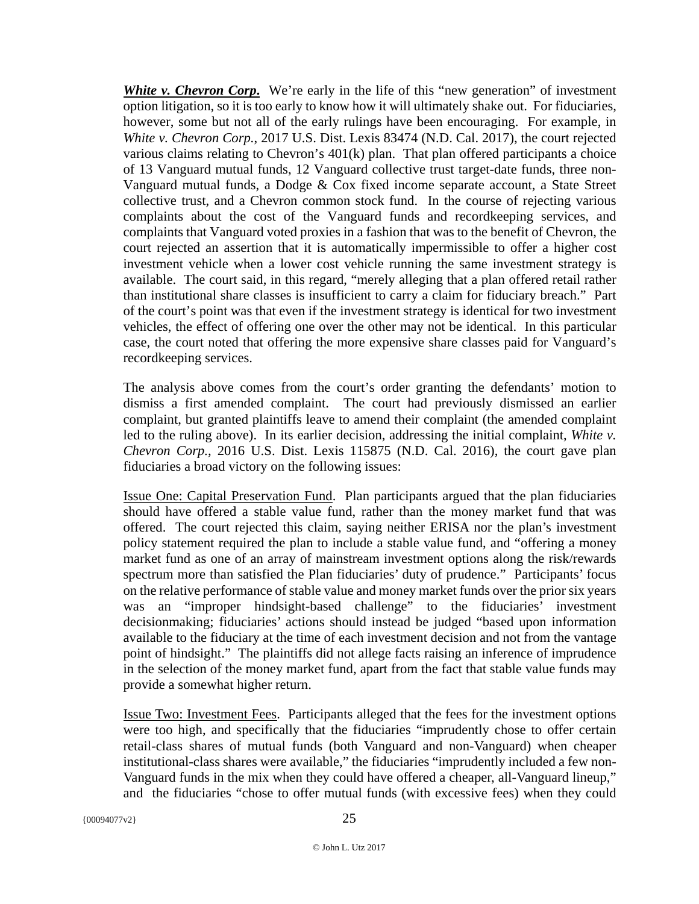***White v. Chevron Corp.*** We're early in the life of this "new generation" of investment option litigation, so it is too early to know how it will ultimately shake out. For fiduciaries, however, some but not all of the early rulings have been encouraging. For example, in *White v. Chevron Corp.*, 2017 U.S. Dist. Lexis 83474 (N.D. Cal. 2017), the court rejected various claims relating to Chevron's 401(k) plan. That plan offered participants a choice of 13 Vanguard mutual funds, 12 Vanguard collective trust target-date funds, three non-Vanguard mutual funds, a Dodge & Cox fixed income separate account, a State Street collective trust, and a Chevron common stock fund. In the course of rejecting various complaints about the cost of the Vanguard funds and recordkeeping services, and complaints that Vanguard voted proxies in a fashion that was to the benefit of Chevron, the court rejected an assertion that it is automatically impermissible to offer a higher cost investment vehicle when a lower cost vehicle running the same investment strategy is available. The court said, in this regard, "merely alleging that a plan offered retail rather than institutional share classes is insufficient to carry a claim for fiduciary breach." Part of the court's point was that even if the investment strategy is identical for two investment vehicles, the effect of offering one over the other may not be identical. In this particular case, the court noted that offering the more expensive share classes paid for Vanguard's recordkeeping services.

The analysis above comes from the court's order granting the defendants' motion to dismiss a first amended complaint. The court had previously dismissed an earlier complaint, but granted plaintiffs leave to amend their complaint (the amended complaint led to the ruling above). In its earlier decision, addressing the initial complaint, *White v. Chevron Corp.*, 2016 U.S. Dist. Lexis 115875 (N.D. Cal. 2016), the court gave plan fiduciaries a broad victory on the following issues:

Issue One: Capital Preservation Fund. Plan participants argued that the plan fiduciaries should have offered a stable value fund, rather than the money market fund that was offered. The court rejected this claim, saying neither ERISA nor the plan's investment policy statement required the plan to include a stable value fund, and "offering a money market fund as one of an array of mainstream investment options along the risk/rewards spectrum more than satisfied the Plan fiduciaries' duty of prudence." Participants' focus on the relative performance of stable value and money market funds over the prior six years was an "improper hindsight-based challenge" to the fiduciaries' investment decisionmaking; fiduciaries' actions should instead be judged "based upon information available to the fiduciary at the time of each investment decision and not from the vantage point of hindsight." The plaintiffs did not allege facts raising an inference of imprudence in the selection of the money market fund, apart from the fact that stable value funds may provide a somewhat higher return.

Issue Two: Investment Fees. Participants alleged that the fees for the investment options were too high, and specifically that the fiduciaries "imprudently chose to offer certain retail-class shares of mutual funds (both Vanguard and non-Vanguard) when cheaper institutional-class shares were available," the fiduciaries "imprudently included a few non-Vanguard funds in the mix when they could have offered a cheaper, all-Vanguard lineup," and the fiduciaries "chose to offer mutual funds (with excessive fees) when they could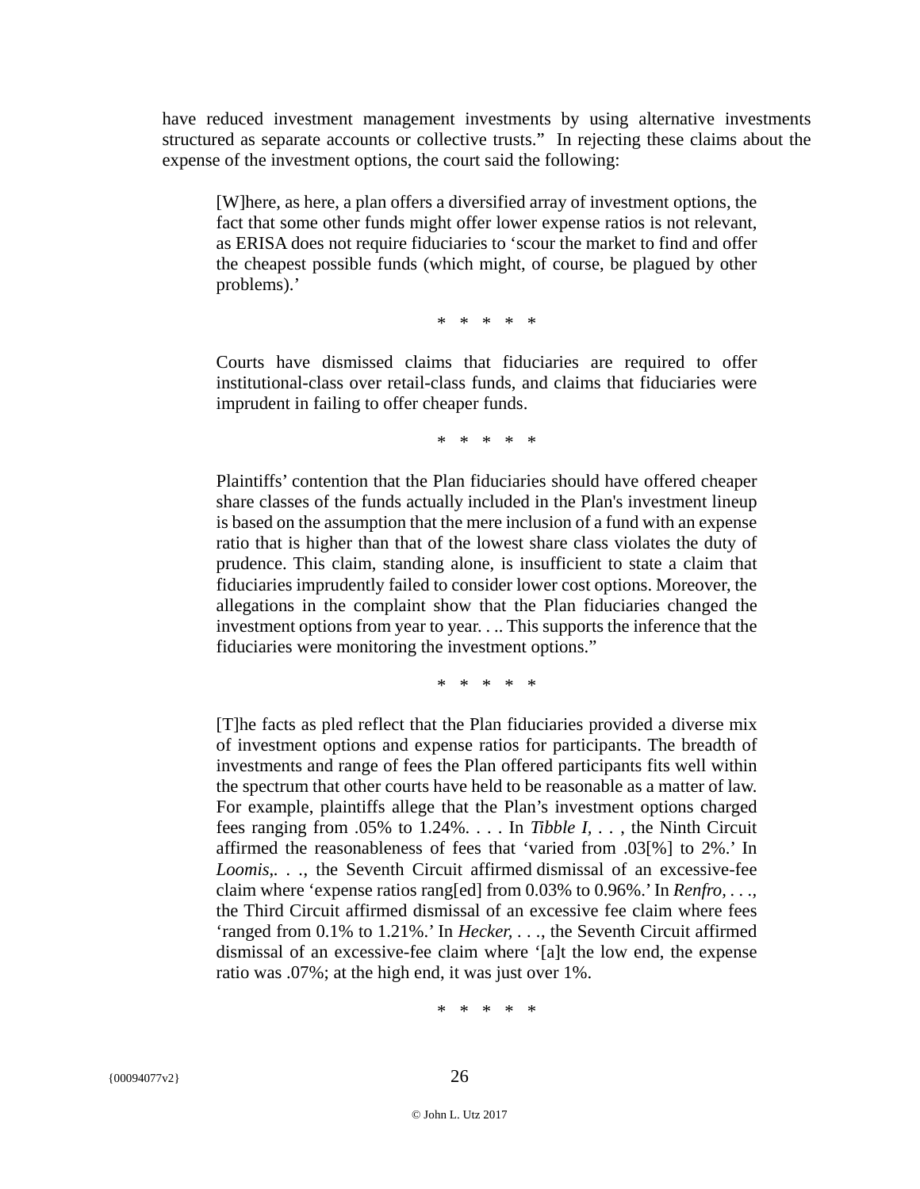have reduced investment management investments by using alternative investments structured as separate accounts or collective trusts." In rejecting these claims about the expense of the investment options, the court said the following:

> [W]here, as here, a plan offers a diversified array of investment options, the fact that some other funds might offer lower expense ratios is not relevant, as ERISA does not require fiduciaries to 'scour the market to find and offer the cheapest possible funds (which might, of course, be plagued by other problems).'
>
> \* \* \* \* \*
>
> Courts have dismissed claims that fiduciaries are required to offer institutional-class over retail-class funds, and claims that fiduciaries were imprudent in failing to offer cheaper funds.
>
> \* \* \* \* \*
>
> Plaintiffs' contention that the Plan fiduciaries should have offered cheaper share classes of the funds actually included in the Plan's investment lineup is based on the assumption that the mere inclusion of a fund with an expense ratio that is higher than that of the lowest share class violates the duty of prudence. This claim, standing alone, is insufficient to state a claim that fiduciaries imprudently failed to consider lower cost options. Moreover, the allegations in the complaint show that the Plan fiduciaries changed the investment options from year to year. . .. This supports the inference that the fiduciaries were monitoring the investment options."
>
> \* \* \* \* \*
>
> [T]he facts as pled reflect that the Plan fiduciaries provided a diverse mix of investment options and expense ratios for participants. The breadth of investments and range of fees the Plan offered participants fits well within the spectrum that other courts have held to be reasonable as a matter of law. For example, plaintiffs allege that the Plan's investment options charged fees ranging from .05% to 1.24%. . . . In *Tibble I*, . . . , the Ninth Circuit affirmed the reasonableness of fees that 'varied from .03[%] to 2%.' In *Loomis*,. . ., the Seventh Circuit affirmed dismissal of an excessive-fee claim where 'expense ratios rang[ed] from 0.03% to 0.96%.' In *Renfro*, . . ., the Third Circuit affirmed dismissal of an excessive fee claim where fees 'ranged from 0.1% to 1.21%.' In *Hecker*, . . ., the Seventh Circuit affirmed dismissal of an excessive-fee claim where '[a]t the low end, the expense ratio was .07%; at the high end, it was just over 1%.
>
> \* \* \* \* \*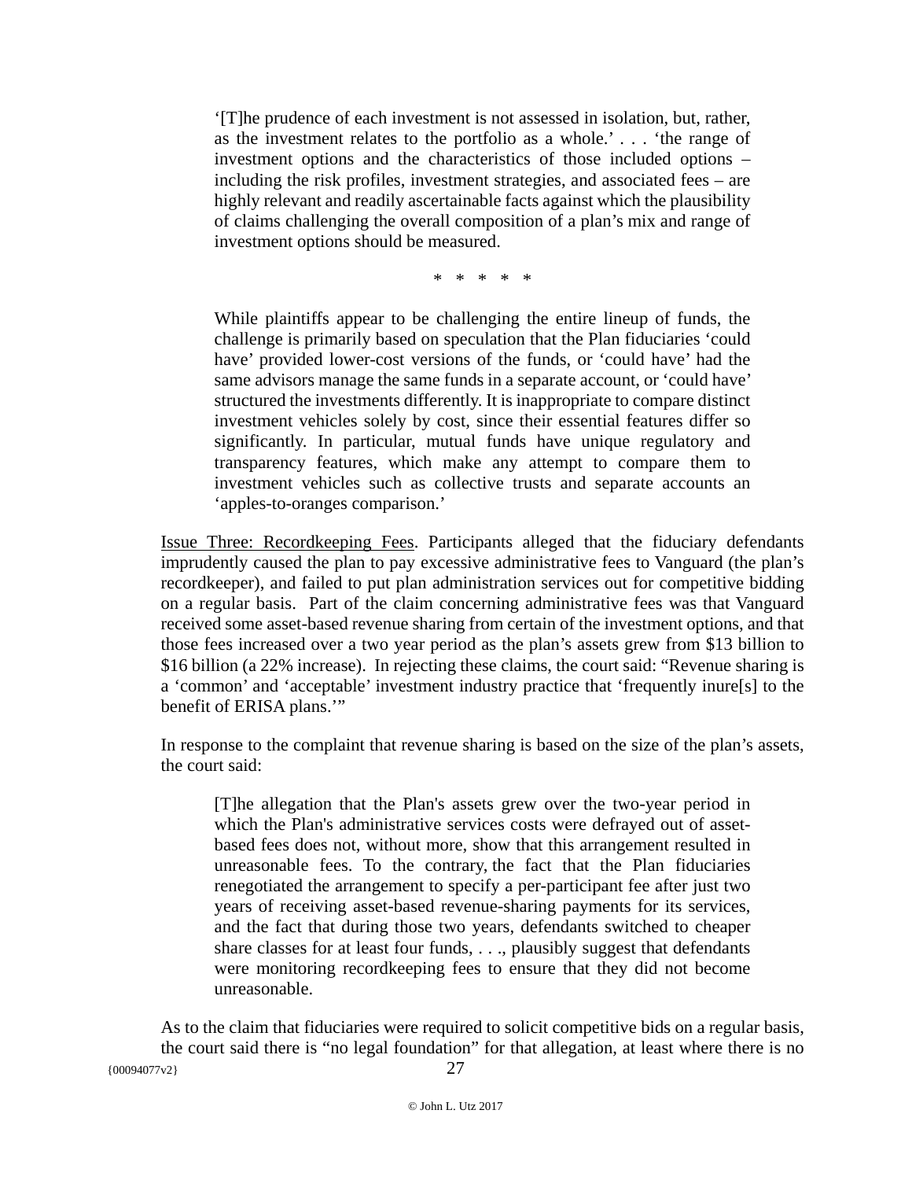> ‘[T]he prudence of each investment is not assessed in isolation, but, rather, as the investment relates to the portfolio as a whole.’ . . . ‘the range of investment options and the characteristics of those included options – including the risk profiles, investment strategies, and associated fees – are highly relevant and readily ascertainable facts against which the plausibility of claims challenging the overall composition of a plan’s mix and range of investment options should be measured.
>
> \* \* \* \* \*
>
> While plaintiffs appear to be challenging the entire lineup of funds, the challenge is primarily based on speculation that the Plan fiduciaries ‘could have’ provided lower-cost versions of the funds, or ‘could have’ had the same advisors manage the same funds in a separate account, or ‘could have’ structured the investments differently. It is inappropriate to compare distinct investment vehicles solely by cost, since their essential features differ so significantly. In particular, mutual funds have unique regulatory and transparency features, which make any attempt to compare them to investment vehicles such as collective trusts and separate accounts an ‘apples-to-oranges comparison.’

<u>Issue Three: Recordkeeping Fees</u>. Participants alleged that the fiduciary defendants imprudently caused the plan to pay excessive administrative fees to Vanguard (the plan’s recordkeeper), and failed to put plan administration services out for competitive bidding on a regular basis. Part of the claim concerning administrative fees was that Vanguard received some asset-based revenue sharing from certain of the investment options, and that those fees increased over a two year period as the plan’s assets grew from $13 billion to $16 billion (a 22% increase). In rejecting these claims, the court said: “Revenue sharing is a ‘common’ and ‘acceptable’ investment industry practice that ‘frequently inure[s] to the benefit of ERISA plans.’”

In response to the complaint that revenue sharing is based on the size of the plan’s assets, the court said:

> [T]he allegation that the Plan's assets grew over the two-year period in which the Plan's administrative services costs were defrayed out of asset-based fees does not, without more, show that this arrangement resulted in unreasonable fees. To the contrary, the fact that the Plan fiduciaries renegotiated the arrangement to specify a per-participant fee after just two years of receiving asset-based revenue-sharing payments for its services, and the fact that during those two years, defendants switched to cheaper share classes for at least four funds, . . ., plausibly suggest that defendants were monitoring recordkeeping fees to ensure that they did not become unreasonable.

As to the claim that fiduciaries were required to solicit competitive bids on a regular basis, the court said there is “no legal foundation” for that allegation, at least where there is no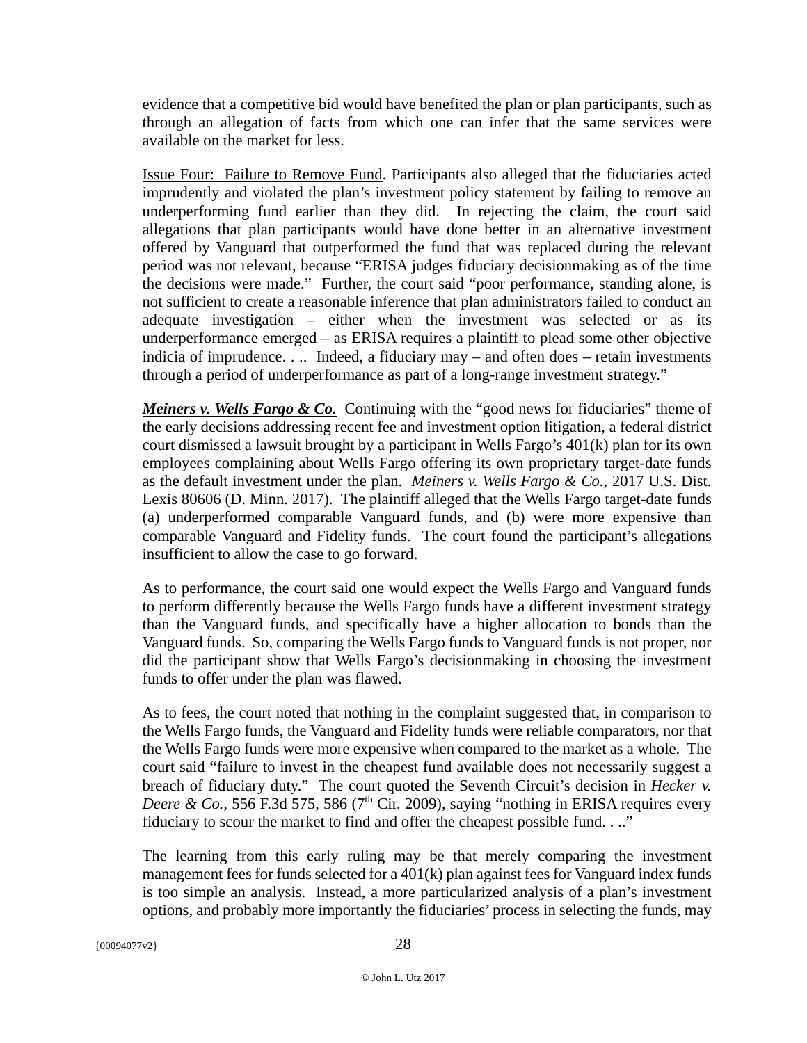evidence that a competitive bid would have benefited the plan or plan participants, such as through an allegation of facts from which one can infer that the same services were available on the market for less.

Issue Four: Failure to Remove Fund. Participants also alleged that the fiduciaries acted imprudently and violated the plan's investment policy statement by failing to remove an underperforming fund earlier than they did. In rejecting the claim, the court said allegations that plan participants would have done better in an alternative investment offered by Vanguard that outperformed the fund that was replaced during the relevant period was not relevant, because "ERISA judges fiduciary decisionmaking as of the time the decisions were made." Further, the court said "poor performance, standing alone, is not sufficient to create a reasonable inference that plan administrators failed to conduct an adequate investigation – either when the investment was selected or as its underperformance emerged – as ERISA requires a plaintiff to plead some other objective indicia of imprudence. . .. Indeed, a fiduciary may – and often does – retain investments through a period of underperformance as part of a long-range investment strategy."

***Meiners v. Wells Fargo & Co.*** Continuing with the "good news for fiduciaries" theme of the early decisions addressing recent fee and investment option litigation, a federal district court dismissed a lawsuit brought by a participant in Wells Fargo's 401(k) plan for its own employees complaining about Wells Fargo offering its own proprietary target-date funds as the default investment under the plan. *Meiners v. Wells Fargo & Co.*, 2017 U.S. Dist. Lexis 80606 (D. Minn. 2017). The plaintiff alleged that the Wells Fargo target-date funds (a) underperformed comparable Vanguard funds, and (b) were more expensive than comparable Vanguard and Fidelity funds. The court found the participant's allegations insufficient to allow the case to go forward.

As to performance, the court said one would expect the Wells Fargo and Vanguard funds to perform differently because the Wells Fargo funds have a different investment strategy than the Vanguard funds, and specifically have a higher allocation to bonds than the Vanguard funds. So, comparing the Wells Fargo funds to Vanguard funds is not proper, nor did the participant show that Wells Fargo's decisionmaking in choosing the investment funds to offer under the plan was flawed.

As to fees, the court noted that nothing in the complaint suggested that, in comparison to the Wells Fargo funds, the Vanguard and Fidelity funds were reliable comparators, nor that the Wells Fargo funds were more expensive when compared to the market as a whole. The court said "failure to invest in the cheapest fund available does not necessarily suggest a breach of fiduciary duty." The court quoted the Seventh Circuit's decision in *Hecker v. Deere & Co.*, 556 F.3d 575, 586 (7th Cir. 2009), saying "nothing in ERISA requires every fiduciary to scour the market to find and offer the cheapest possible fund. . .."

The learning from this early ruling may be that merely comparing the investment management fees for funds selected for a 401(k) plan against fees for Vanguard index funds is too simple an analysis. Instead, a more particularized analysis of a plan's investment options, and probably more importantly the fiduciaries' process in selecting the funds, may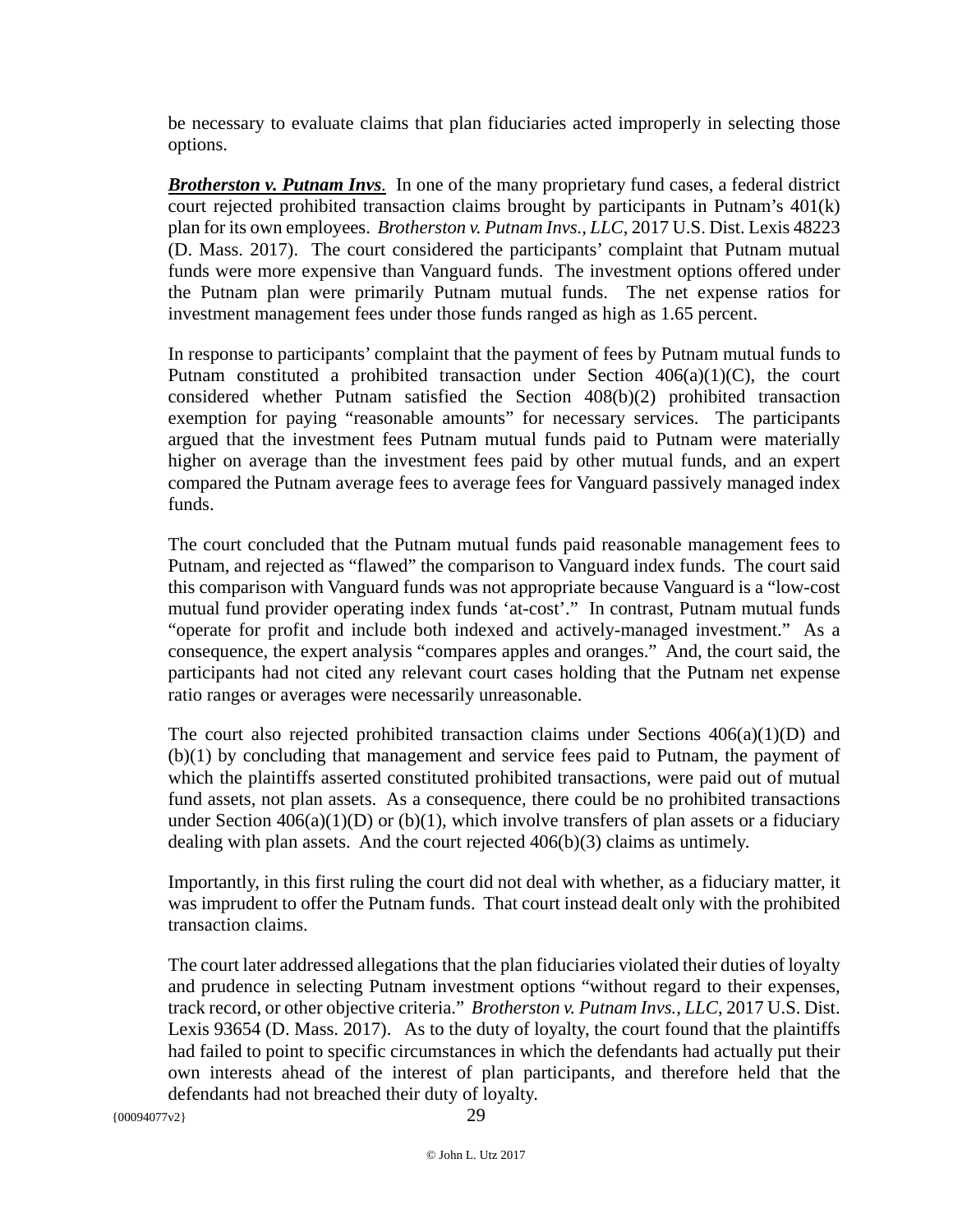be necessary to evaluate claims that plan fiduciaries acted improperly in selecting those options.

***Brotherston v. Putnam Invs***. In one of the many proprietary fund cases, a federal district court rejected prohibited transaction claims brought by participants in Putnam's 401(k) plan for its own employees. *Brotherston v. Putnam Invs., LLC*, 2017 U.S. Dist. Lexis 48223 (D. Mass. 2017). The court considered the participants' complaint that Putnam mutual funds were more expensive than Vanguard funds. The investment options offered under the Putnam plan were primarily Putnam mutual funds. The net expense ratios for investment management fees under those funds ranged as high as 1.65 percent.

In response to participants' complaint that the payment of fees by Putnam mutual funds to Putnam constituted a prohibited transaction under Section 406(a)(1)(C), the court considered whether Putnam satisfied the Section 408(b)(2) prohibited transaction exemption for paying "reasonable amounts" for necessary services. The participants argued that the investment fees Putnam mutual funds paid to Putnam were materially higher on average than the investment fees paid by other mutual funds, and an expert compared the Putnam average fees to average fees for Vanguard passively managed index funds.

The court concluded that the Putnam mutual funds paid reasonable management fees to Putnam, and rejected as "flawed" the comparison to Vanguard index funds. The court said this comparison with Vanguard funds was not appropriate because Vanguard is a "low-cost mutual fund provider operating index funds 'at-cost'." In contrast, Putnam mutual funds "operate for profit and include both indexed and actively-managed investment." As a consequence, the expert analysis "compares apples and oranges." And, the court said, the participants had not cited any relevant court cases holding that the Putnam net expense ratio ranges or averages were necessarily unreasonable.

The court also rejected prohibited transaction claims under Sections 406(a)(1)(D) and (b)(1) by concluding that management and service fees paid to Putnam, the payment of which the plaintiffs asserted constituted prohibited transactions, were paid out of mutual fund assets, not plan assets. As a consequence, there could be no prohibited transactions under Section 406(a)(1)(D) or (b)(1), which involve transfers of plan assets or a fiduciary dealing with plan assets. And the court rejected 406(b)(3) claims as untimely.

Importantly, in this first ruling the court did not deal with whether, as a fiduciary matter, it was imprudent to offer the Putnam funds. That court instead dealt only with the prohibited transaction claims.

The court later addressed allegations that the plan fiduciaries violated their duties of loyalty and prudence in selecting Putnam investment options "without regard to their expenses, track record, or other objective criteria." *Brotherston v. Putnam Invs., LLC*, 2017 U.S. Dist. Lexis 93654 (D. Mass. 2017). As to the duty of loyalty, the court found that the plaintiffs had failed to point to specific circumstances in which the defendants had actually put their own interests ahead of the interest of plan participants, and therefore held that the defendants had not breached their duty of loyalty.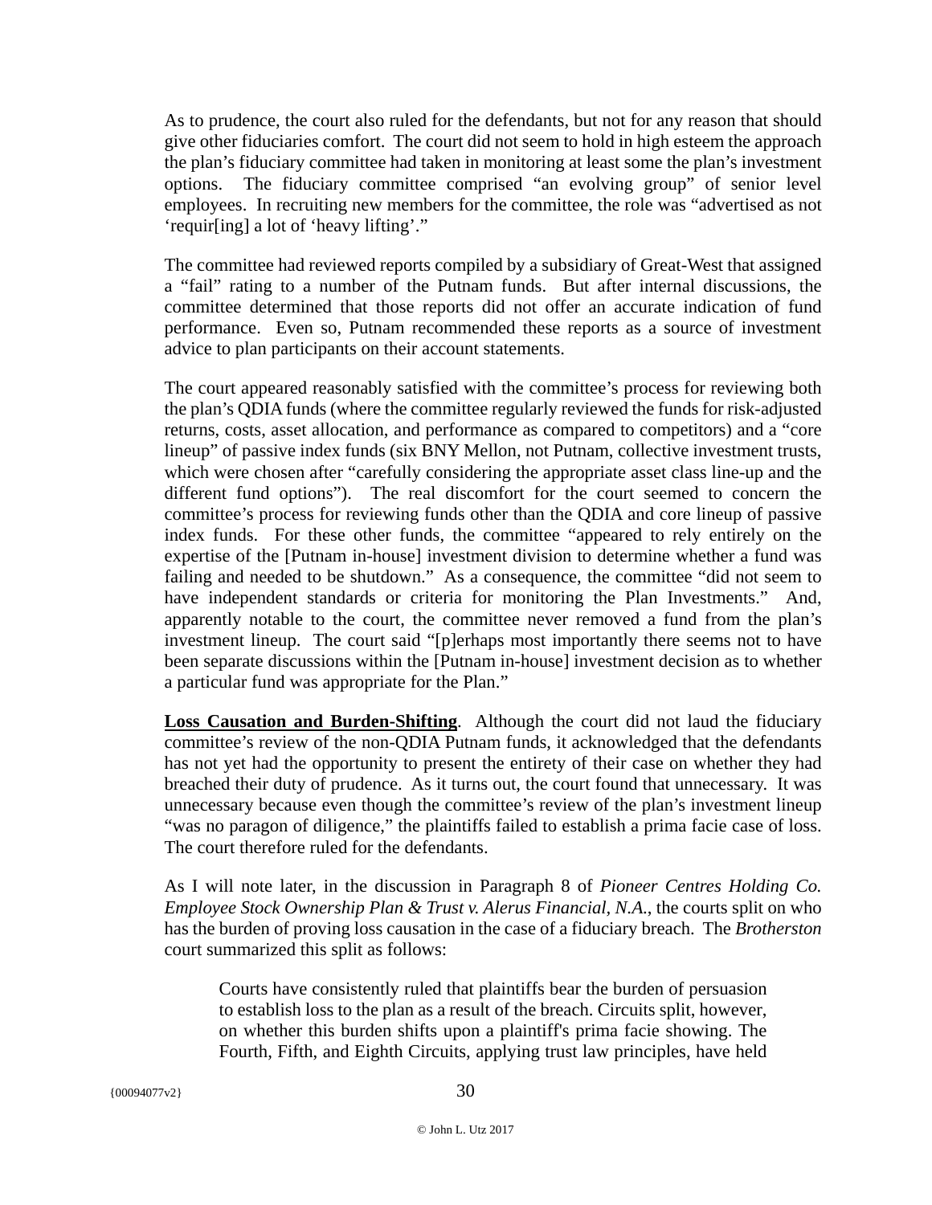As to prudence, the court also ruled for the defendants, but not for any reason that should give other fiduciaries comfort. The court did not seem to hold in high esteem the approach the plan's fiduciary committee had taken in monitoring at least some the plan's investment options. The fiduciary committee comprised "an evolving group" of senior level employees. In recruiting new members for the committee, the role was "advertised as not 'requir[ing] a lot of 'heavy lifting'."

The committee had reviewed reports compiled by a subsidiary of Great-West that assigned a "fail" rating to a number of the Putnam funds. But after internal discussions, the committee determined that those reports did not offer an accurate indication of fund performance. Even so, Putnam recommended these reports as a source of investment advice to plan participants on their account statements.

The court appeared reasonably satisfied with the committee's process for reviewing both the plan's QDIA funds (where the committee regularly reviewed the funds for risk-adjusted returns, costs, asset allocation, and performance as compared to competitors) and a "core lineup" of passive index funds (six BNY Mellon, not Putnam, collective investment trusts, which were chosen after "carefully considering the appropriate asset class line-up and the different fund options"). The real discomfort for the court seemed to concern the committee's process for reviewing funds other than the QDIA and core lineup of passive index funds. For these other funds, the committee "appeared to rely entirely on the expertise of the [Putnam in-house] investment division to determine whether a fund was failing and needed to be shutdown." As a consequence, the committee "did not seem to have independent standards or criteria for monitoring the Plan Investments." And, apparently notable to the court, the committee never removed a fund from the plan's investment lineup. The court said "[p]erhaps most importantly there seems not to have been separate discussions within the [Putnam in-house] investment decision as to whether a particular fund was appropriate for the Plan."

**Loss Causation and Burden-Shifting**. Although the court did not laud the fiduciary committee's review of the non-QDIA Putnam funds, it acknowledged that the defendants has not yet had the opportunity to present the entirety of their case on whether they had breached their duty of prudence. As it turns out, the court found that unnecessary. It was unnecessary because even though the committee's review of the plan's investment lineup "was no paragon of diligence," the plaintiffs failed to establish a prima facie case of loss. The court therefore ruled for the defendants.

As I will note later, in the discussion in Paragraph 8 of *Pioneer Centres Holding Co. Employee Stock Ownership Plan & Trust v. Alerus Financial, N.A.*, the courts split on who has the burden of proving loss causation in the case of a fiduciary breach. The *Brotherston* court summarized this split as follows:

> Courts have consistently ruled that plaintiffs bear the burden of persuasion to establish loss to the plan as a result of the breach. Circuits split, however, on whether this burden shifts upon a plaintiff's prima facie showing. The Fourth, Fifth, and Eighth Circuits, applying trust law principles, have held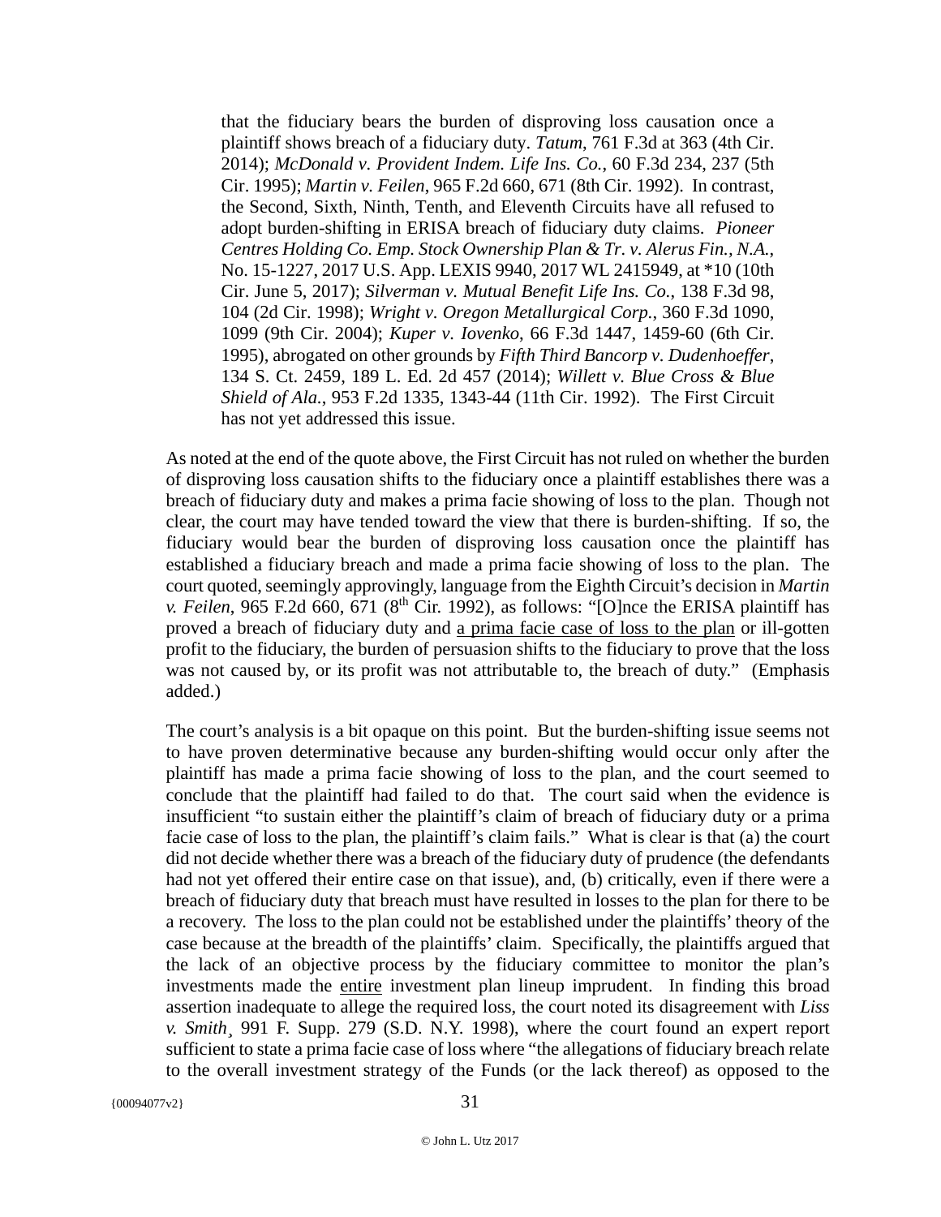> that the fiduciary bears the burden of disproving loss causation once a plaintiff shows breach of a fiduciary duty. *Tatum*, 761 F.3d at 363 (4th Cir. 2014); *McDonald v. Provident Indem. Life Ins. Co.*, 60 F.3d 234, 237 (5th Cir. 1995); *Martin v. Feilen*, 965 F.2d 660, 671 (8th Cir. 1992). In contrast, the Second, Sixth, Ninth, Tenth, and Eleventh Circuits have all refused to adopt burden-shifting in ERISA breach of fiduciary duty claims. *Pioneer Centres Holding Co. Emp. Stock Ownership Plan & Tr. v. Alerus Fin., N.A.*, No. 15-1227, 2017 U.S. App. LEXIS 9940, 2017 WL 2415949, at *10 (10th Cir. June 5, 2017); *Silverman v. Mutual Benefit Life Ins. Co.*, 138 F.3d 98, 104 (2d Cir. 1998); *Wright v. Oregon Metallurgical Corp.*, 360 F.3d 1090, 1099 (9th Cir. 2004); *Kuper v. Iovenko*, 66 F.3d 1447, 1459-60 (6th Cir. 1995), abrogated on other grounds by *Fifth Third Bancorp v. Dudenhoeffer*, 134 S. Ct. 2459, 189 L. Ed. 2d 457 (2014); *Willett v. Blue Cross & Blue Shield of Ala.*, 953 F.2d 1335, 1343-44 (11th Cir. 1992). The First Circuit has not yet addressed this issue.

As noted at the end of the quote above, the First Circuit has not ruled on whether the burden of disproving loss causation shifts to the fiduciary once a plaintiff establishes there was a breach of fiduciary duty and makes a prima facie showing of loss to the plan. Though not clear, the court may have tended toward the view that there is burden-shifting. If so, the fiduciary would bear the burden of disproving loss causation once the plaintiff has established a fiduciary breach and made a prima facie showing of loss to the plan. The court quoted, seemingly approvingly, language from the Eighth Circuit's decision in *Martin v. Feilen*, 965 F.2d 660, 671 (8th Cir. 1992), as follows: "[O]nce the ERISA plaintiff has proved a breach of fiduciary duty and <u>a prima facie case of loss to the plan</u> or ill-gotten profit to the fiduciary, the burden of persuasion shifts to the fiduciary to prove that the loss was not caused by, or its profit was not attributable to, the breach of duty." (Emphasis added.)

The court's analysis is a bit opaque on this point. But the burden-shifting issue seems not to have proven determinative because any burden-shifting would occur only after the plaintiff has made a prima facie showing of loss to the plan, and the court seemed to conclude that the plaintiff had failed to do that. The court said when the evidence is insufficient "to sustain either the plaintiff's claim of breach of fiduciary duty or a prima facie case of loss to the plan, the plaintiff's claim fails." What is clear is that (a) the court did not decide whether there was a breach of the fiduciary duty of prudence (the defendants had not yet offered their entire case on that issue), and, (b) critically, even if there were a breach of fiduciary duty that breach must have resulted in losses to the plan for there to be a recovery. The loss to the plan could not be established under the plaintiffs' theory of the case because at the breadth of the plaintiffs' claim. Specifically, the plaintiffs argued that the lack of an objective process by the fiduciary committee to monitor the plan's investments made the <u>entire</u> investment plan lineup imprudent. In finding this broad assertion inadequate to allege the required loss, the court noted its disagreement with *Liss v. Smith*¸ 991 F. Supp. 279 (S.D. N.Y. 1998), where the court found an expert report sufficient to state a prima facie case of loss where "the allegations of fiduciary breach relate to the overall investment strategy of the Funds (or the lack thereof) as opposed to the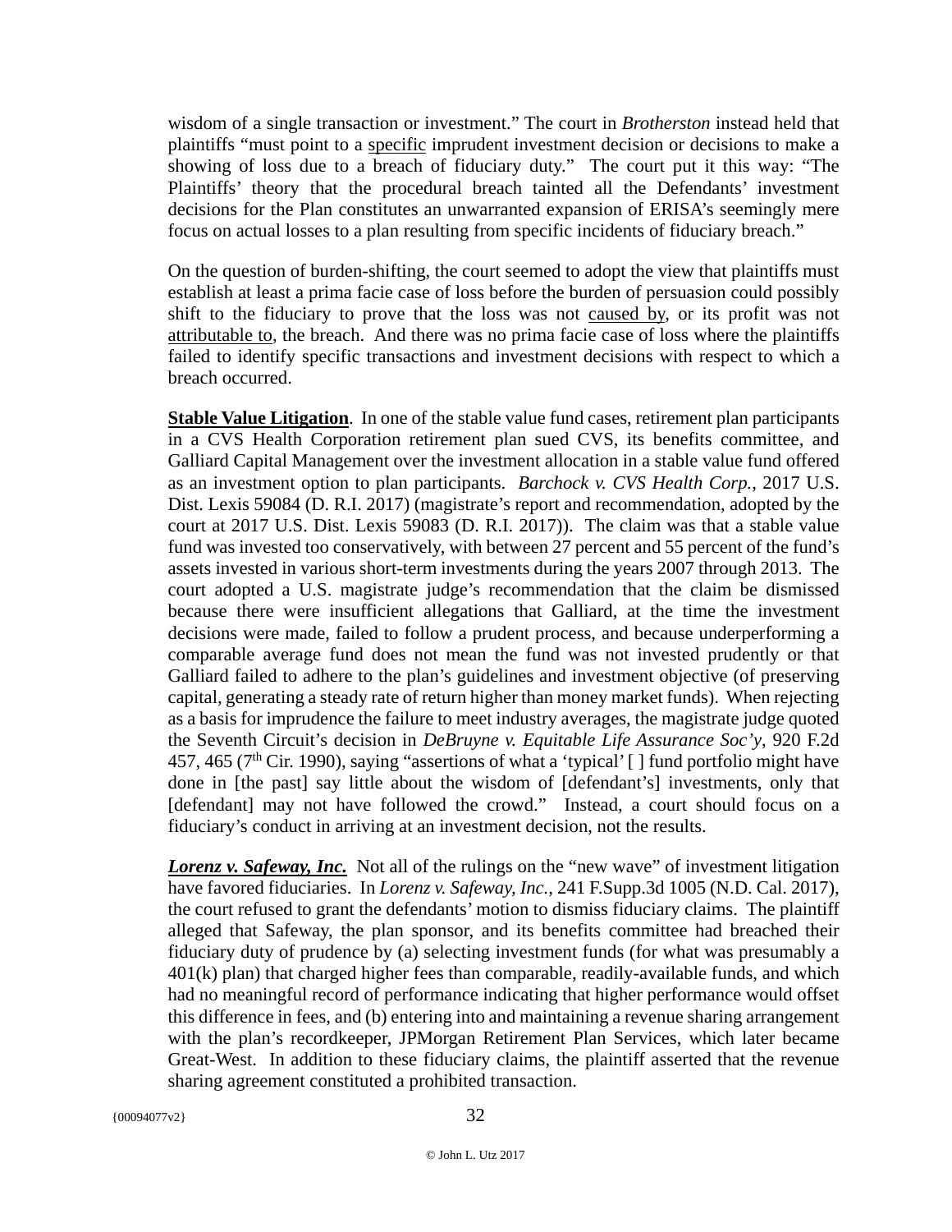wisdom of a single transaction or investment." The court in *Brotherston* instead held that plaintiffs "must point to a <u>specific</u> imprudent investment decision or decisions to make a showing of loss due to a breach of fiduciary duty." The court put it this way: "The Plaintiffs' theory that the procedural breach tainted all the Defendants' investment decisions for the Plan constitutes an unwarranted expansion of ERISA's seemingly mere focus on actual losses to a plan resulting from specific incidents of fiduciary breach."

On the question of burden-shifting, the court seemed to adopt the view that plaintiffs must establish at least a prima facie case of loss before the burden of persuasion could possibly shift to the fiduciary to prove that the loss was not <u>caused by</u>, or its profit was not <u>attributable to</u>, the breach. And there was no prima facie case of loss where the plaintiffs failed to identify specific transactions and investment decisions with respect to which a breach occurred.

**<u>Stable Value Litigation</u>**. In one of the stable value fund cases, retirement plan participants in a CVS Health Corporation retirement plan sued CVS, its benefits committee, and Galliard Capital Management over the investment allocation in a stable value fund offered as an investment option to plan participants. *Barchock v. CVS Health Corp.*, 2017 U.S. Dist. Lexis 59084 (D. R.I. 2017) (magistrate's report and recommendation, adopted by the court at 2017 U.S. Dist. Lexis 59083 (D. R.I. 2017)). The claim was that a stable value fund was invested too conservatively, with between 27 percent and 55 percent of the fund's assets invested in various short-term investments during the years 2007 through 2013. The court adopted a U.S. magistrate judge's recommendation that the claim be dismissed because there were insufficient allegations that Galliard, at the time the investment decisions were made, failed to follow a prudent process, and because underperforming a comparable average fund does not mean the fund was not invested prudently or that Galliard failed to adhere to the plan's guidelines and investment objective (of preserving capital, generating a steady rate of return higher than money market funds). When rejecting as a basis for imprudence the failure to meet industry averages, the magistrate judge quoted the Seventh Circuit's decision in *DeBruyne v. Equitable Life Assurance Soc'y*, 920 F.2d 457, 465 (7th Cir. 1990), saying "assertions of what a 'typical' [ ] fund portfolio might have done in [the past] say little about the wisdom of [defendant's] investments, only that [defendant] may not have followed the crowd." Instead, a court should focus on a fiduciary's conduct in arriving at an investment decision, not the results.

***<u>Lorenz v. Safeway, Inc.</u>*** Not all of the rulings on the "new wave" of investment litigation have favored fiduciaries. In *Lorenz v. Safeway, Inc.*, 241 F.Supp.3d 1005 (N.D. Cal. 2017), the court refused to grant the defendants' motion to dismiss fiduciary claims. The plaintiff alleged that Safeway, the plan sponsor, and its benefits committee had breached their fiduciary duty of prudence by (a) selecting investment funds (for what was presumably a 401(k) plan) that charged higher fees than comparable, readily-available funds, and which had no meaningful record of performance indicating that higher performance would offset this difference in fees, and (b) entering into and maintaining a revenue sharing arrangement with the plan's recordkeeper, JPMorgan Retirement Plan Services, which later became Great-West. In addition to these fiduciary claims, the plaintiff asserted that the revenue sharing agreement constituted a prohibited transaction.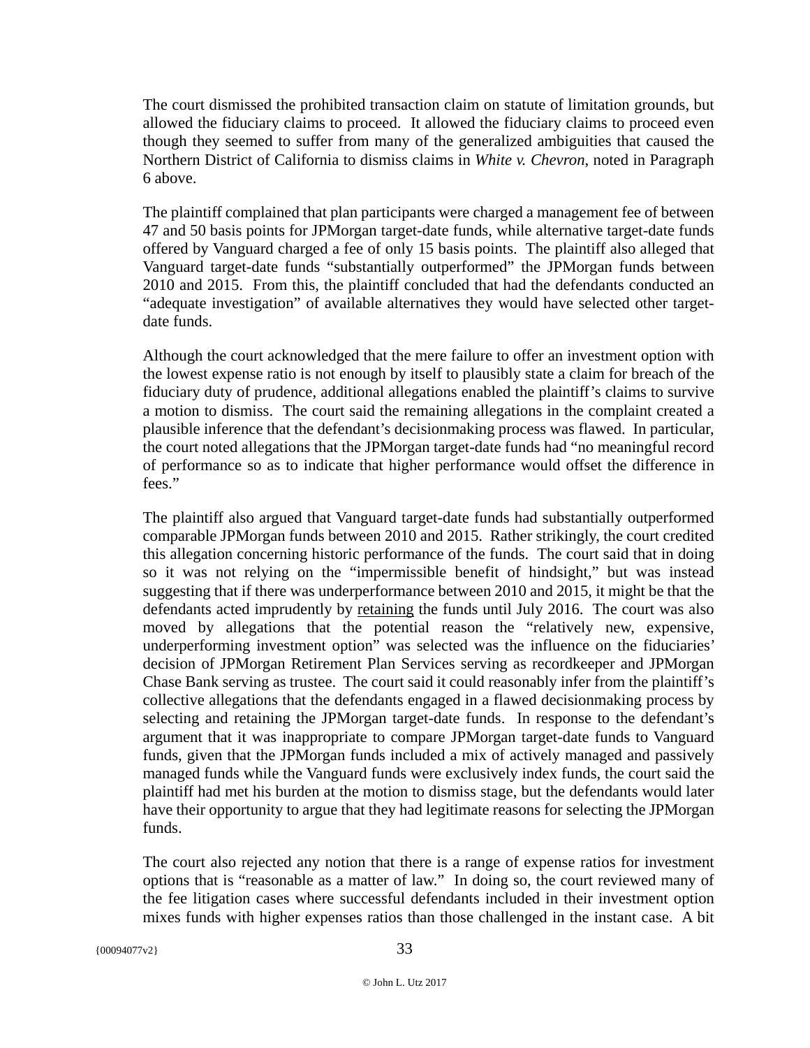The court dismissed the prohibited transaction claim on statute of limitation grounds, but allowed the fiduciary claims to proceed. It allowed the fiduciary claims to proceed even though they seemed to suffer from many of the generalized ambiguities that caused the Northern District of California to dismiss claims in *White v. Chevron*, noted in Paragraph 6 above.

The plaintiff complained that plan participants were charged a management fee of between 47 and 50 basis points for JPMorgan target-date funds, while alternative target-date funds offered by Vanguard charged a fee of only 15 basis points. The plaintiff also alleged that Vanguard target-date funds "substantially outperformed" the JPMorgan funds between 2010 and 2015. From this, the plaintiff concluded that had the defendants conducted an "adequate investigation" of available alternatives they would have selected other target-date funds.

Although the court acknowledged that the mere failure to offer an investment option with the lowest expense ratio is not enough by itself to plausibly state a claim for breach of the fiduciary duty of prudence, additional allegations enabled the plaintiff's claims to survive a motion to dismiss. The court said the remaining allegations in the complaint created a plausible inference that the defendant's decisionmaking process was flawed. In particular, the court noted allegations that the JPMorgan target-date funds had "no meaningful record of performance so as to indicate that higher performance would offset the difference in fees."

The plaintiff also argued that Vanguard target-date funds had substantially outperformed comparable JPMorgan funds between 2010 and 2015. Rather strikingly, the court credited this allegation concerning historic performance of the funds. The court said that in doing so it was not relying on the "impermissible benefit of hindsight," but was instead suggesting that if there was underperformance between 2010 and 2015, it might be that the defendants acted imprudently by <u>retaining</u> the funds until July 2016. The court was also moved by allegations that the potential reason the "relatively new, expensive, underperforming investment option" was selected was the influence on the fiduciaries' decision of JPMorgan Retirement Plan Services serving as recordkeeper and JPMorgan Chase Bank serving as trustee. The court said it could reasonably infer from the plaintiff's collective allegations that the defendants engaged in a flawed decisionmaking process by selecting and retaining the JPMorgan target-date funds. In response to the defendant's argument that it was inappropriate to compare JPMorgan target-date funds to Vanguard funds, given that the JPMorgan funds included a mix of actively managed and passively managed funds while the Vanguard funds were exclusively index funds, the court said the plaintiff had met his burden at the motion to dismiss stage, but the defendants would later have their opportunity to argue that they had legitimate reasons for selecting the JPMorgan funds.

The court also rejected any notion that there is a range of expense ratios for investment options that is "reasonable as a matter of law." In doing so, the court reviewed many of the fee litigation cases where successful defendants included in their investment option mixes funds with higher expenses ratios than those challenged in the instant case. A bit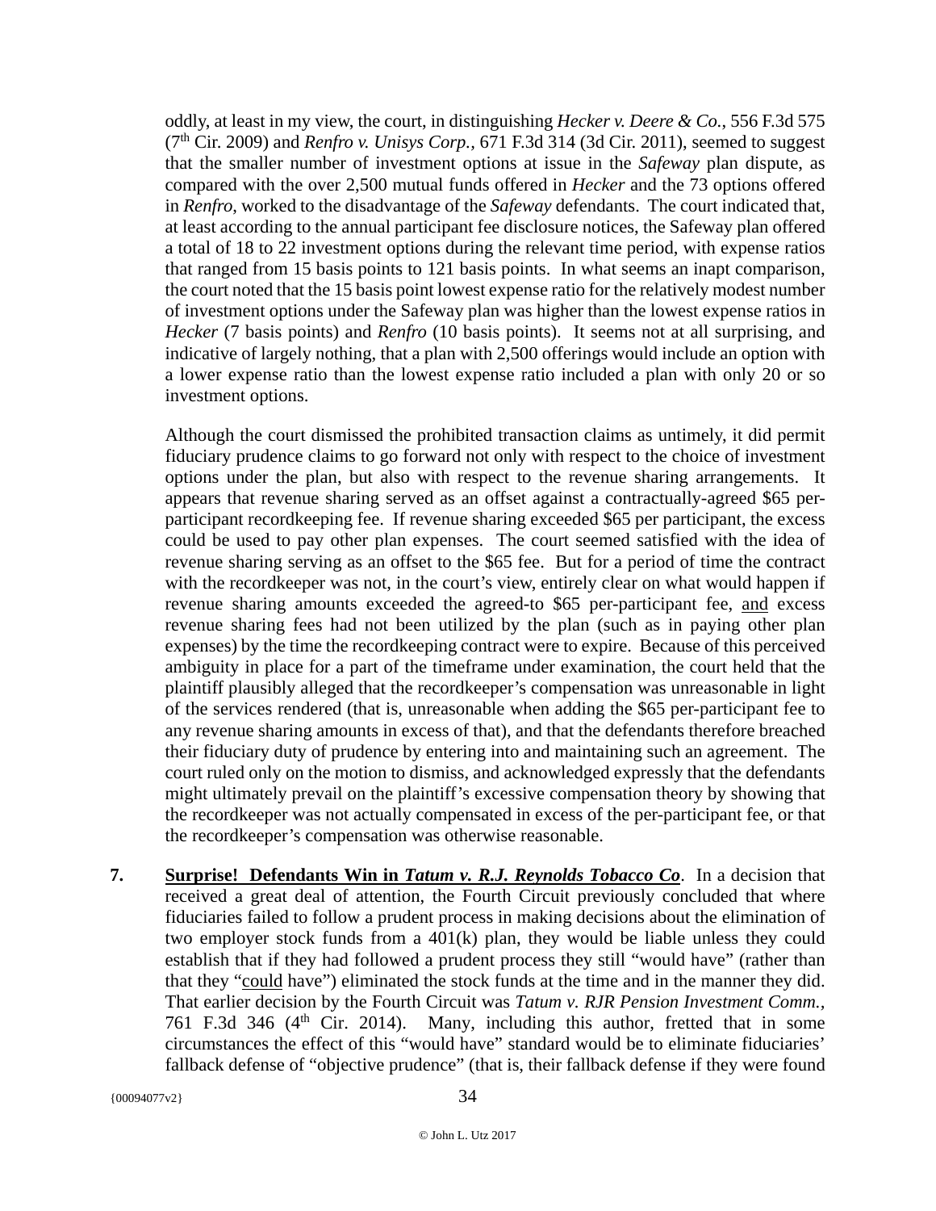oddly, at least in my view, the court, in distinguishing *Hecker v. Deere & Co.*, 556 F.3d 575 (7th Cir. 2009) and *Renfro v. Unisys Corp.*, 671 F.3d 314 (3d Cir. 2011), seemed to suggest that the smaller number of investment options at issue in the *Safeway* plan dispute, as compared with the over 2,500 mutual funds offered in *Hecker* and the 73 options offered in *Renfro*, worked to the disadvantage of the *Safeway* defendants. The court indicated that, at least according to the annual participant fee disclosure notices, the Safeway plan offered a total of 18 to 22 investment options during the relevant time period, with expense ratios that ranged from 15 basis points to 121 basis points. In what seems an inapt comparison, the court noted that the 15 basis point lowest expense ratio for the relatively modest number of investment options under the Safeway plan was higher than the lowest expense ratios in *Hecker* (7 basis points) and *Renfro* (10 basis points). It seems not at all surprising, and indicative of largely nothing, that a plan with 2,500 offerings would include an option with a lower expense ratio than the lowest expense ratio included a plan with only 20 or so investment options.

Although the court dismissed the prohibited transaction claims as untimely, it did permit fiduciary prudence claims to go forward not only with respect to the choice of investment options under the plan, but also with respect to the revenue sharing arrangements. It appears that revenue sharing served as an offset against a contractually-agreed $65 per-participant recordkeeping fee. If revenue sharing exceeded $65 per participant, the excess could be used to pay other plan expenses. The court seemed satisfied with the idea of revenue sharing serving as an offset to the $65 fee. But for a period of time the contract with the recordkeeper was not, in the court's view, entirely clear on what would happen if revenue sharing amounts exceeded the agreed-to $65 per-participant fee, and excess revenue sharing fees had not been utilized by the plan (such as in paying other plan expenses) by the time the recordkeeping contract were to expire. Because of this perceived ambiguity in place for a part of the timeframe under examination, the court held that the plaintiff plausibly alleged that the recordkeeper's compensation was unreasonable in light of the services rendered (that is, unreasonable when adding the $65 per-participant fee to any revenue sharing amounts in excess of that), and that the defendants therefore breached their fiduciary duty of prudence by entering into and maintaining such an agreement. The court ruled only on the motion to dismiss, and acknowledged expressly that the defendants might ultimately prevail on the plaintiff's excessive compensation theory by showing that the recordkeeper was not actually compensated in excess of the per-participant fee, or that the recordkeeper's compensation was otherwise reasonable.

7. **Surprise! Defendants Win in *Tatum v. R.J. Reynolds Tobacco Co*.** In a decision that received a great deal of attention, the Fourth Circuit previously concluded that where fiduciaries failed to follow a prudent process in making decisions about the elimination of two employer stock funds from a 401(k) plan, they would be liable unless they could establish that if they had followed a prudent process they still "would have" (rather than that they "could have") eliminated the stock funds at the time and in the manner they did. That earlier decision by the Fourth Circuit was *Tatum v. RJR Pension Investment Comm.*, 761 F.3d 346 (4th Cir. 2014). Many, including this author, fretted that in some circumstances the effect of this "would have" standard would be to eliminate fiduciaries' fallback defense of "objective prudence" (that is, their fallback defense if they were found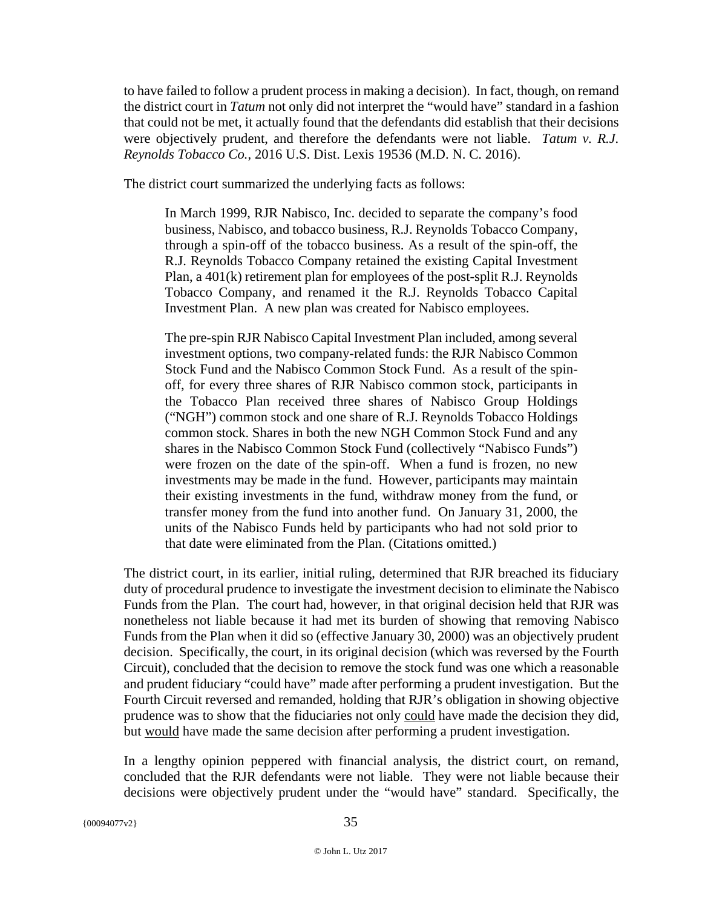to have failed to follow a prudent process in making a decision). In fact, though, on remand the district court in *Tatum* not only did not interpret the "would have" standard in a fashion that could not be met, it actually found that the defendants did establish that their decisions were objectively prudent, and therefore the defendants were not liable. *Tatum v. R.J. Reynolds Tobacco Co.*, 2016 U.S. Dist. Lexis 19536 (M.D. N. C. 2016).

The district court summarized the underlying facts as follows:

> In March 1999, RJR Nabisco, Inc. decided to separate the company's food business, Nabisco, and tobacco business, R.J. Reynolds Tobacco Company, through a spin-off of the tobacco business. As a result of the spin-off, the R.J. Reynolds Tobacco Company retained the existing Capital Investment Plan, a 401(k) retirement plan for employees of the post-split R.J. Reynolds Tobacco Company, and renamed it the R.J. Reynolds Tobacco Capital Investment Plan. A new plan was created for Nabisco employees.
>
> The pre-spin RJR Nabisco Capital Investment Plan included, among several investment options, two company-related funds: the RJR Nabisco Common Stock Fund and the Nabisco Common Stock Fund. As a result of the spin-off, for every three shares of RJR Nabisco common stock, participants in the Tobacco Plan received three shares of Nabisco Group Holdings ("NGH") common stock and one share of R.J. Reynolds Tobacco Holdings common stock. Shares in both the new NGH Common Stock Fund and any shares in the Nabisco Common Stock Fund (collectively "Nabisco Funds") were frozen on the date of the spin-off. When a fund is frozen, no new investments may be made in the fund. However, participants may maintain their existing investments in the fund, withdraw money from the fund, or transfer money from the fund into another fund. On January 31, 2000, the units of the Nabisco Funds held by participants who had not sold prior to that date were eliminated from the Plan. (Citations omitted.)

The district court, in its earlier, initial ruling, determined that RJR breached its fiduciary duty of procedural prudence to investigate the investment decision to eliminate the Nabisco Funds from the Plan. The court had, however, in that original decision held that RJR was nonetheless not liable because it had met its burden of showing that removing Nabisco Funds from the Plan when it did so (effective January 30, 2000) was an objectively prudent decision. Specifically, the court, in its original decision (which was reversed by the Fourth Circuit), concluded that the decision to remove the stock fund was one which a reasonable and prudent fiduciary "could have" made after performing a prudent investigation. But the Fourth Circuit reversed and remanded, holding that RJR's obligation in showing objective prudence was to show that the fiduciaries not only <u>could</u> have made the decision they did, but <u>would</u> have made the same decision after performing a prudent investigation.

In a lengthy opinion peppered with financial analysis, the district court, on remand, concluded that the RJR defendants were not liable. They were not liable because their decisions were objectively prudent under the "would have" standard. Specifically, the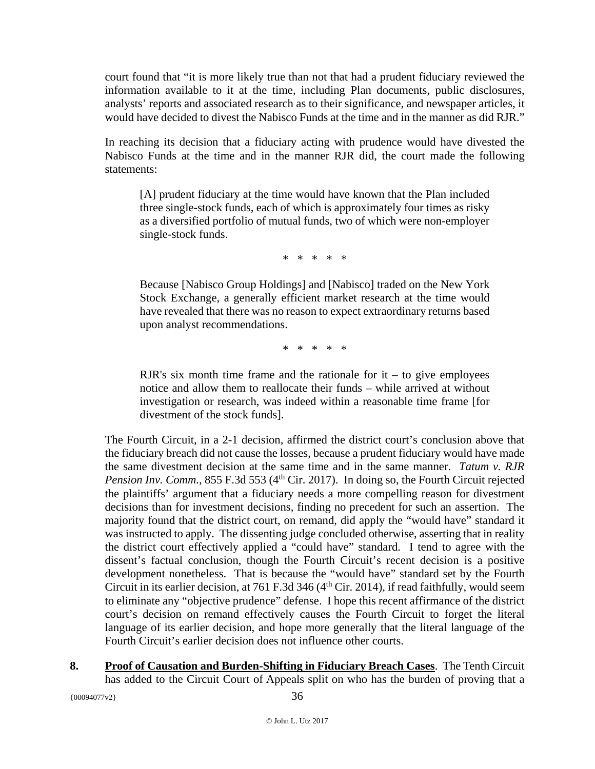court found that "it is more likely true than not that had a prudent fiduciary reviewed the information available to it at the time, including Plan documents, public disclosures, analysts' reports and associated research as to their significance, and newspaper articles, it would have decided to divest the Nabisco Funds at the time and in the manner as did RJR."

In reaching its decision that a fiduciary acting with prudence would have divested the Nabisco Funds at the time and in the manner RJR did, the court made the following statements:

> [A] prudent fiduciary at the time would have known that the Plan included three single-stock funds, each of which is approximately four times as risky as a diversified portfolio of mutual funds, two of which were non-employer single-stock funds.
>
> \* \* \* \* \*
>
> Because [Nabisco Group Holdings] and [Nabisco] traded on the New York Stock Exchange, a generally efficient market research at the time would have revealed that there was no reason to expect extraordinary returns based upon analyst recommendations.
>
> \* \* \* \* \*
>
> RJR's six month time frame and the rationale for it – to give employees notice and allow them to reallocate their funds – while arrived at without investigation or research, was indeed within a reasonable time frame [for divestment of the stock funds].

The Fourth Circuit, in a 2-1 decision, affirmed the district court's conclusion above that the fiduciary breach did not cause the losses, because a prudent fiduciary would have made the same divestment decision at the same time and in the same manner. *Tatum v. RJR Pension Inv. Comm.*, 855 F.3d 553 (4th Cir. 2017). In doing so, the Fourth Circuit rejected the plaintiffs' argument that a fiduciary needs a more compelling reason for divestment decisions than for investment decisions, finding no precedent for such an assertion. The majority found that the district court, on remand, did apply the "would have" standard it was instructed to apply. The dissenting judge concluded otherwise, asserting that in reality the district court effectively applied a "could have" standard. I tend to agree with the dissent's factual conclusion, though the Fourth Circuit's recent decision is a positive development nonetheless. That is because the "would have" standard set by the Fourth Circuit in its earlier decision, at 761 F.3d 346 (4th Cir. 2014), if read faithfully, would seem to eliminate any "objective prudence" defense. I hope this recent affirmance of the district court's decision on remand effectively causes the Fourth Circuit to forget the literal language of its earlier decision, and hope more generally that the literal language of the Fourth Circuit's earlier decision does not influence other courts.

**8. Proof of Causation and Burden-Shifting in Fiduciary Breach Cases**. The Tenth Circuit has added to the Circuit Court of Appeals split on who has the burden of proving that a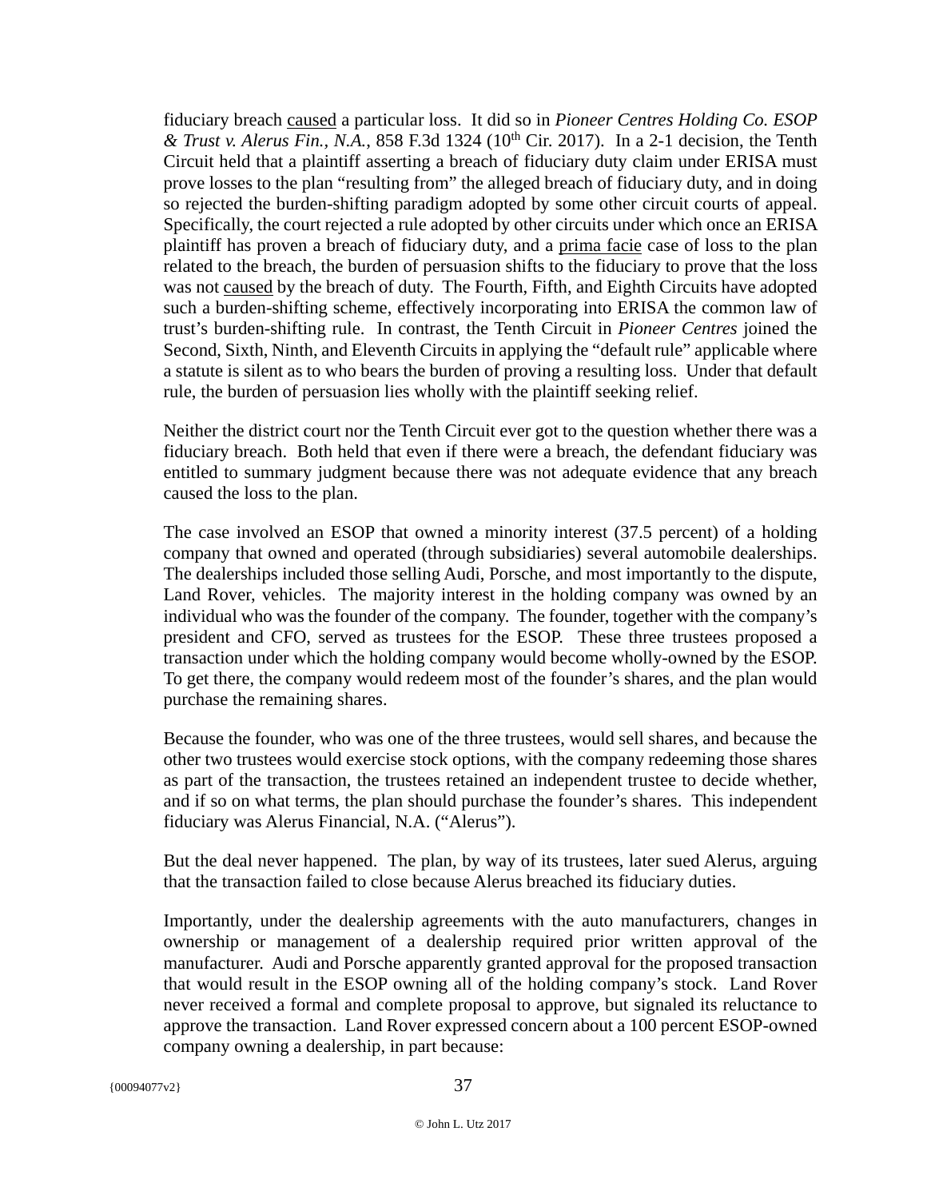fiduciary breach caused a particular loss. It did so in *Pioneer Centres Holding Co. ESOP & Trust v. Alerus Fin., N.A.*, 858 F.3d 1324 (10th Cir. 2017). In a 2-1 decision, the Tenth Circuit held that a plaintiff asserting a breach of fiduciary duty claim under ERISA must prove losses to the plan "resulting from" the alleged breach of fiduciary duty, and in doing so rejected the burden-shifting paradigm adopted by some other circuit courts of appeal. Specifically, the court rejected a rule adopted by other circuits under which once an ERISA plaintiff has proven a breach of fiduciary duty, and a prima facie case of loss to the plan related to the breach, the burden of persuasion shifts to the fiduciary to prove that the loss was not caused by the breach of duty. The Fourth, Fifth, and Eighth Circuits have adopted such a burden-shifting scheme, effectively incorporating into ERISA the common law of trust's burden-shifting rule. In contrast, the Tenth Circuit in *Pioneer Centres* joined the Second, Sixth, Ninth, and Eleventh Circuits in applying the "default rule" applicable where a statute is silent as to who bears the burden of proving a resulting loss. Under that default rule, the burden of persuasion lies wholly with the plaintiff seeking relief.

Neither the district court nor the Tenth Circuit ever got to the question whether there was a fiduciary breach. Both held that even if there were a breach, the defendant fiduciary was entitled to summary judgment because there was not adequate evidence that any breach caused the loss to the plan.

The case involved an ESOP that owned a minority interest (37.5 percent) of a holding company that owned and operated (through subsidiaries) several automobile dealerships. The dealerships included those selling Audi, Porsche, and most importantly to the dispute, Land Rover, vehicles. The majority interest in the holding company was owned by an individual who was the founder of the company. The founder, together with the company's president and CFO, served as trustees for the ESOP. These three trustees proposed a transaction under which the holding company would become wholly-owned by the ESOP. To get there, the company would redeem most of the founder's shares, and the plan would purchase the remaining shares.

Because the founder, who was one of the three trustees, would sell shares, and because the other two trustees would exercise stock options, with the company redeeming those shares as part of the transaction, the trustees retained an independent trustee to decide whether, and if so on what terms, the plan should purchase the founder's shares. This independent fiduciary was Alerus Financial, N.A. ("Alerus").

But the deal never happened. The plan, by way of its trustees, later sued Alerus, arguing that the transaction failed to close because Alerus breached its fiduciary duties.

Importantly, under the dealership agreements with the auto manufacturers, changes in ownership or management of a dealership required prior written approval of the manufacturer. Audi and Porsche apparently granted approval for the proposed transaction that would result in the ESOP owning all of the holding company's stock. Land Rover never received a formal and complete proposal to approve, but signaled its reluctance to approve the transaction. Land Rover expressed concern about a 100 percent ESOP-owned company owning a dealership, in part because: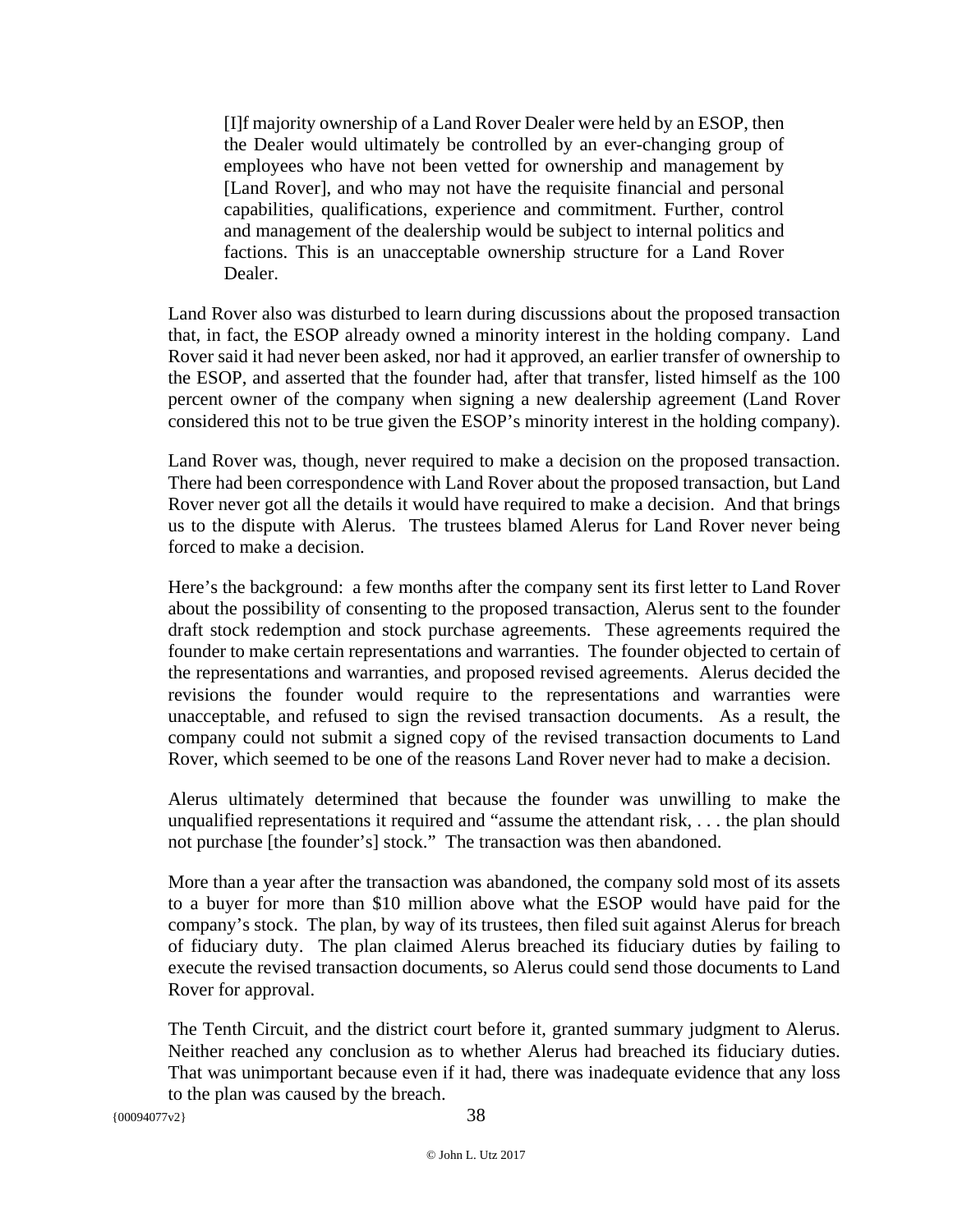> [I]f majority ownership of a Land Rover Dealer were held by an ESOP, then the Dealer would ultimately be controlled by an ever-changing group of employees who have not been vetted for ownership and management by [Land Rover], and who may not have the requisite financial and personal capabilities, qualifications, experience and commitment. Further, control and management of the dealership would be subject to internal politics and factions. This is an unacceptable ownership structure for a Land Rover Dealer.

Land Rover also was disturbed to learn during discussions about the proposed transaction that, in fact, the ESOP already owned a minority interest in the holding company. Land Rover said it had never been asked, nor had it approved, an earlier transfer of ownership to the ESOP, and asserted that the founder had, after that transfer, listed himself as the 100 percent owner of the company when signing a new dealership agreement (Land Rover considered this not to be true given the ESOP's minority interest in the holding company).

Land Rover was, though, never required to make a decision on the proposed transaction. There had been correspondence with Land Rover about the proposed transaction, but Land Rover never got all the details it would have required to make a decision. And that brings us to the dispute with Alerus. The trustees blamed Alerus for Land Rover never being forced to make a decision.

Here's the background: a few months after the company sent its first letter to Land Rover about the possibility of consenting to the proposed transaction, Alerus sent to the founder draft stock redemption and stock purchase agreements. These agreements required the founder to make certain representations and warranties. The founder objected to certain of the representations and warranties, and proposed revised agreements. Alerus decided the revisions the founder would require to the representations and warranties were unacceptable, and refused to sign the revised transaction documents. As a result, the company could not submit a signed copy of the revised transaction documents to Land Rover, which seemed to be one of the reasons Land Rover never had to make a decision.

Alerus ultimately determined that because the founder was unwilling to make the unqualified representations it required and "assume the attendant risk, . . . the plan should not purchase [the founder's] stock." The transaction was then abandoned.

More than a year after the transaction was abandoned, the company sold most of its assets to a buyer for more than $10 million above what the ESOP would have paid for the company's stock. The plan, by way of its trustees, then filed suit against Alerus for breach of fiduciary duty. The plan claimed Alerus breached its fiduciary duties by failing to execute the revised transaction documents, so Alerus could send those documents to Land Rover for approval.

The Tenth Circuit, and the district court before it, granted summary judgment to Alerus. Neither reached any conclusion as to whether Alerus had breached its fiduciary duties. That was unimportant because even if it had, there was inadequate evidence that any loss to the plan was caused by the breach.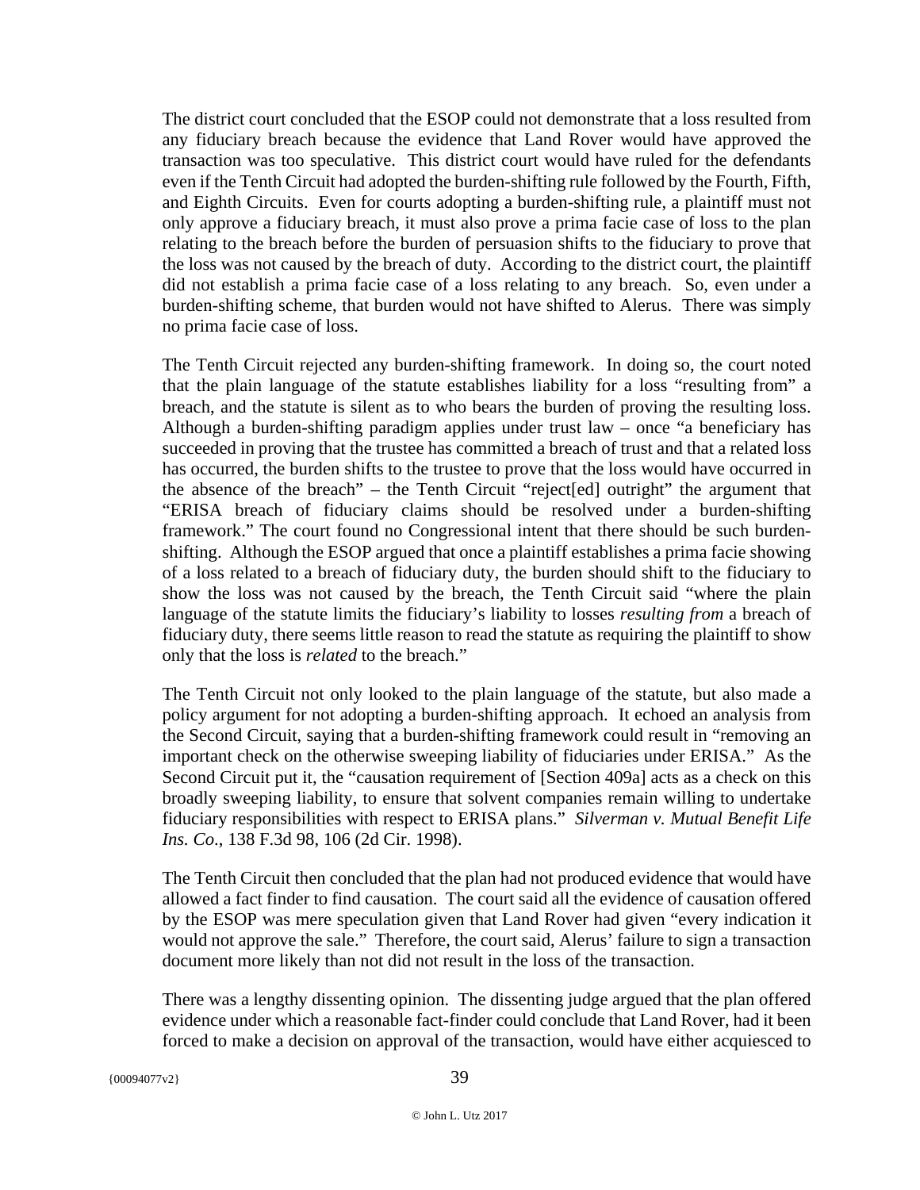The district court concluded that the ESOP could not demonstrate that a loss resulted from any fiduciary breach because the evidence that Land Rover would have approved the transaction was too speculative. This district court would have ruled for the defendants even if the Tenth Circuit had adopted the burden-shifting rule followed by the Fourth, Fifth, and Eighth Circuits. Even for courts adopting a burden-shifting rule, a plaintiff must not only approve a fiduciary breach, it must also prove a prima facie case of loss to the plan relating to the breach before the burden of persuasion shifts to the fiduciary to prove that the loss was not caused by the breach of duty. According to the district court, the plaintiff did not establish a prima facie case of a loss relating to any breach. So, even under a burden-shifting scheme, that burden would not have shifted to Alerus. There was simply no prima facie case of loss.

The Tenth Circuit rejected any burden-shifting framework. In doing so, the court noted that the plain language of the statute establishes liability for a loss "resulting from" a breach, and the statute is silent as to who bears the burden of proving the resulting loss. Although a burden-shifting paradigm applies under trust law – once "a beneficiary has succeeded in proving that the trustee has committed a breach of trust and that a related loss has occurred, the burden shifts to the trustee to prove that the loss would have occurred in the absence of the breach" – the Tenth Circuit "reject[ed] outright" the argument that "ERISA breach of fiduciary claims should be resolved under a burden-shifting framework." The court found no Congressional intent that there should be such burden-shifting. Although the ESOP argued that once a plaintiff establishes a prima facie showing of a loss related to a breach of fiduciary duty, the burden should shift to the fiduciary to show the loss was not caused by the breach, the Tenth Circuit said "where the plain language of the statute limits the fiduciary's liability to losses *resulting from* a breach of fiduciary duty, there seems little reason to read the statute as requiring the plaintiff to show only that the loss is *related* to the breach."

The Tenth Circuit not only looked to the plain language of the statute, but also made a policy argument for not adopting a burden-shifting approach. It echoed an analysis from the Second Circuit, saying that a burden-shifting framework could result in "removing an important check on the otherwise sweeping liability of fiduciaries under ERISA." As the Second Circuit put it, the "causation requirement of [Section 409a] acts as a check on this broadly sweeping liability, to ensure that solvent companies remain willing to undertake fiduciary responsibilities with respect to ERISA plans." *Silverman v. Mutual Benefit Life Ins. Co*., 138 F.3d 98, 106 (2d Cir. 1998).

The Tenth Circuit then concluded that the plan had not produced evidence that would have allowed a fact finder to find causation. The court said all the evidence of causation offered by the ESOP was mere speculation given that Land Rover had given "every indication it would not approve the sale." Therefore, the court said, Alerus' failure to sign a transaction document more likely than not did not result in the loss of the transaction.

There was a lengthy dissenting opinion. The dissenting judge argued that the plan offered evidence under which a reasonable fact-finder could conclude that Land Rover, had it been forced to make a decision on approval of the transaction, would have either acquiesced to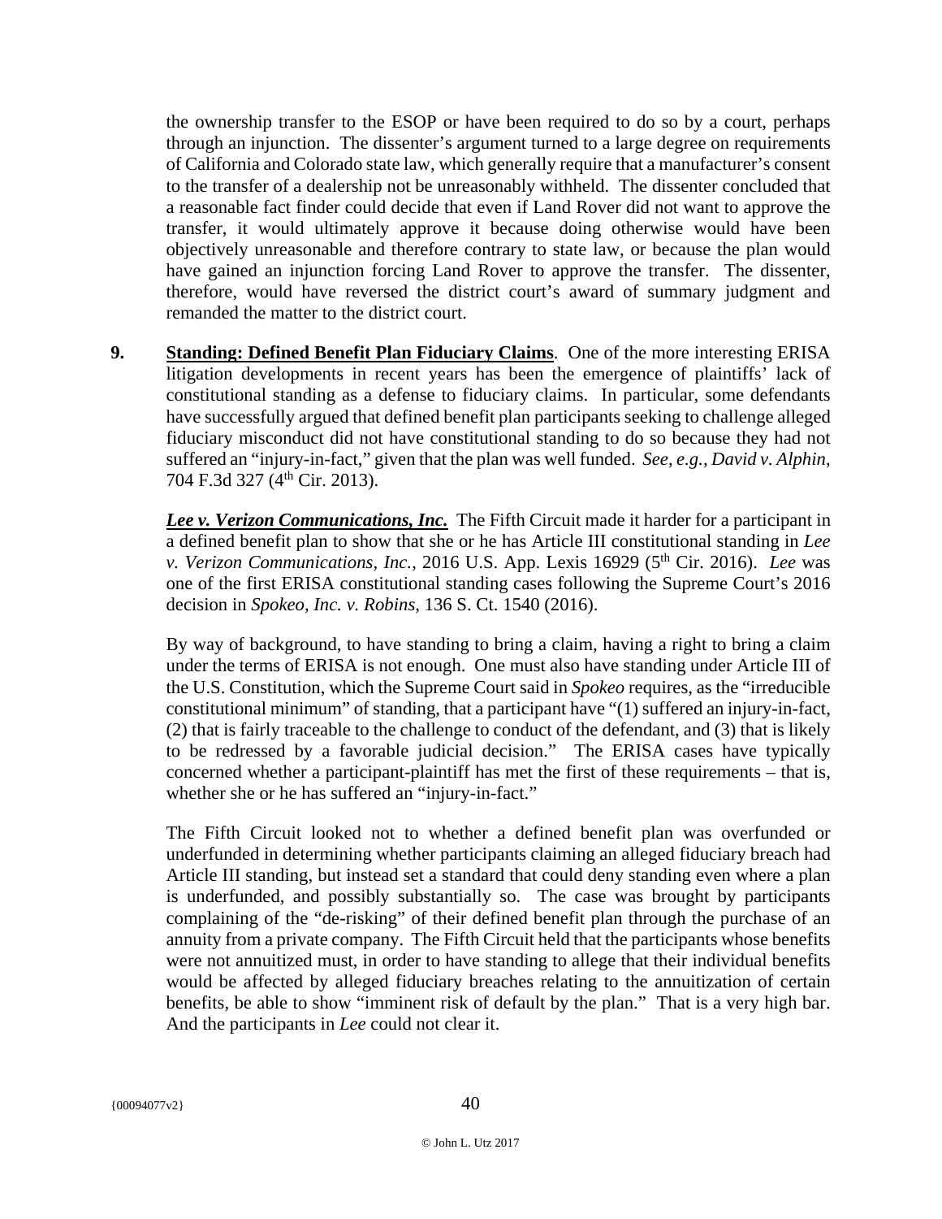the ownership transfer to the ESOP or have been required to do so by a court, perhaps through an injunction. The dissenter's argument turned to a large degree on requirements of California and Colorado state law, which generally require that a manufacturer's consent to the transfer of a dealership not be unreasonably withheld. The dissenter concluded that a reasonable fact finder could decide that even if Land Rover did not want to approve the transfer, it would ultimately approve it because doing otherwise would have been objectively unreasonable and therefore contrary to state law, or because the plan would have gained an injunction forcing Land Rover to approve the transfer. The dissenter, therefore, would have reversed the district court's award of summary judgment and remanded the matter to the district court.

**9.** **Standing: Defined Benefit Plan Fiduciary Claims**. One of the more interesting ERISA litigation developments in recent years has been the emergence of plaintiffs' lack of constitutional standing as a defense to fiduciary claims. In particular, some defendants have successfully argued that defined benefit plan participants seeking to challenge alleged fiduciary misconduct did not have constitutional standing to do so because they had not suffered an "injury-in-fact," given that the plan was well funded. *See, e.g., David v. Alphin*, 704 F.3d 327 (4th Cir. 2013).

***Lee v. Verizon Communications, Inc.*** The Fifth Circuit made it harder for a participant in a defined benefit plan to show that she or he has Article III constitutional standing in *Lee v. Verizon Communications, Inc.*, 2016 U.S. App. Lexis 16929 (5th Cir. 2016). *Lee* was one of the first ERISA constitutional standing cases following the Supreme Court's 2016 decision in *Spokeo, Inc. v. Robins*, 136 S. Ct. 1540 (2016).

By way of background, to have standing to bring a claim, having a right to bring a claim under the terms of ERISA is not enough. One must also have standing under Article III of the U.S. Constitution, which the Supreme Court said in *Spokeo* requires, as the "irreducible constitutional minimum" of standing, that a participant have "(1) suffered an injury-in-fact, (2) that is fairly traceable to the challenge to conduct of the defendant, and (3) that is likely to be redressed by a favorable judicial decision." The ERISA cases have typically concerned whether a participant-plaintiff has met the first of these requirements – that is, whether she or he has suffered an "injury-in-fact."

The Fifth Circuit looked not to whether a defined benefit plan was overfunded or underfunded in determining whether participants claiming an alleged fiduciary breach had Article III standing, but instead set a standard that could deny standing even where a plan is underfunded, and possibly substantially so. The case was brought by participants complaining of the "de-risking" of their defined benefit plan through the purchase of an annuity from a private company. The Fifth Circuit held that the participants whose benefits were not annuitized must, in order to have standing to allege that their individual benefits would be affected by alleged fiduciary breaches relating to the annuitization of certain benefits, be able to show "imminent risk of default by the plan." That is a very high bar. And the participants in *Lee* could not clear it.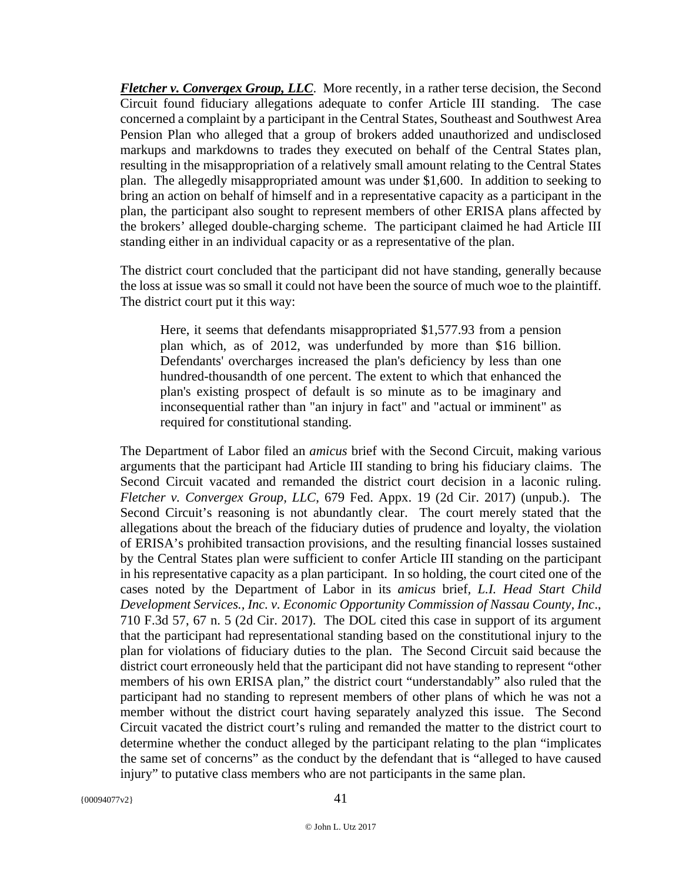***Fletcher v. Convergex Group, LLC***. More recently, in a rather terse decision, the Second Circuit found fiduciary allegations adequate to confer Article III standing. The case concerned a complaint by a participant in the Central States, Southeast and Southwest Area Pension Plan who alleged that a group of brokers added unauthorized and undisclosed markups and markdowns to trades they executed on behalf of the Central States plan, resulting in the misappropriation of a relatively small amount relating to the Central States plan. The allegedly misappropriated amount was under $1,600. In addition to seeking to bring an action on behalf of himself and in a representative capacity as a participant in the plan, the participant also sought to represent members of other ERISA plans affected by the brokers' alleged double-charging scheme. The participant claimed he had Article III standing either in an individual capacity or as a representative of the plan.

The district court concluded that the participant did not have standing, generally because the loss at issue was so small it could not have been the source of much woe to the plaintiff. The district court put it this way:

> Here, it seems that defendants misappropriated $1,577.93 from a pension plan which, as of 2012, was underfunded by more than $16 billion. Defendants' overcharges increased the plan's deficiency by less than one hundred-thousandth of one percent. The extent to which that enhanced the plan's existing prospect of default is so minute as to be imaginary and inconsequential rather than "an injury in fact" and "actual or imminent" as required for constitutional standing.

The Department of Labor filed an *amicus* brief with the Second Circuit, making various arguments that the participant had Article III standing to bring his fiduciary claims. The Second Circuit vacated and remanded the district court decision in a laconic ruling. *Fletcher v. Convergex Group, LLC*, 679 Fed. Appx. 19 (2d Cir. 2017) (unpub.). The Second Circuit's reasoning is not abundantly clear. The court merely stated that the allegations about the breach of the fiduciary duties of prudence and loyalty, the violation of ERISA's prohibited transaction provisions, and the resulting financial losses sustained by the Central States plan were sufficient to confer Article III standing on the participant in his representative capacity as a plan participant. In so holding, the court cited one of the cases noted by the Department of Labor in its *amicus* brief, *L.I. Head Start Child Development Services., Inc. v. Economic Opportunity Commission of Nassau County, Inc*., 710 F.3d 57, 67 n. 5 (2d Cir. 2017). The DOL cited this case in support of its argument that the participant had representational standing based on the constitutional injury to the plan for violations of fiduciary duties to the plan. The Second Circuit said because the district court erroneously held that the participant did not have standing to represent "other members of his own ERISA plan," the district court "understandably" also ruled that the participant had no standing to represent members of other plans of which he was not a member without the district court having separately analyzed this issue. The Second Circuit vacated the district court's ruling and remanded the matter to the district court to determine whether the conduct alleged by the participant relating to the plan "implicates the same set of concerns" as the conduct by the defendant that is "alleged to have caused injury" to putative class members who are not participants in the same plan.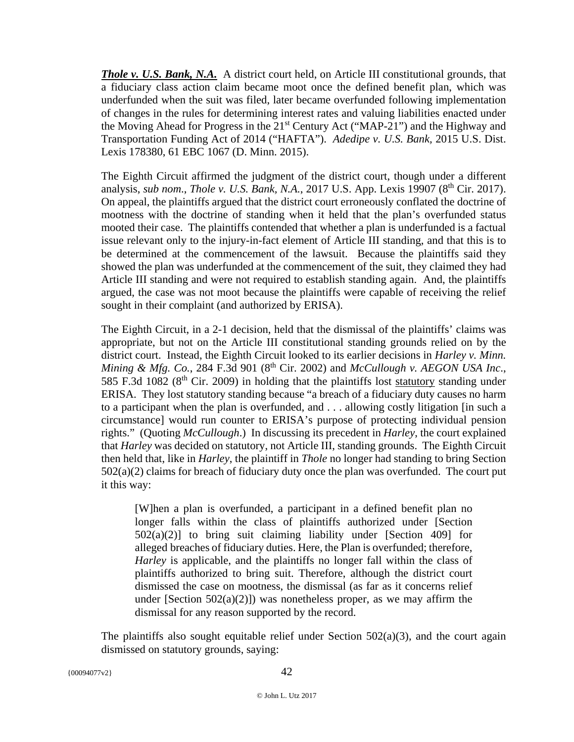***Thole v. U.S. Bank, N.A.*** A district court held, on Article III constitutional grounds, that a fiduciary class action claim became moot once the defined benefit plan, which was underfunded when the suit was filed, later became overfunded following implementation of changes in the rules for determining interest rates and valuing liabilities enacted under the Moving Ahead for Progress in the 21st Century Act ("MAP-21") and the Highway and Transportation Funding Act of 2014 ("HAFTA"). *Adedipe v. U.S. Bank*, 2015 U.S. Dist. Lexis 178380, 61 EBC 1067 (D. Minn. 2015).

The Eighth Circuit affirmed the judgment of the district court, though under a different analysis, *sub nom*., *Thole v. U.S. Bank, N.A.*, 2017 U.S. App. Lexis 19907 (8th Cir. 2017). On appeal, the plaintiffs argued that the district court erroneously conflated the doctrine of mootness with the doctrine of standing when it held that the plan's overfunded status mooted their case. The plaintiffs contended that whether a plan is underfunded is a factual issue relevant only to the injury-in-fact element of Article III standing, and that this is to be determined at the commencement of the lawsuit. Because the plaintiffs said they showed the plan was underfunded at the commencement of the suit, they claimed they had Article III standing and were not required to establish standing again. And, the plaintiffs argued, the case was not moot because the plaintiffs were capable of receiving the relief sought in their complaint (and authorized by ERISA).

The Eighth Circuit, in a 2-1 decision, held that the dismissal of the plaintiffs' claims was appropriate, but not on the Article III constitutional standing grounds relied on by the district court. Instead, the Eighth Circuit looked to its earlier decisions in *Harley v. Minn. Mining & Mfg. Co.*, 284 F.3d 901 (8th Cir. 2002) and *McCullough v. AEGON USA Inc*., 585 F.3d 1082 (8th Cir. 2009) in holding that the plaintiffs lost statutory standing under ERISA. They lost statutory standing because "a breach of a fiduciary duty causes no harm to a participant when the plan is overfunded, and . . . allowing costly litigation [in such a circumstance] would run counter to ERISA's purpose of protecting individual pension rights." (Quoting *McCullough*.) In discussing its precedent in *Harley*, the court explained that *Harley* was decided on statutory, not Article III, standing grounds. The Eighth Circuit then held that, like in *Harley*, the plaintiff in *Thole* no longer had standing to bring Section 502(a)(2) claims for breach of fiduciary duty once the plan was overfunded. The court put it this way:

> [W]hen a plan is overfunded, a participant in a defined benefit plan no longer falls within the class of plaintiffs authorized under [Section 502(a)(2)] to bring suit claiming liability under [Section 409] for alleged breaches of fiduciary duties. Here, the Plan is overfunded; therefore, *Harley* is applicable, and the plaintiffs no longer fall within the class of plaintiffs authorized to bring suit. Therefore, although the district court dismissed the case on mootness, the dismissal (as far as it concerns relief under [Section 502(a)(2)]) was nonetheless proper, as we may affirm the dismissal for any reason supported by the record.

The plaintiffs also sought equitable relief under Section 502(a)(3), and the court again dismissed on statutory grounds, saying: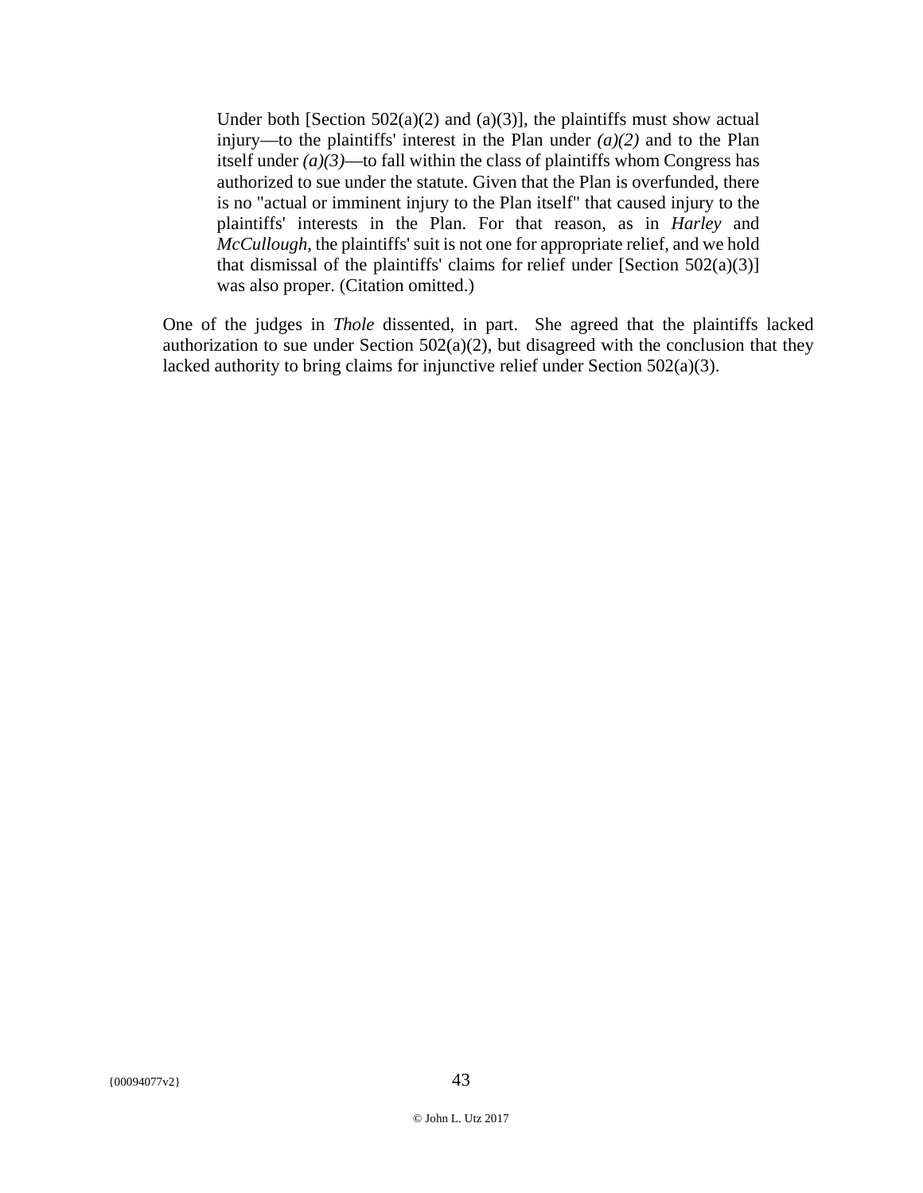> Under both [Section 502(a)(2) and (a)(3)], the plaintiffs must show actual injury—to the plaintiffs' interest in the Plan under *(a)(2)* and to the Plan itself under *(a)(3)*—to fall within the class of plaintiffs whom Congress has authorized to sue under the statute. Given that the Plan is overfunded, there is no "actual or imminent injury to the Plan itself" that caused injury to the plaintiffs' interests in the Plan. For that reason, as in *Harley* and *McCullough*, the plaintiffs' suit is not one for appropriate relief, and we hold that dismissal of the plaintiffs' claims for relief under [Section 502(a)(3)] was also proper. (Citation omitted.)

One of the judges in *Thole* dissented, in part. She agreed that the plaintiffs lacked authorization to sue under Section 502(a)(2), but disagreed with the conclusion that they lacked authority to bring claims for injunctive relief under Section 502(a)(3).